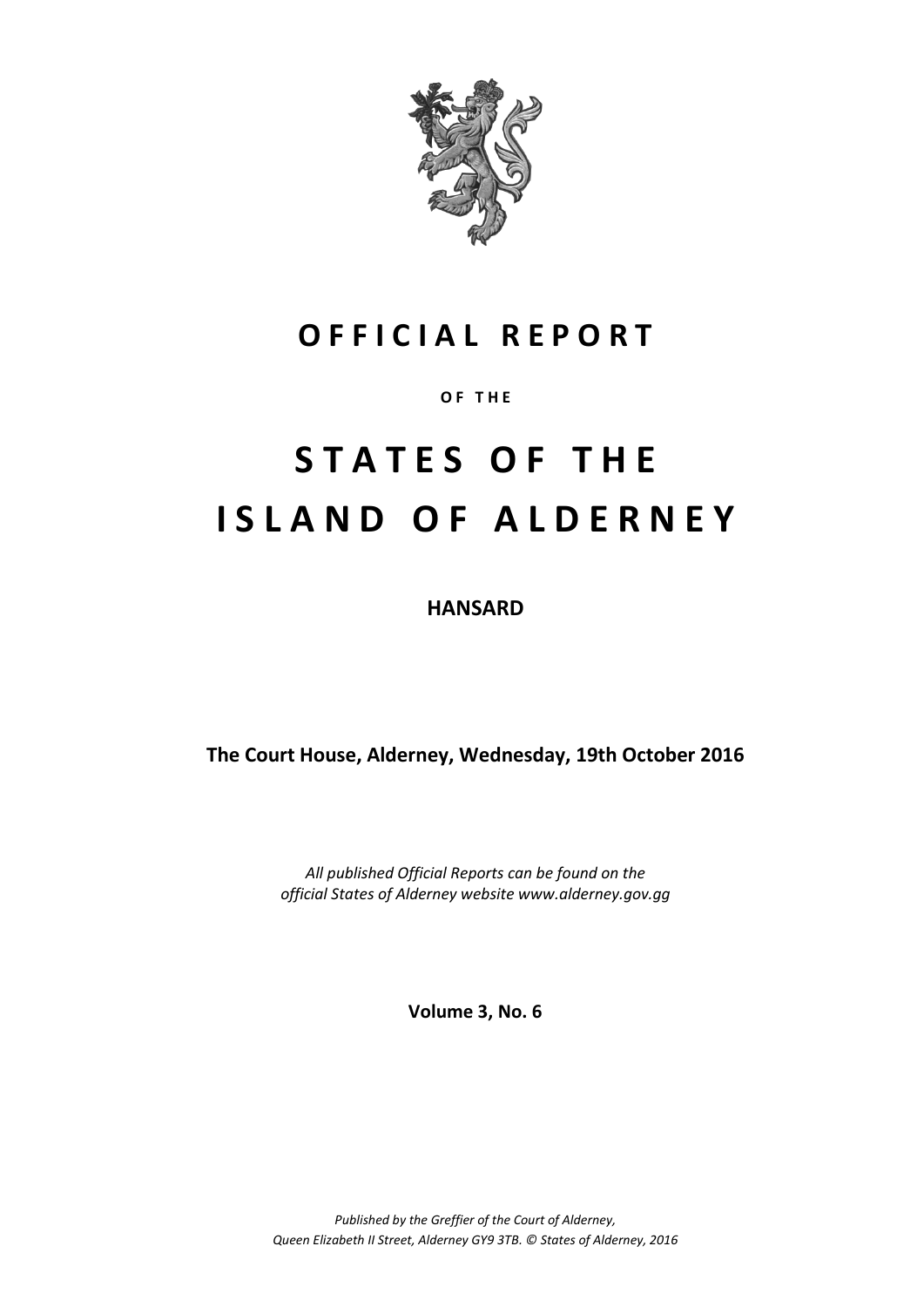# OFFICIAL REPORT

**OF THE**

# STATES OF THE ISLAND OF ALDERNEY

**HANSARD**

**The Court House, Alderney, Wednesday, 19th October 2016**

*All published Official Reports can be found on the official States of Alderney website www.alderney.gov.gg*

**Volume 3, No. 6**

*Published by the Greffier of the Court of Alderney, Queen Elizabeth II Street, Alderney GY9 3TB. © States of Alderney, 2016*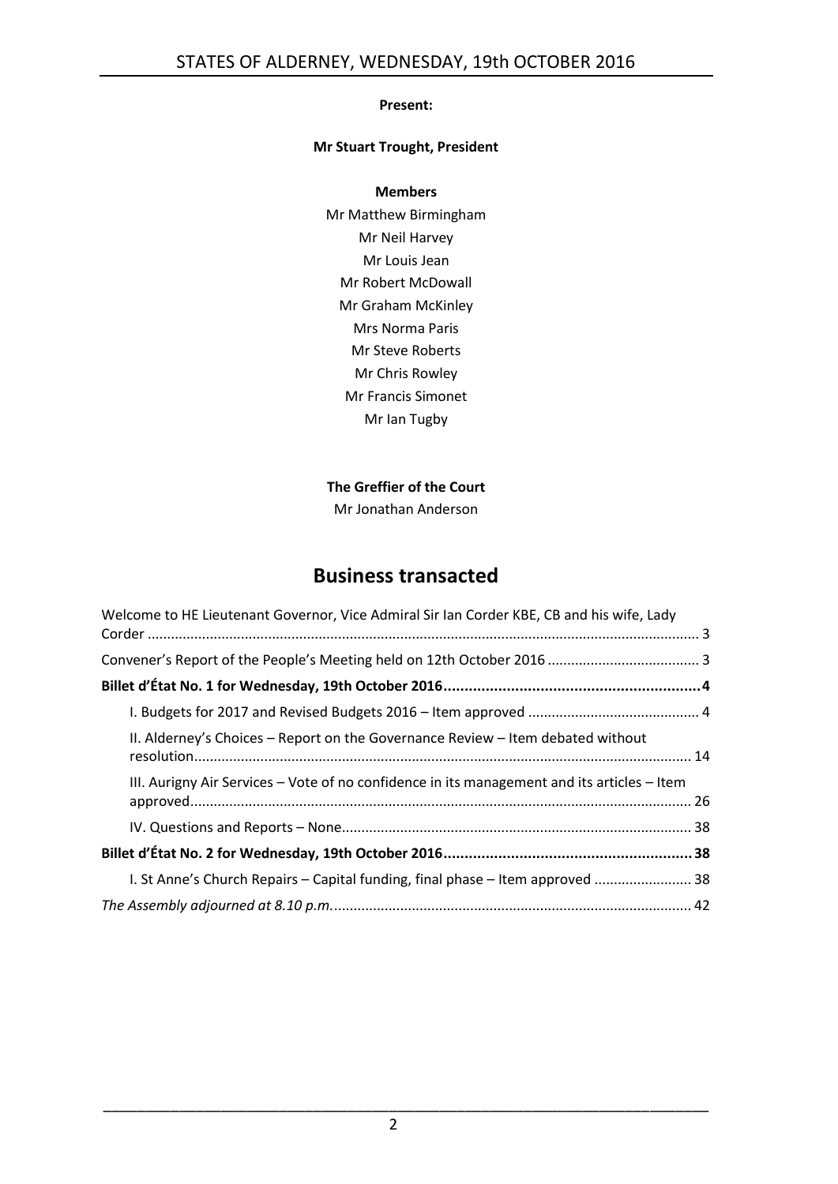**Present:**

**Mr Stuart Trought, President**

**Members**

Mr Matthew Birmingham
Mr Neil Harvey
Mr Louis Jean
Mr Robert McDowall
Mr Graham McKinley
Mrs Norma Paris
Mr Steve Roberts
Mr Chris Rowley
Mr Francis Simonet
Mr Ian Tugby

**The Greffier of the Court**

Mr Jonathan Anderson

## Business transacted

Welcome to HE Lieutenant Governor, Vice Admiral Sir Ian Corder KBE, CB and his wife, Lady Corder ........ 3

Convener's Report of the People's Meeting held on 12th October 2016 ........ 3

**Billet d'État No. 1 for Wednesday, 19th October 2016 ........ 4**

- I. Budgets for 2017 and Revised Budgets 2016 – Item approved ........ 4
- II. Alderney's Choices – Report on the Governance Review – Item debated without resolution ........ 14
- III. Aurigny Air Services – Vote of no confidence in its management and its articles – Item approved ........ 26
- IV. Questions and Reports – None ........ 38

**Billet d'État No. 2 for Wednesday, 19th October 2016 ........ 38**

- I. St Anne's Church Repairs – Capital funding, final phase – Item approved ........ 38

*The Assembly adjourned at 8.10 p.m.* ........ 42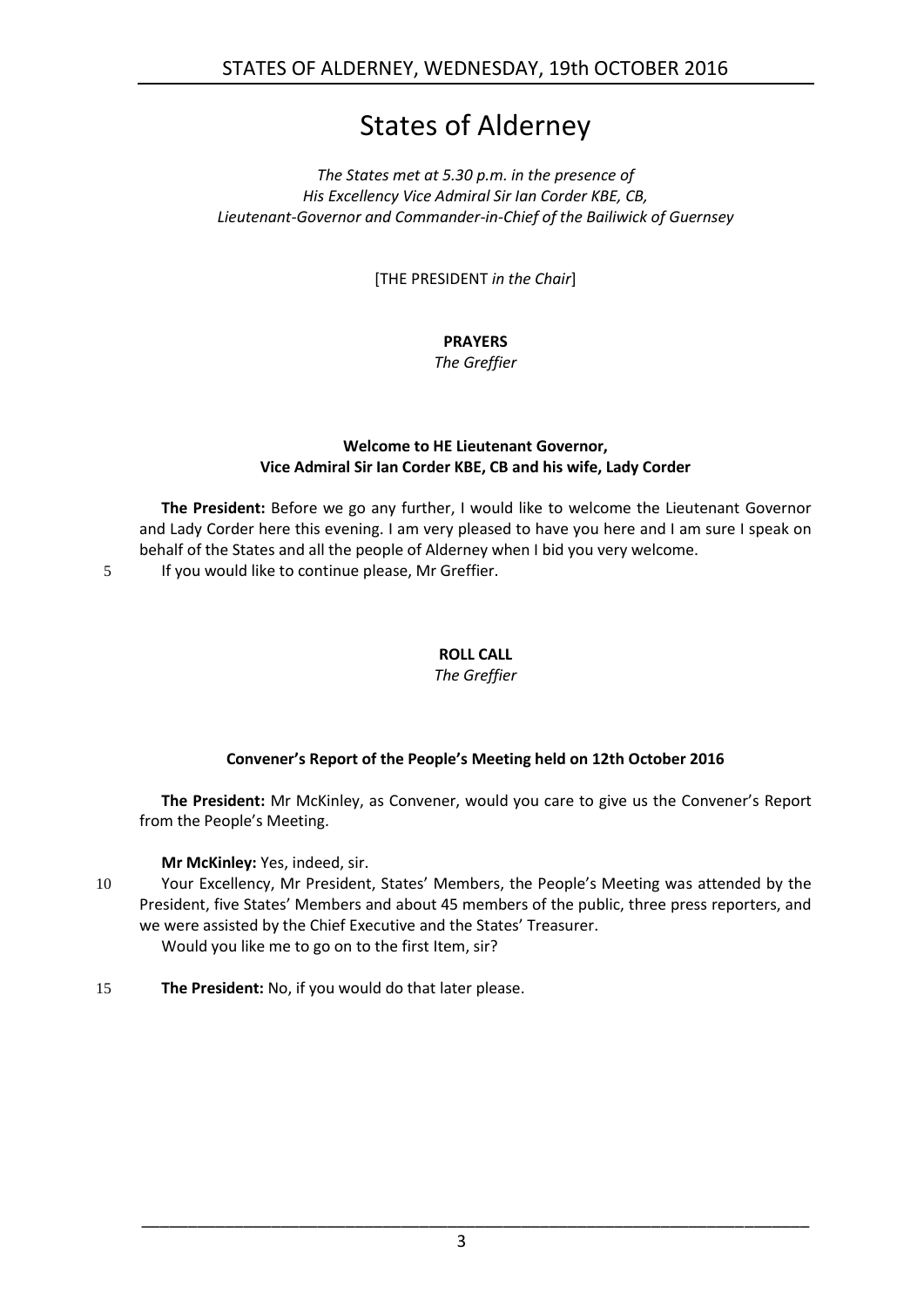# States of Alderney

*The States met at 5.30 p.m. in the presence of*
*His Excellency Vice Admiral Sir Ian Corder KBE, CB,*
*Lieutenant-Governor and Commander-in-Chief of the Bailiwick of Guernsey*

[THE PRESIDENT *in the Chair*]

**PRAYERS**
*The Greffier*

**Welcome to HE Lieutenant Governor,**
**Vice Admiral Sir Ian Corder KBE, CB and his wife, Lady Corder**

**The President:** Before we go any further, I would like to welcome the Lieutenant Governor and Lady Corder here this evening. I am very pleased to have you here and I am sure I speak on behalf of the States and all the people of Alderney when I bid you very welcome.

5 If you would like to continue please, Mr Greffier.

**ROLL CALL**
*The Greffier*

**Convener's Report of the People's Meeting held on 12th October 2016**

**The President:** Mr McKinley, as Convener, would you care to give us the Convener's Report from the People's Meeting.

**Mr McKinley:** Yes, indeed, sir.

10 Your Excellency, Mr President, States' Members, the People's Meeting was attended by the President, five States' Members and about 45 members of the public, three press reporters, and we were assisted by the Chief Executive and the States' Treasurer.

Would you like me to go on to the first Item, sir?

15 **The President:** No, if you would do that later please.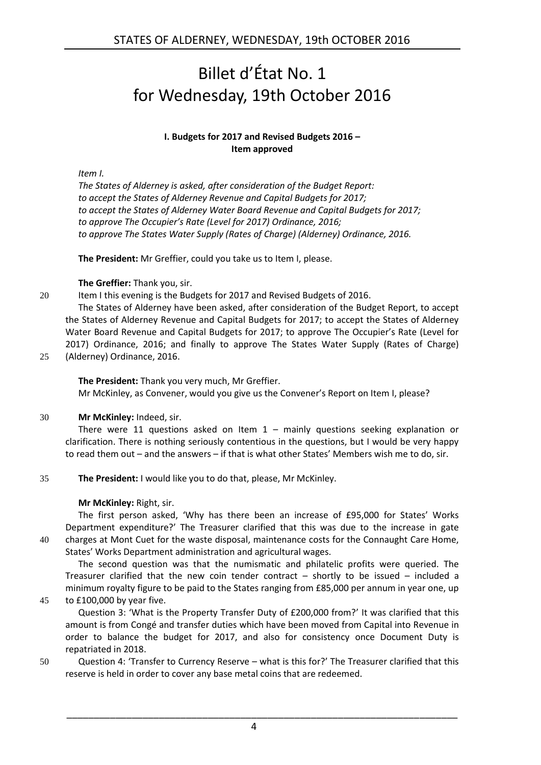# Billet d'État No. 1 for Wednesday, 19th October 2016

**I. Budgets for 2017 and Revised Budgets 2016 – Item approved**

*Item I.*
*The States of Alderney is asked, after consideration of the Budget Report:*
*to accept the States of Alderney Revenue and Capital Budgets for 2017;*
*to accept the States of Alderney Water Board Revenue and Capital Budgets for 2017;*
*to approve The Occupier's Rate (Level for 2017) Ordinance, 2016;*
*to approve The States Water Supply (Rates of Charge) (Alderney) Ordinance, 2016.*

**The President:** Mr Greffier, could you take us to Item I, please.

**The Greffier:** Thank you, sir.

Item I this evening is the Budgets for 2017 and Revised Budgets of 2016.

The States of Alderney have been asked, after consideration of the Budget Report, to accept the States of Alderney Revenue and Capital Budgets for 2017; to accept the States of Alderney Water Board Revenue and Capital Budgets for 2017; to approve The Occupier's Rate (Level for 2017) Ordinance, 2016; and finally to approve The States Water Supply (Rates of Charge) (Alderney) Ordinance, 2016.

**The President:** Thank you very much, Mr Greffier.

Mr McKinley, as Convener, would you give us the Convener's Report on Item I, please?

**Mr McKinley:** Indeed, sir.

There were 11 questions asked on Item 1 – mainly questions seeking explanation or clarification. There is nothing seriously contentious in the questions, but I would be very happy to read them out – and the answers – if that is what other States' Members wish me to do, sir.

**The President:** I would like you to do that, please, Mr McKinley.

**Mr McKinley:** Right, sir.

The first person asked, 'Why has there been an increase of £95,000 for States' Works Department expenditure?' The Treasurer clarified that this was due to the increase in gate charges at Mont Cuet for the waste disposal, maintenance costs for the Connaught Care Home, States' Works Department administration and agricultural wages.

The second question was that the numismatic and philatelic profits were queried. The Treasurer clarified that the new coin tender contract – shortly to be issued – included a minimum royalty figure to be paid to the States ranging from £85,000 per annum in year one, up to £100,000 by year five.

Question 3: 'What is the Property Transfer Duty of £200,000 from?' It was clarified that this amount is from Congé and transfer duties which have been moved from Capital into Revenue in order to balance the budget for 2017, and also for consistency once Document Duty is repatriated in 2018.

Question 4: 'Transfer to Currency Reserve – what is this for?' The Treasurer clarified that this reserve is held in order to cover any base metal coins that are redeemed.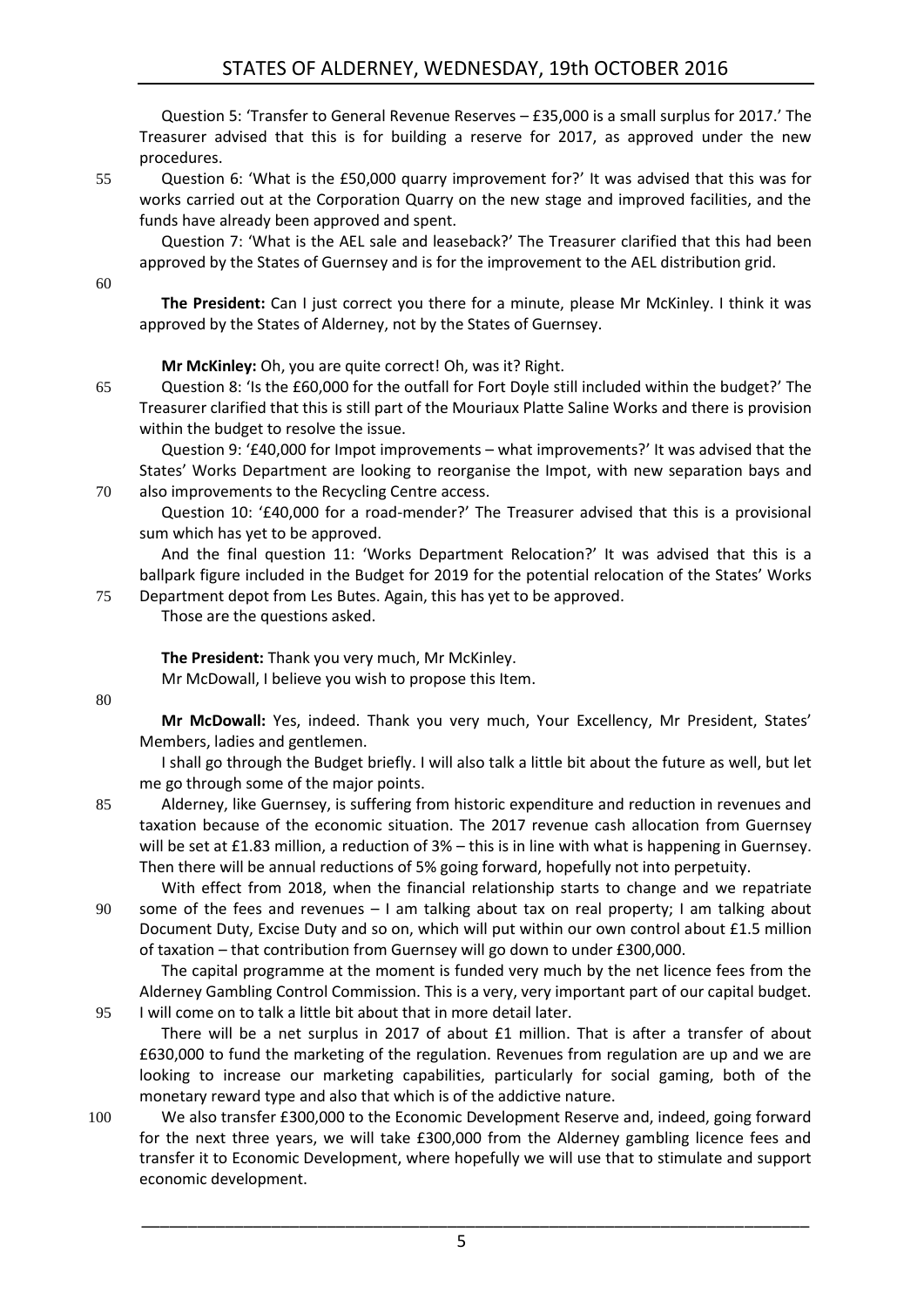Question 5: 'Transfer to General Revenue Reserves – £35,000 is a small surplus for 2017.' The Treasurer advised that this is for building a reserve for 2017, as approved under the new procedures.

Question 6: 'What is the £50,000 quarry improvement for?' It was advised that this was for works carried out at the Corporation Quarry on the new stage and improved facilities, and the funds have already been approved and spent.

Question 7: 'What is the AEL sale and leaseback?' The Treasurer clarified that this had been approved by the States of Guernsey and is for the improvement to the AEL distribution grid.

**The President:** Can I just correct you there for a minute, please Mr McKinley. I think it was approved by the States of Alderney, not by the States of Guernsey.

**Mr McKinley:** Oh, you are quite correct! Oh, was it? Right.

Question 8: 'Is the £60,000 for the outfall for Fort Doyle still included within the budget?' The Treasurer clarified that this is still part of the Mouriaux Platte Saline Works and there is provision within the budget to resolve the issue.

Question 9: '£40,000 for Impot improvements – what improvements?' It was advised that the States' Works Department are looking to reorganise the Impot, with new separation bays and also improvements to the Recycling Centre access.

Question 10: '£40,000 for a road-mender?' The Treasurer advised that this is a provisional sum which has yet to be approved.

And the final question 11: 'Works Department Relocation?' It was advised that this is a ballpark figure included in the Budget for 2019 for the potential relocation of the States' Works Department depot from Les Butes. Again, this has yet to be approved.

Those are the questions asked.

**The President:** Thank you very much, Mr McKinley.

Mr McDowall, I believe you wish to propose this Item.

**Mr McDowall:** Yes, indeed. Thank you very much, Your Excellency, Mr President, States' Members, ladies and gentlemen.

I shall go through the Budget briefly. I will also talk a little bit about the future as well, but let me go through some of the major points.

Alderney, like Guernsey, is suffering from historic expenditure and reduction in revenues and taxation because of the economic situation. The 2017 revenue cash allocation from Guernsey will be set at £1.83 million, a reduction of 3% – this is in line with what is happening in Guernsey. Then there will be annual reductions of 5% going forward, hopefully not into perpetuity.

With effect from 2018, when the financial relationship starts to change and we repatriate some of the fees and revenues – I am talking about tax on real property; I am talking about Document Duty, Excise Duty and so on, which will put within our own control about £1.5 million of taxation – that contribution from Guernsey will go down to under £300,000.

The capital programme at the moment is funded very much by the net licence fees from the Alderney Gambling Control Commission. This is a very, very important part of our capital budget. I will come on to talk a little bit about that in more detail later.

There will be a net surplus in 2017 of about £1 million. That is after a transfer of about £630,000 to fund the marketing of the regulation. Revenues from regulation are up and we are looking to increase our marketing capabilities, particularly for social gaming, both of the monetary reward type and also that which is of the addictive nature.

We also transfer £300,000 to the Economic Development Reserve and, indeed, going forward for the next three years, we will take £300,000 from the Alderney gambling licence fees and transfer it to Economic Development, where hopefully we will use that to stimulate and support economic development.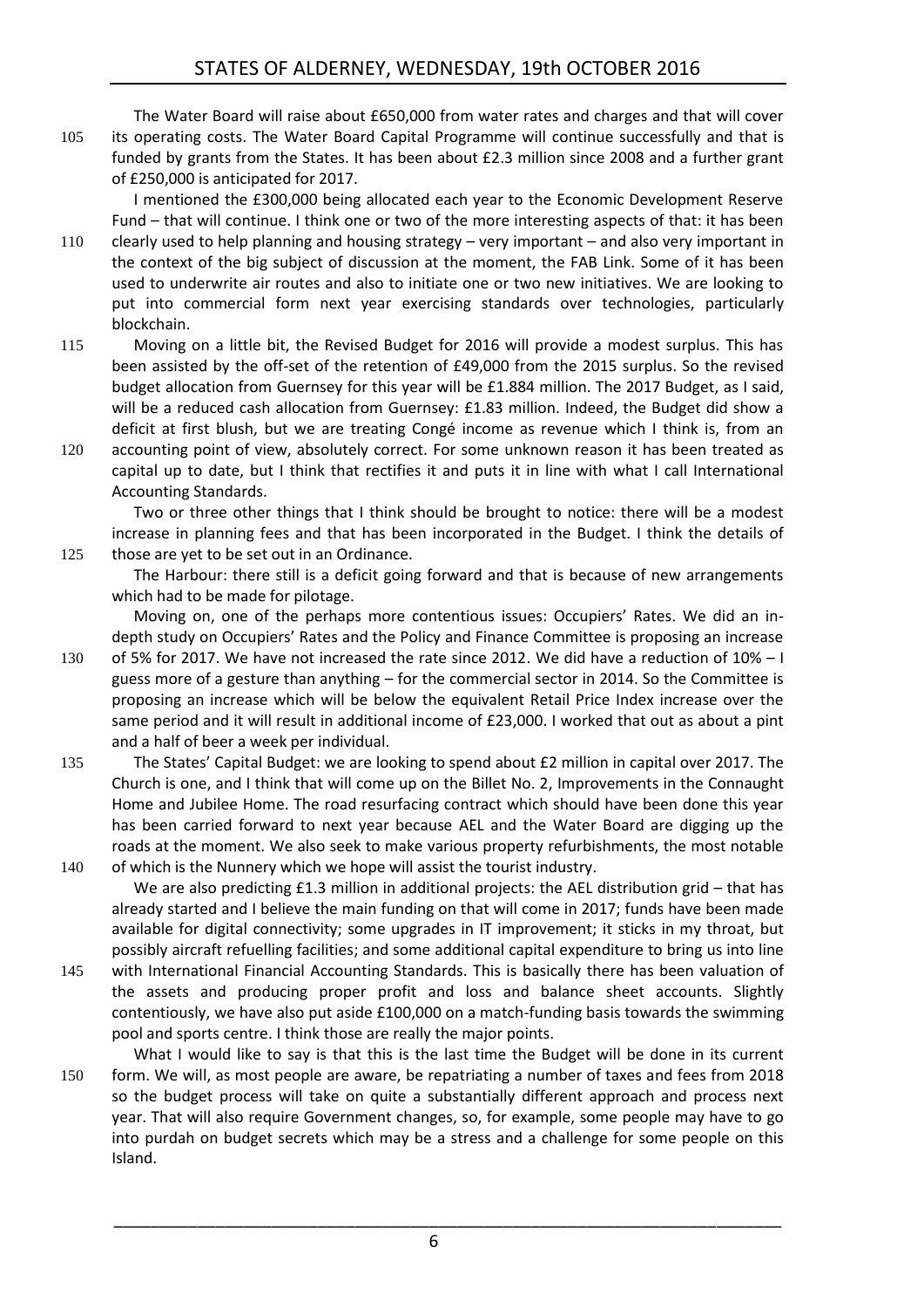The Water Board will raise about £650,000 from water rates and charges and that will cover its operating costs. The Water Board Capital Programme will continue successfully and that is funded by grants from the States. It has been about £2.3 million since 2008 and a further grant of £250,000 is anticipated for 2017.

I mentioned the £300,000 being allocated each year to the Economic Development Reserve Fund – that will continue. I think one or two of the more interesting aspects of that: it has been clearly used to help planning and housing strategy – very important – and also very important in the context of the big subject of discussion at the moment, the FAB Link. Some of it has been used to underwrite air routes and also to initiate one or two new initiatives. We are looking to put into commercial form next year exercising standards over technologies, particularly blockchain.

Moving on a little bit, the Revised Budget for 2016 will provide a modest surplus. This has been assisted by the off-set of the retention of £49,000 from the 2015 surplus. So the revised budget allocation from Guernsey for this year will be £1.884 million. The 2017 Budget, as I said, will be a reduced cash allocation from Guernsey: £1.83 million. Indeed, the Budget did show a deficit at first blush, but we are treating Congé income as revenue which I think is, from an accounting point of view, absolutely correct. For some unknown reason it has been treated as capital up to date, but I think that rectifies it and puts it in line with what I call International Accounting Standards.

Two or three other things that I think should be brought to notice: there will be a modest increase in planning fees and that has been incorporated in the Budget. I think the details of those are yet to be set out in an Ordinance.

The Harbour: there still is a deficit going forward and that is because of new arrangements which had to be made for pilotage.

Moving on, one of the perhaps more contentious issues: Occupiers' Rates. We did an in-depth study on Occupiers' Rates and the Policy and Finance Committee is proposing an increase of 5% for 2017. We have not increased the rate since 2012. We did have a reduction of 10% – I guess more of a gesture than anything – for the commercial sector in 2014. So the Committee is proposing an increase which will be below the equivalent Retail Price Index increase over the same period and it will result in additional income of £23,000. I worked that out as about a pint and a half of beer a week per individual.

The States' Capital Budget: we are looking to spend about £2 million in capital over 2017. The Church is one, and I think that will come up on the Billet No. 2, Improvements in the Connaught Home and Jubilee Home. The road resurfacing contract which should have been done this year has been carried forward to next year because AEL and the Water Board are digging up the roads at the moment. We also seek to make various property refurbishments, the most notable of which is the Nunnery which we hope will assist the tourist industry.

We are also predicting £1.3 million in additional projects: the AEL distribution grid – that has already started and I believe the main funding on that will come in 2017; funds have been made available for digital connectivity; some upgrades in IT improvement; it sticks in my throat, but possibly aircraft refuelling facilities; and some additional capital expenditure to bring us into line with International Financial Accounting Standards. This is basically there has been valuation of the assets and producing proper profit and loss and balance sheet accounts. Slightly contentiously, we have also put aside £100,000 on a match-funding basis towards the swimming pool and sports centre. I think those are really the major points.

What I would like to say is that this is the last time the Budget will be done in its current form. We will, as most people are aware, be repatriating a number of taxes and fees from 2018 so the budget process will take on quite a substantially different approach and process next year. That will also require Government changes, so, for example, some people may have to go into purdah on budget secrets which may be a stress and a challenge for some people on this Island.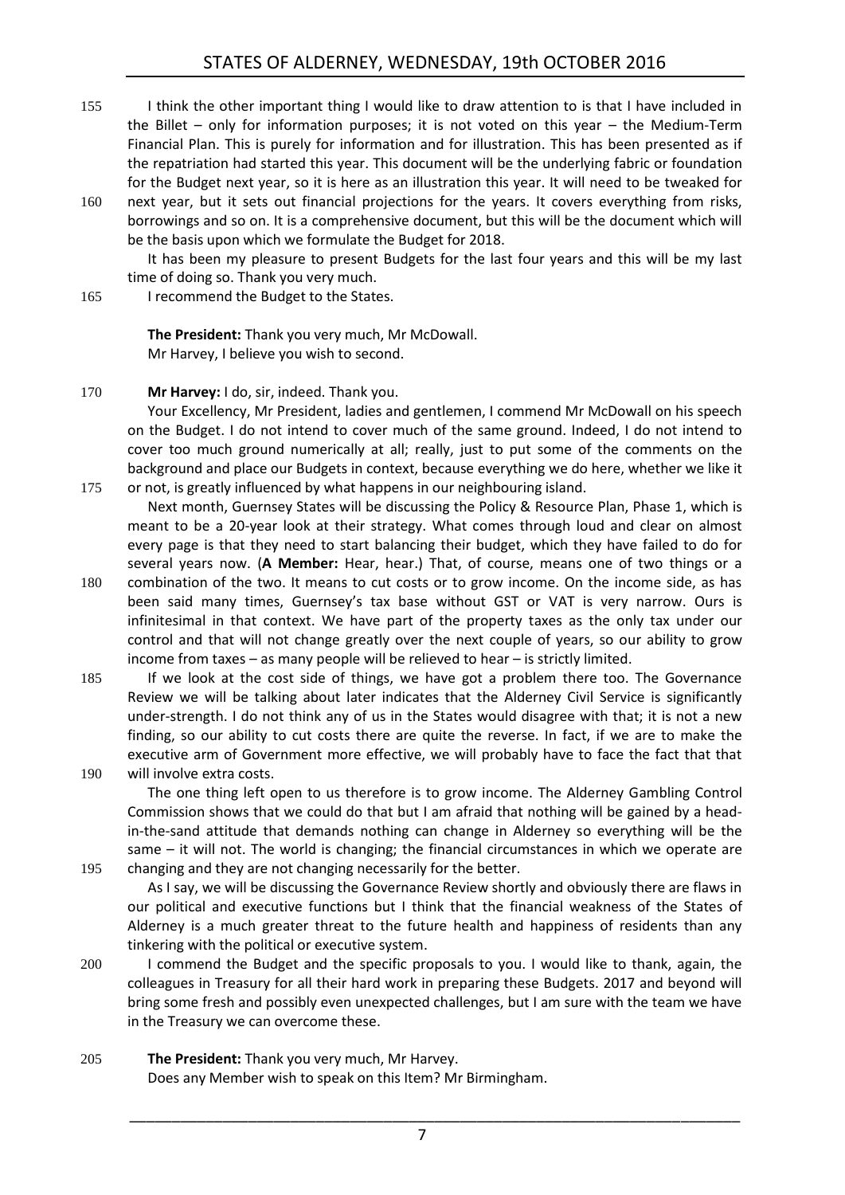I think the other important thing I would like to draw attention to is that I have included in the Billet – only for information purposes; it is not voted on this year – the Medium-Term Financial Plan. This is purely for information and for illustration. This has been presented as if the repatriation had started this year. This document will be the underlying fabric or foundation for the Budget next year, so it is here as an illustration this year. It will need to be tweaked for next year, but it sets out financial projections for the years. It covers everything from risks, borrowings and so on. It is a comprehensive document, but this will be the document which will be the basis upon which we formulate the Budget for 2018.

It has been my pleasure to present Budgets for the last four years and this will be my last time of doing so. Thank you very much.

I recommend the Budget to the States.

**The President:** Thank you very much, Mr McDowall.
Mr Harvey, I believe you wish to second.

**Mr Harvey:** I do, sir, indeed. Thank you.

Your Excellency, Mr President, ladies and gentlemen, I commend Mr McDowall on his speech on the Budget. I do not intend to cover much of the same ground. Indeed, I do not intend to cover too much ground numerically at all; really, just to put some of the comments on the background and place our Budgets in context, because everything we do here, whether we like it or not, is greatly influenced by what happens in our neighbouring island.

Next month, Guernsey States will be discussing the Policy & Resource Plan, Phase 1, which is meant to be a 20-year look at their strategy. What comes through loud and clear on almost every page is that they need to start balancing their budget, which they have failed to do for several years now. (**A Member:** Hear, hear.) That, of course, means one of two things or a combination of the two. It means to cut costs or to grow income. On the income side, as has been said many times, Guernsey's tax base without GST or VAT is very narrow. Ours is infinitesimal in that context. We have part of the property taxes as the only tax under our control and that will not change greatly over the next couple of years, so our ability to grow income from taxes – as many people will be relieved to hear – is strictly limited.

If we look at the cost side of things, we have got a problem there too. The Governance Review we will be talking about later indicates that the Alderney Civil Service is significantly under-strength. I do not think any of us in the States would disagree with that; it is not a new finding, so our ability to cut costs there are quite the reverse. In fact, if we are to make the executive arm of Government more effective, we will probably have to face the fact that that will involve extra costs.

The one thing left open to us therefore is to grow income. The Alderney Gambling Control Commission shows that we could do that but I am afraid that nothing will be gained by a head-in-the-sand attitude that demands nothing can change in Alderney so everything will be the same – it will not. The world is changing; the financial circumstances in which we operate are changing and they are not changing necessarily for the better.

As I say, we will be discussing the Governance Review shortly and obviously there are flaws in our political and executive functions but I think that the financial weakness of the States of Alderney is a much greater threat to the future health and happiness of residents than any tinkering with the political or executive system.

I commend the Budget and the specific proposals to you. I would like to thank, again, the colleagues in Treasury for all their hard work in preparing these Budgets. 2017 and beyond will bring some fresh and possibly even unexpected challenges, but I am sure with the team we have in the Treasury we can overcome these.

**The President:** Thank you very much, Mr Harvey.
Does any Member wish to speak on this Item? Mr Birmingham.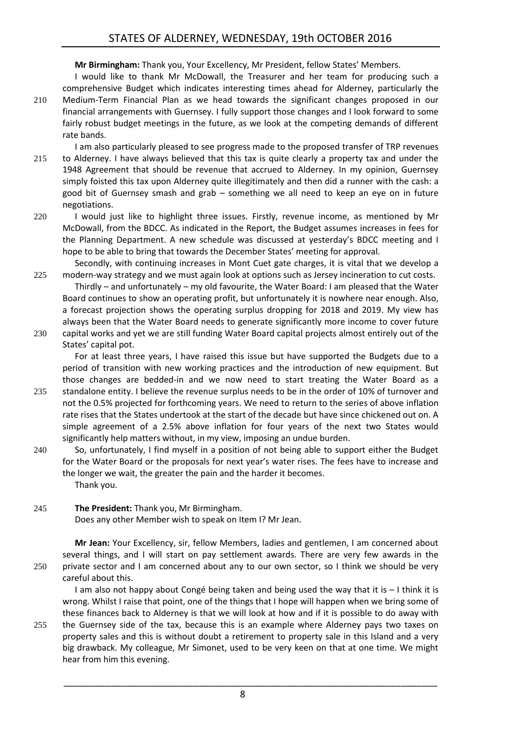**Mr Birmingham:** Thank you, Your Excellency, Mr President, fellow States' Members.

I would like to thank Mr McDowall, the Treasurer and her team for producing such a comprehensive Budget which indicates interesting times ahead for Alderney, particularly the Medium-Term Financial Plan as we head towards the significant changes proposed in our financial arrangements with Guernsey. I fully support those changes and I look forward to some fairly robust budget meetings in the future, as we look at the competing demands of different rate bands.

I am also particularly pleased to see progress made to the proposed transfer of TRP revenues to Alderney. I have always believed that this tax is quite clearly a property tax and under the 1948 Agreement that should be revenue that accrued to Alderney. In my opinion, Guernsey simply foisted this tax upon Alderney quite illegitimately and then did a runner with the cash: a good bit of Guernsey smash and grab – something we all need to keep an eye on in future negotiations.

I would just like to highlight three issues. Firstly, revenue income, as mentioned by Mr McDowall, from the BDCC. As indicated in the Report, the Budget assumes increases in fees for the Planning Department. A new schedule was discussed at yesterday's BDCC meeting and I hope to be able to bring that towards the December States' meeting for approval.

Secondly, with continuing increases in Mont Cuet gate charges, it is vital that we develop a modern-way strategy and we must again look at options such as Jersey incineration to cut costs.

Thirdly – and unfortunately – my old favourite, the Water Board: I am pleased that the Water Board continues to show an operating profit, but unfortunately it is nowhere near enough. Also, a forecast projection shows the operating surplus dropping for 2018 and 2019. My view has always been that the Water Board needs to generate significantly more income to cover future capital works and yet we are still funding Water Board capital projects almost entirely out of the States' capital pot.

For at least three years, I have raised this issue but have supported the Budgets due to a period of transition with new working practices and the introduction of new equipment. But those changes are bedded-in and we now need to start treating the Water Board as a standalone entity. I believe the revenue surplus needs to be in the order of 10% of turnover and not the 0.5% projected for forthcoming years. We need to return to the series of above inflation rate rises that the States undertook at the start of the decade but have since chickened out on. A simple agreement of a 2.5% above inflation for four years of the next two States would significantly help matters without, in my view, imposing an undue burden.

So, unfortunately, I find myself in a position of not being able to support either the Budget for the Water Board or the proposals for next year's water rises. The fees have to increase and the longer we wait, the greater the pain and the harder it becomes.

Thank you.

**The President:** Thank you, Mr Birmingham.

Does any other Member wish to speak on Item I? Mr Jean.

**Mr Jean:** Your Excellency, sir, fellow Members, ladies and gentlemen, I am concerned about several things, and I will start on pay settlement awards. There are very few awards in the private sector and I am concerned about any to our own sector, so I think we should be very careful about this.

I am also not happy about Congé being taken and being used the way that it is – I think it is wrong. Whilst I raise that point, one of the things that I hope will happen when we bring some of these finances back to Alderney is that we will look at how and if it is possible to do away with the Guernsey side of the tax, because this is an example where Alderney pays two taxes on property sales and this is without doubt a retirement to property sale in this Island and a very big drawback. My colleague, Mr Simonet, used to be very keen on that at one time. We might hear from him this evening.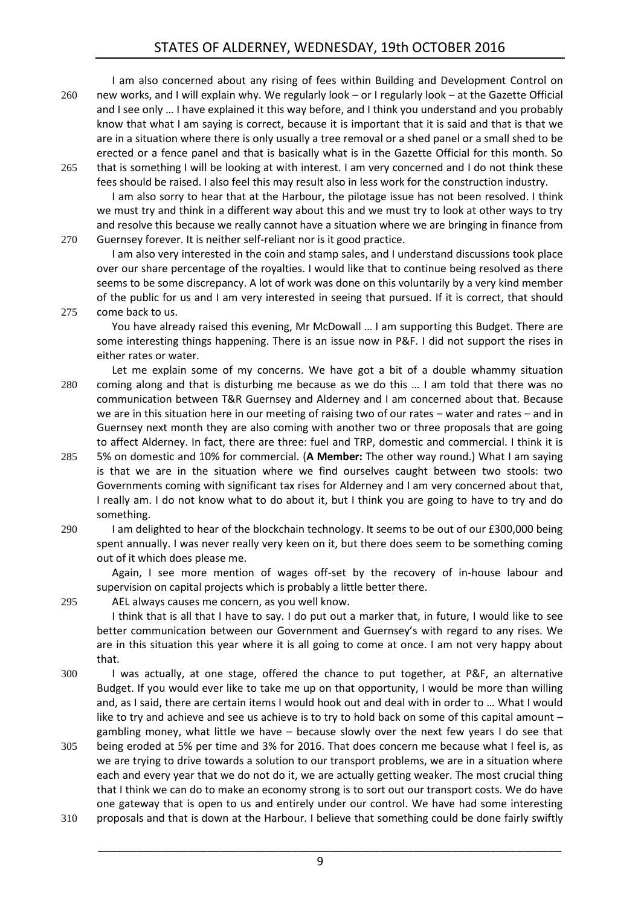I am also concerned about any rising of fees within Building and Development Control on new works, and I will explain why. We regularly look – or I regularly look – at the Gazette Official and I see only … I have explained it this way before, and I think you understand and you probably know that what I am saying is correct, because it is important that it is said and that is that we are in a situation where there is only usually a tree removal or a shed panel or a small shed to be erected or a fence panel and that is basically what is in the Gazette Official for this month. So that is something I will be looking at with interest. I am very concerned and I do not think these fees should be raised. I also feel this may result also in less work for the construction industry.

I am also sorry to hear that at the Harbour, the pilotage issue has not been resolved. I think we must try and think in a different way about this and we must try to look at other ways to try and resolve this because we really cannot have a situation where we are bringing in finance from Guernsey forever. It is neither self-reliant nor is it good practice.

I am also very interested in the coin and stamp sales, and I understand discussions took place over our share percentage of the royalties. I would like that to continue being resolved as there seems to be some discrepancy. A lot of work was done on this voluntarily by a very kind member of the public for us and I am very interested in seeing that pursued. If it is correct, that should come back to us.

You have already raised this evening, Mr McDowall … I am supporting this Budget. There are some interesting things happening. There is an issue now in P&F. I did not support the rises in either rates or water.

Let me explain some of my concerns. We have got a bit of a double whammy situation coming along and that is disturbing me because as we do this … I am told that there was no communication between T&R Guernsey and Alderney and I am concerned about that. Because we are in this situation here in our meeting of raising two of our rates – water and rates – and in Guernsey next month they are also coming with another two or three proposals that are going to affect Alderney. In fact, there are three: fuel and TRP, domestic and commercial. I think it is 5% on domestic and 10% for commercial. (**A Member:** The other way round.) What I am saying is that we are in the situation where we find ourselves caught between two stools: two Governments coming with significant tax rises for Alderney and I am very concerned about that, I really am. I do not know what to do about it, but I think you are going to have to try and do something.

I am delighted to hear of the blockchain technology. It seems to be out of our £300,000 being spent annually. I was never really very keen on it, but there does seem to be something coming out of it which does please me.

Again, I see more mention of wages off-set by the recovery of in-house labour and supervision on capital projects which is probably a little better there.

AEL always causes me concern, as you well know.

I think that is all that I have to say. I do put out a marker that, in future, I would like to see better communication between our Government and Guernsey's with regard to any rises. We are in this situation this year where it is all going to come at once. I am not very happy about that.

I was actually, at one stage, offered the chance to put together, at P&F, an alternative Budget. If you would ever like to take me up on that opportunity, I would be more than willing and, as I said, there are certain items I would hook out and deal with in order to … What I would like to try and achieve and see us achieve is to try to hold back on some of this capital amount – gambling money, what little we have – because slowly over the next few years I do see that being eroded at 5% per time and 3% for 2016. That does concern me because what I feel is, as we are trying to drive towards a solution to our transport problems, we are in a situation where each and every year that we do not do it, we are actually getting weaker. The most crucial thing that I think we can do to make an economy strong is to sort out our transport costs. We do have one gateway that is open to us and entirely under our control. We have had some interesting proposals and that is down at the Harbour. I believe that something could be done fairly swiftly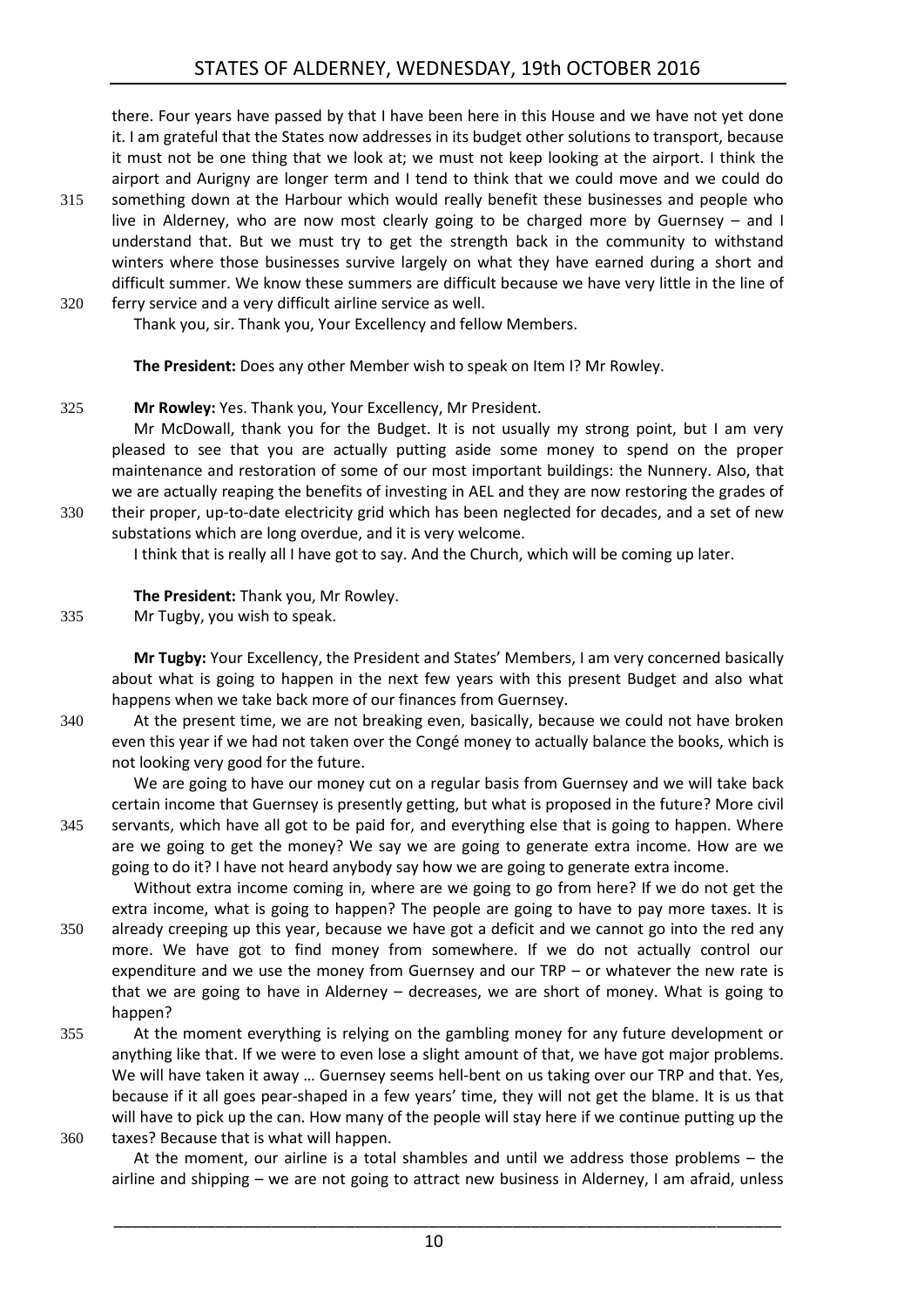there. Four years have passed by that I have been here in this House and we have not yet done it. I am grateful that the States now addresses in its budget other solutions to transport, because it must not be one thing that we look at; we must not keep looking at the airport. I think the airport and Aurigny are longer term and I tend to think that we could move and we could do something down at the Harbour which would really benefit these businesses and people who live in Alderney, who are now most clearly going to be charged more by Guernsey – and I understand that. But we must try to get the strength back in the community to withstand winters where those businesses survive largely on what they have earned during a short and difficult summer. We know these summers are difficult because we have very little in the line of ferry service and a very difficult airline service as well.

Thank you, sir. Thank you, Your Excellency and fellow Members.

**The President:** Does any other Member wish to speak on Item I? Mr Rowley.

**Mr Rowley:** Yes. Thank you, Your Excellency, Mr President.

Mr McDowall, thank you for the Budget. It is not usually my strong point, but I am very pleased to see that you are actually putting aside some money to spend on the proper maintenance and restoration of some of our most important buildings: the Nunnery. Also, that we are actually reaping the benefits of investing in AEL and they are now restoring the grades of their proper, up-to-date electricity grid which has been neglected for decades, and a set of new substations which are long overdue, and it is very welcome.

I think that is really all I have got to say. And the Church, which will be coming up later.

**The President:** Thank you, Mr Rowley.

Mr Tugby, you wish to speak.

**Mr Tugby:** Your Excellency, the President and States' Members, I am very concerned basically about what is going to happen in the next few years with this present Budget and also what happens when we take back more of our finances from Guernsey.

At the present time, we are not breaking even, basically, because we could not have broken even this year if we had not taken over the Congé money to actually balance the books, which is not looking very good for the future.

We are going to have our money cut on a regular basis from Guernsey and we will take back certain income that Guernsey is presently getting, but what is proposed in the future? More civil servants, which have all got to be paid for, and everything else that is going to happen. Where are we going to get the money? We say we are going to generate extra income. How are we going to do it? I have not heard anybody say how we are going to generate extra income.

Without extra income coming in, where are we going to go from here? If we do not get the extra income, what is going to happen? The people are going to have to pay more taxes. It is already creeping up this year, because we have got a deficit and we cannot go into the red any more. We have got to find money from somewhere. If we do not actually control our expenditure and we use the money from Guernsey and our TRP – or whatever the new rate is that we are going to have in Alderney – decreases, we are short of money. What is going to happen?

At the moment everything is relying on the gambling money for any future development or anything like that. If we were to even lose a slight amount of that, we have got major problems. We will have taken it away … Guernsey seems hell-bent on us taking over our TRP and that. Yes, because if it all goes pear-shaped in a few years' time, they will not get the blame. It is us that will have to pick up the can. How many of the people will stay here if we continue putting up the taxes? Because that is what will happen.

At the moment, our airline is a total shambles and until we address those problems – the airline and shipping – we are not going to attract new business in Alderney, I am afraid, unless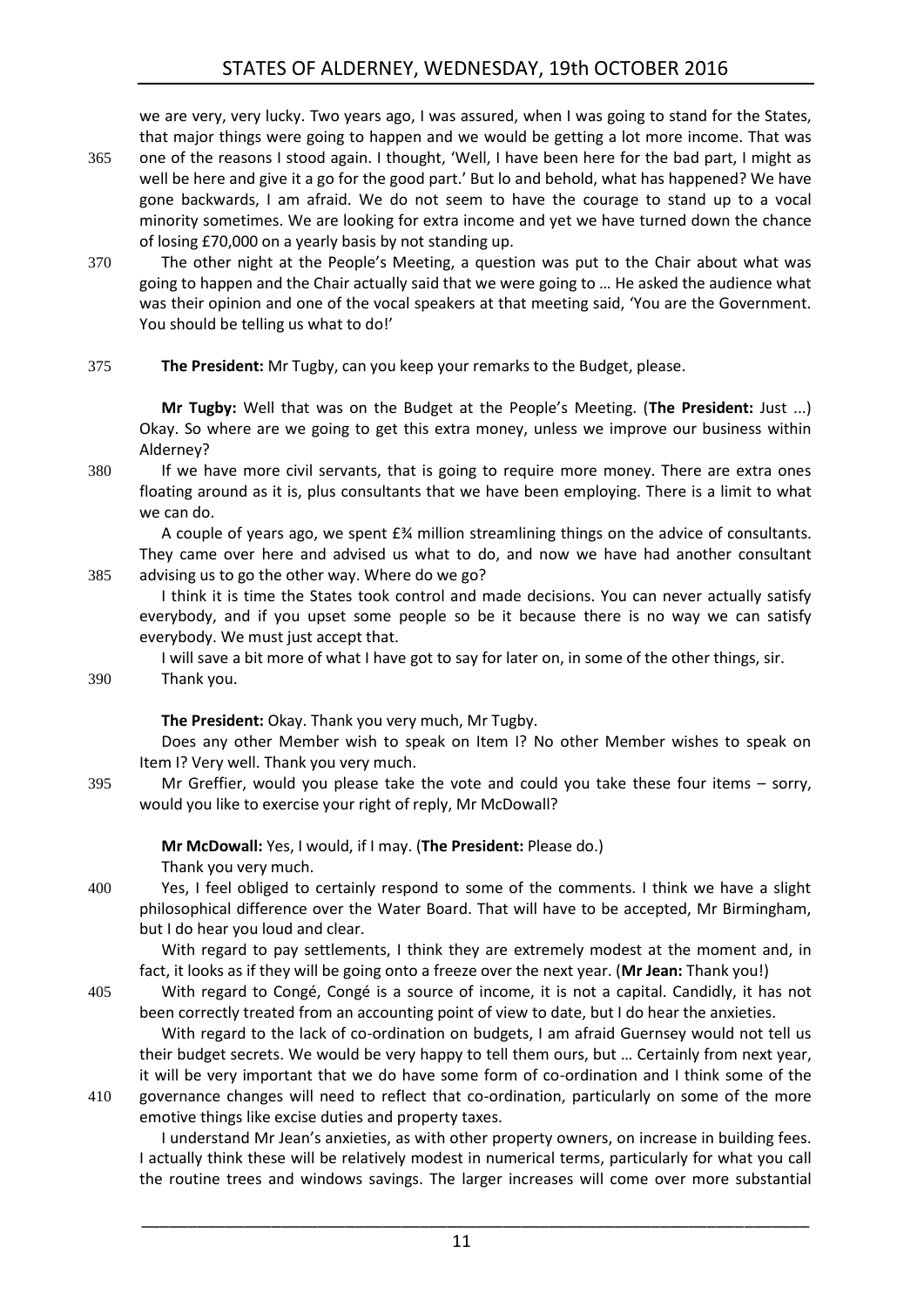we are very, very lucky. Two years ago, I was assured, when I was going to stand for the States, that major things were going to happen and we would be getting a lot more income. That was one of the reasons I stood again. I thought, 'Well, I have been here for the bad part, I might as well be here and give it a go for the good part.' But lo and behold, what has happened? We have gone backwards, I am afraid. We do not seem to have the courage to stand up to a vocal minority sometimes. We are looking for extra income and yet we have turned down the chance of losing £70,000 on a yearly basis by not standing up.

The other night at the People's Meeting, a question was put to the Chair about what was going to happen and the Chair actually said that we were going to … He asked the audience what was their opinion and one of the vocal speakers at that meeting said, 'You are the Government. You should be telling us what to do!'

**The President:** Mr Tugby, can you keep your remarks to the Budget, please.

**Mr Tugby:** Well that was on the Budget at the People's Meeting. (**The President:** Just ...) Okay. So where are we going to get this extra money, unless we improve our business within Alderney?

If we have more civil servants, that is going to require more money. There are extra ones floating around as it is, plus consultants that we have been employing. There is a limit to what we can do.

A couple of years ago, we spent £¾ million streamlining things on the advice of consultants. They came over here and advised us what to do, and now we have had another consultant advising us to go the other way. Where do we go?

I think it is time the States took control and made decisions. You can never actually satisfy everybody, and if you upset some people so be it because there is no way we can satisfy everybody. We must just accept that.

I will save a bit more of what I have got to say for later on, in some of the other things, sir.

Thank you.

**The President:** Okay. Thank you very much, Mr Tugby.

Does any other Member wish to speak on Item I? No other Member wishes to speak on Item I? Very well. Thank you very much.

Mr Greffier, would you please take the vote and could you take these four items – sorry, would you like to exercise your right of reply, Mr McDowall?

**Mr McDowall:** Yes, I would, if I may. (**The President:** Please do.)

Thank you very much.

Yes, I feel obliged to certainly respond to some of the comments. I think we have a slight philosophical difference over the Water Board. That will have to be accepted, Mr Birmingham, but I do hear you loud and clear.

With regard to pay settlements, I think they are extremely modest at the moment and, in fact, it looks as if they will be going onto a freeze over the next year. (**Mr Jean:** Thank you!)

With regard to Congé, Congé is a source of income, it is not a capital. Candidly, it has not been correctly treated from an accounting point of view to date, but I do hear the anxieties.

With regard to the lack of co-ordination on budgets, I am afraid Guernsey would not tell us their budget secrets. We would be very happy to tell them ours, but … Certainly from next year, it will be very important that we do have some form of co-ordination and I think some of the governance changes will need to reflect that co-ordination, particularly on some of the more emotive things like excise duties and property taxes.

I understand Mr Jean's anxieties, as with other property owners, on increase in building fees. I actually think these will be relatively modest in numerical terms, particularly for what you call the routine trees and windows savings. The larger increases will come over more substantial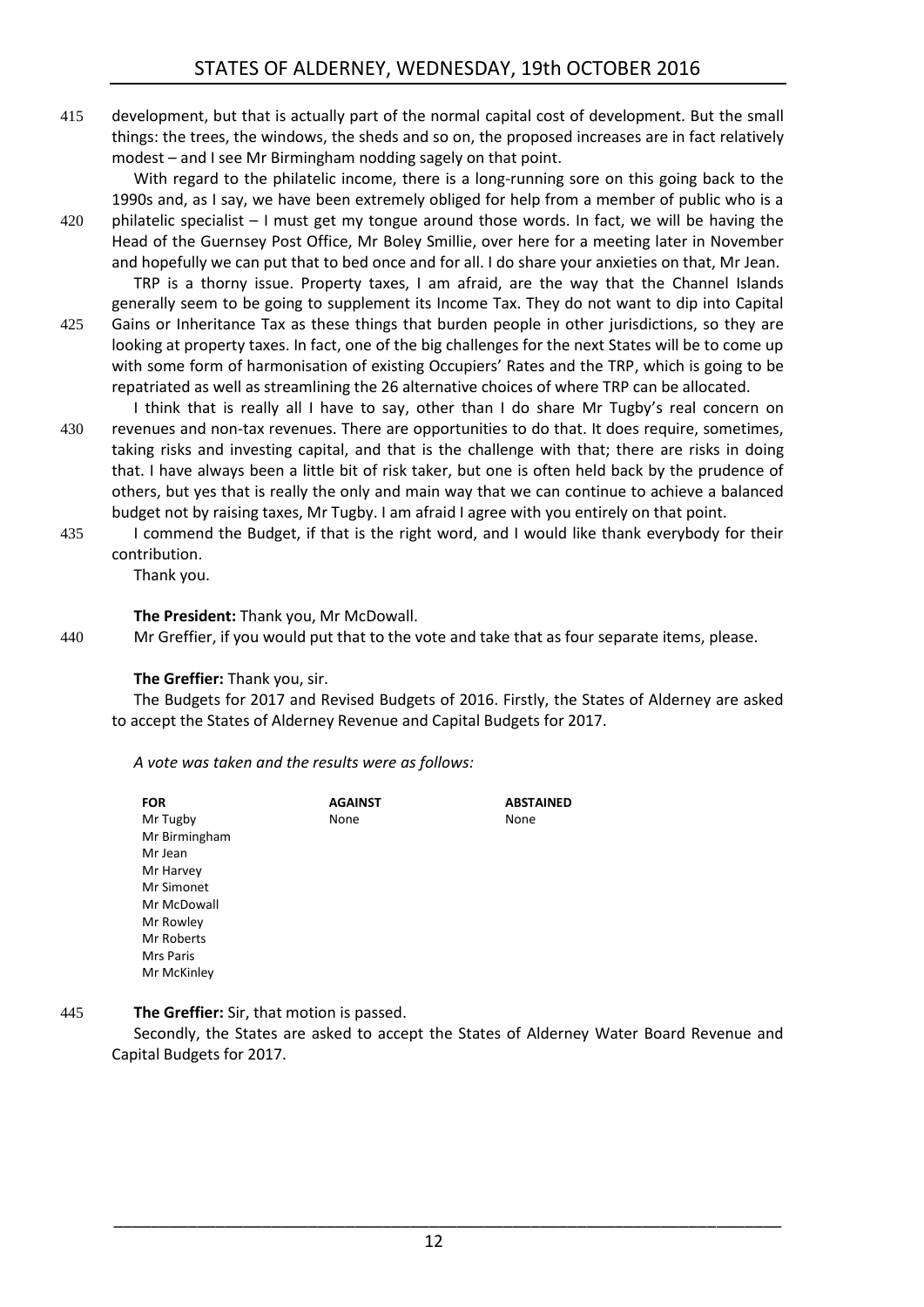development, but that is actually part of the normal capital cost of development. But the small things: the trees, the windows, the sheds and so on, the proposed increases are in fact relatively modest – and I see Mr Birmingham nodding sagely on that point.

With regard to the philatelic income, there is a long-running sore on this going back to the 1990s and, as I say, we have been extremely obliged for help from a member of public who is a philatelic specialist – I must get my tongue around those words. In fact, we will be having the Head of the Guernsey Post Office, Mr Boley Smillie, over here for a meeting later in November and hopefully we can put that to bed once and for all. I do share your anxieties on that, Mr Jean.

TRP is a thorny issue. Property taxes, I am afraid, are the way that the Channel Islands generally seem to be going to supplement its Income Tax. They do not want to dip into Capital Gains or Inheritance Tax as these things that burden people in other jurisdictions, so they are looking at property taxes. In fact, one of the big challenges for the next States will be to come up with some form of harmonisation of existing Occupiers' Rates and the TRP, which is going to be repatriated as well as streamlining the 26 alternative choices of where TRP can be allocated.

I think that is really all I have to say, other than I do share Mr Tugby's real concern on revenues and non-tax revenues. There are opportunities to do that. It does require, sometimes, taking risks and investing capital, and that is the challenge with that; there are risks in doing that. I have always been a little bit of risk taker, but one is often held back by the prudence of others, but yes that is really the only and main way that we can continue to achieve a balanced budget not by raising taxes, Mr Tugby. I am afraid I agree with you entirely on that point.

I commend the Budget, if that is the right word, and I would like thank everybody for their contribution.

Thank you.

**The President:** Thank you, Mr McDowall.

Mr Greffier, if you would put that to the vote and take that as four separate items, please.

**The Greffier:** Thank you, sir.

The Budgets for 2017 and Revised Budgets of 2016. Firstly, the States of Alderney are asked to accept the States of Alderney Revenue and Capital Budgets for 2017.

*A vote was taken and the results were as follows:*

| FOR | AGAINST | ABSTAINED |
|---|---|---|
| Mr Tugby | None | None |
| Mr Birmingham | | |
| Mr Jean | | |
| Mr Harvey | | |
| Mr Simonet | | |
| Mr McDowall | | |
| Mr Rowley | | |
| Mr Roberts | | |
| Mrs Paris | | |
| Mr McKinley | | |

**The Greffier:** Sir, that motion is passed.

Secondly, the States are asked to accept the States of Alderney Water Board Revenue and Capital Budgets for 2017.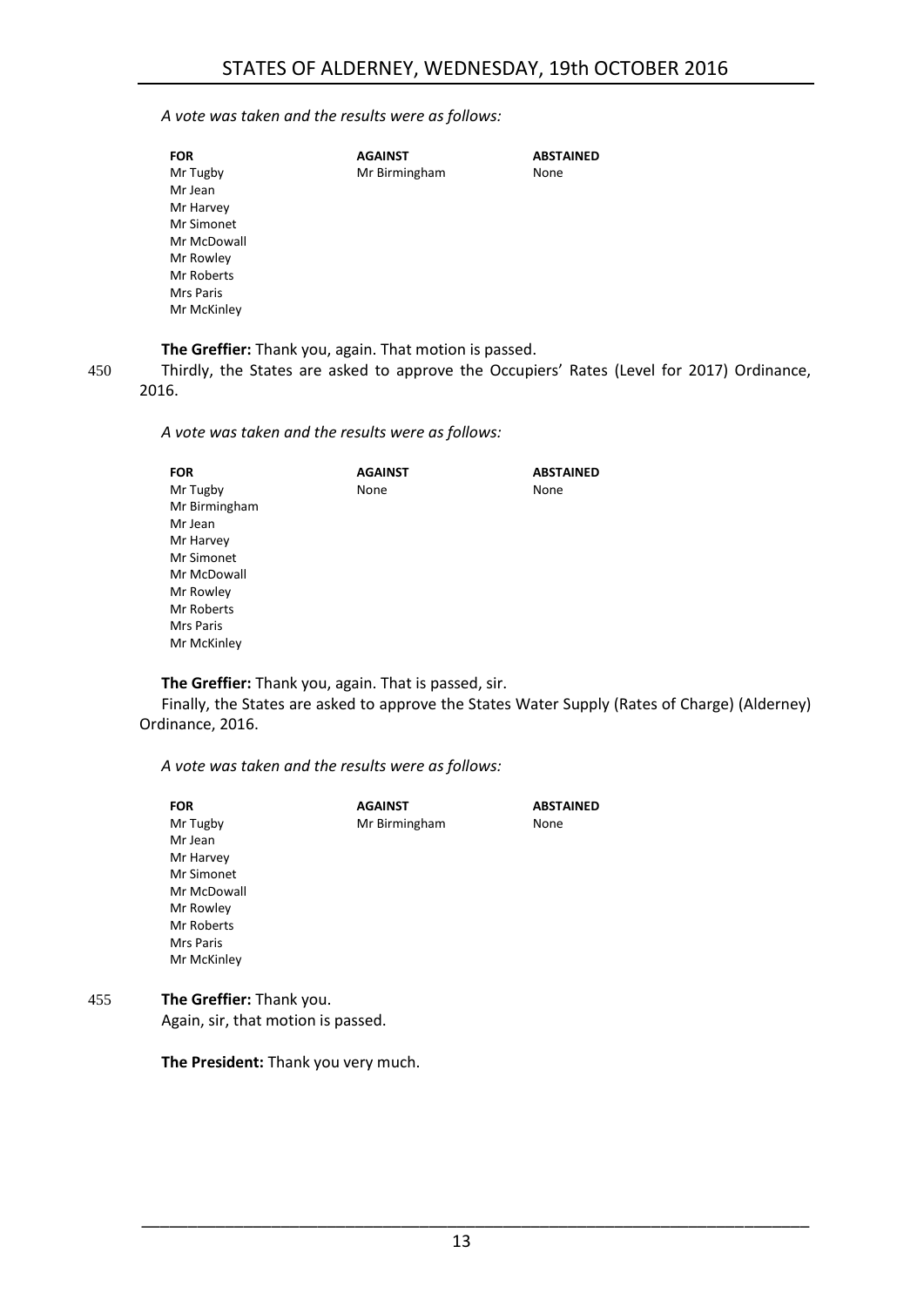*A vote was taken and the results were as follows:*

| FOR | AGAINST | ABSTAINED |
|---|---|---|
| Mr Tugby | Mr Birmingham | None |
| Mr Jean | | |
| Mr Harvey | | |
| Mr Simonet | | |
| Mr McDowall | | |
| Mr Rowley | | |
| Mr Roberts | | |
| Mrs Paris | | |
| Mr McKinley | | |

**The Greffier:** Thank you, again. That motion is passed.

450 Thirdly, the States are asked to approve the Occupiers' Rates (Level for 2017) Ordinance, 2016.

*A vote was taken and the results were as follows:*

| FOR | AGAINST | ABSTAINED |
|---|---|---|
| Mr Tugby | None | None |
| Mr Birmingham | | |
| Mr Jean | | |
| Mr Harvey | | |
| Mr Simonet | | |
| Mr McDowall | | |
| Mr Rowley | | |
| Mr Roberts | | |
| Mrs Paris | | |
| Mr McKinley | | |

**The Greffier:** Thank you, again. That is passed, sir.

Finally, the States are asked to approve the States Water Supply (Rates of Charge) (Alderney) Ordinance, 2016.

*A vote was taken and the results were as follows:*

| FOR | AGAINST | ABSTAINED |
|---|---|---|
| Mr Tugby | Mr Birmingham | None |
| Mr Jean | | |
| Mr Harvey | | |
| Mr Simonet | | |
| Mr McDowall | | |
| Mr Rowley | | |
| Mr Roberts | | |
| Mrs Paris | | |
| Mr McKinley | | |

455 **The Greffier:** Thank you.

Again, sir, that motion is passed.

**The President:** Thank you very much.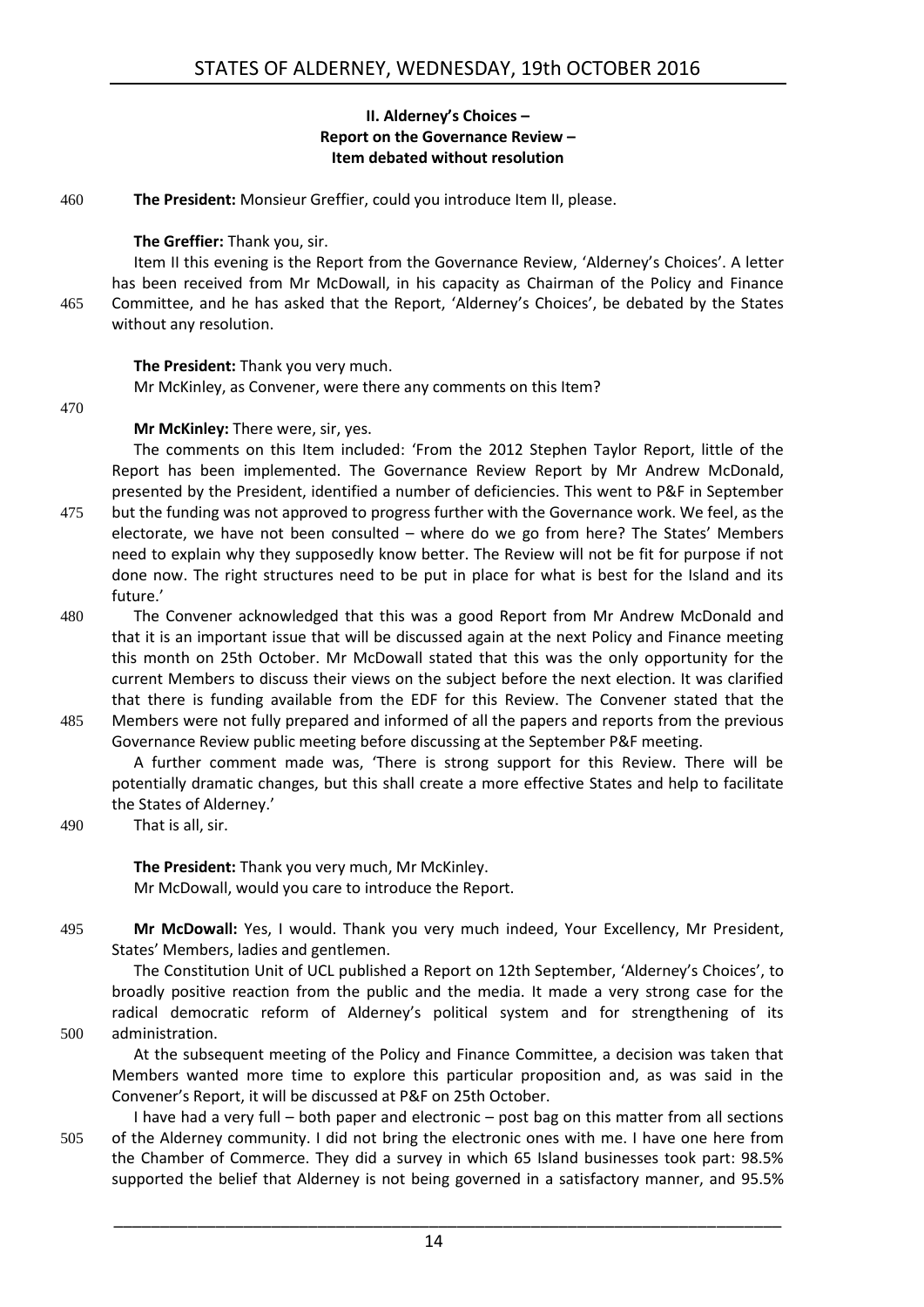**II. Alderney's Choices –**
**Report on the Governance Review –**
**Item debated without resolution**

460 **The President:** Monsieur Greffier, could you introduce Item II, please.

**The Greffier:** Thank you, sir.

Item II this evening is the Report from the Governance Review, 'Alderney's Choices'. A letter has been received from Mr McDowall, in his capacity as Chairman of the Policy and Finance 465 Committee, and he has asked that the Report, 'Alderney's Choices', be debated by the States without any resolution.

**The President:** Thank you very much.

Mr McKinley, as Convener, were there any comments on this Item?

470

**Mr McKinley:** There were, sir, yes.

The comments on this Item included: 'From the 2012 Stephen Taylor Report, little of the Report has been implemented. The Governance Review Report by Mr Andrew McDonald, presented by the President, identified a number of deficiencies. This went to P&F in September 475 but the funding was not approved to progress further with the Governance work. We feel, as the electorate, we have not been consulted – where do we go from here? The States' Members need to explain why they supposedly know better. The Review will not be fit for purpose if not done now. The right structures need to be put in place for what is best for the Island and its future.'

480 The Convener acknowledged that this was a good Report from Mr Andrew McDonald and that it is an important issue that will be discussed again at the next Policy and Finance meeting this month on 25th October. Mr McDowall stated that this was the only opportunity for the current Members to discuss their views on the subject before the next election. It was clarified that there is funding available from the EDF for this Review. The Convener stated that the 485 Members were not fully prepared and informed of all the papers and reports from the previous Governance Review public meeting before discussing at the September P&F meeting.

A further comment made was, 'There is strong support for this Review. There will be potentially dramatic changes, but this shall create a more effective States and help to facilitate the States of Alderney.'

490 That is all, sir.

**The President:** Thank you very much, Mr McKinley.

Mr McDowall, would you care to introduce the Report.

495 **Mr McDowall:** Yes, I would. Thank you very much indeed, Your Excellency, Mr President, States' Members, ladies and gentlemen.

The Constitution Unit of UCL published a Report on 12th September, 'Alderney's Choices', to broadly positive reaction from the public and the media. It made a very strong case for the radical democratic reform of Alderney's political system and for strengthening of its 500 administration.

At the subsequent meeting of the Policy and Finance Committee, a decision was taken that Members wanted more time to explore this particular proposition and, as was said in the Convener's Report, it will be discussed at P&F on 25th October.

I have had a very full – both paper and electronic – post bag on this matter from all sections 505 of the Alderney community. I did not bring the electronic ones with me. I have one here from the Chamber of Commerce. They did a survey in which 65 Island businesses took part: 98.5% supported the belief that Alderney is not being governed in a satisfactory manner, and 95.5%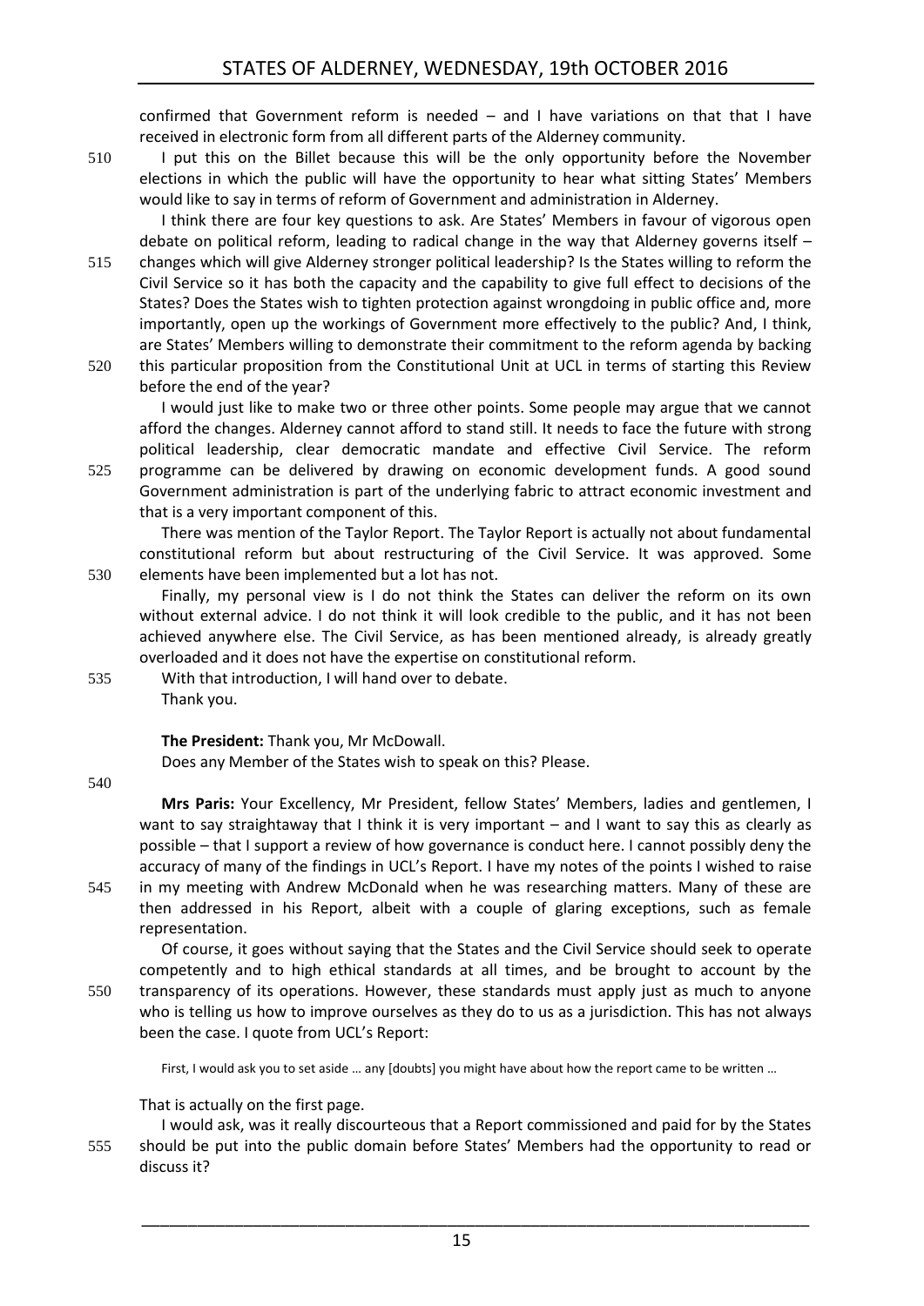confirmed that Government reform is needed – and I have variations on that that I have received in electronic form from all different parts of the Alderney community.

I put this on the Billet because this will be the only opportunity before the November elections in which the public will have the opportunity to hear what sitting States' Members would like to say in terms of reform of Government and administration in Alderney.

I think there are four key questions to ask. Are States' Members in favour of vigorous open debate on political reform, leading to radical change in the way that Alderney governs itself – changes which will give Alderney stronger political leadership? Is the States willing to reform the Civil Service so it has both the capacity and the capability to give full effect to decisions of the States? Does the States wish to tighten protection against wrongdoing in public office and, more importantly, open up the workings of Government more effectively to the public? And, I think, are States' Members willing to demonstrate their commitment to the reform agenda by backing this particular proposition from the Constitutional Unit at UCL in terms of starting this Review before the end of the year?

I would just like to make two or three other points. Some people may argue that we cannot afford the changes. Alderney cannot afford to stand still. It needs to face the future with strong political leadership, clear democratic mandate and effective Civil Service. The reform programme can be delivered by drawing on economic development funds. A good sound Government administration is part of the underlying fabric to attract economic investment and that is a very important component of this.

There was mention of the Taylor Report. The Taylor Report is actually not about fundamental constitutional reform but about restructuring of the Civil Service. It was approved. Some elements have been implemented but a lot has not.

Finally, my personal view is I do not think the States can deliver the reform on its own without external advice. I do not think it will look credible to the public, and it has not been achieved anywhere else. The Civil Service, as has been mentioned already, is already greatly overloaded and it does not have the expertise on constitutional reform.

With that introduction, I will hand over to debate.

Thank you.

**The President:** Thank you, Mr McDowall.

Does any Member of the States wish to speak on this? Please.

**Mrs Paris:** Your Excellency, Mr President, fellow States' Members, ladies and gentlemen, I want to say straightaway that I think it is very important – and I want to say this as clearly as possible – that I support a review of how governance is conduct here. I cannot possibly deny the accuracy of many of the findings in UCL's Report. I have my notes of the points I wished to raise in my meeting with Andrew McDonald when he was researching matters. Many of these are then addressed in his Report, albeit with a couple of glaring exceptions, such as female representation.

Of course, it goes without saying that the States and the Civil Service should seek to operate competently and to high ethical standards at all times, and be brought to account by the transparency of its operations. However, these standards must apply just as much to anyone who is telling us how to improve ourselves as they do to us as a jurisdiction. This has not always been the case. I quote from UCL's Report:

> First, I would ask you to set aside … any [doubts] you might have about how the report came to be written …

That is actually on the first page.

I would ask, was it really discourteous that a Report commissioned and paid for by the States should be put into the public domain before States' Members had the opportunity to read or discuss it?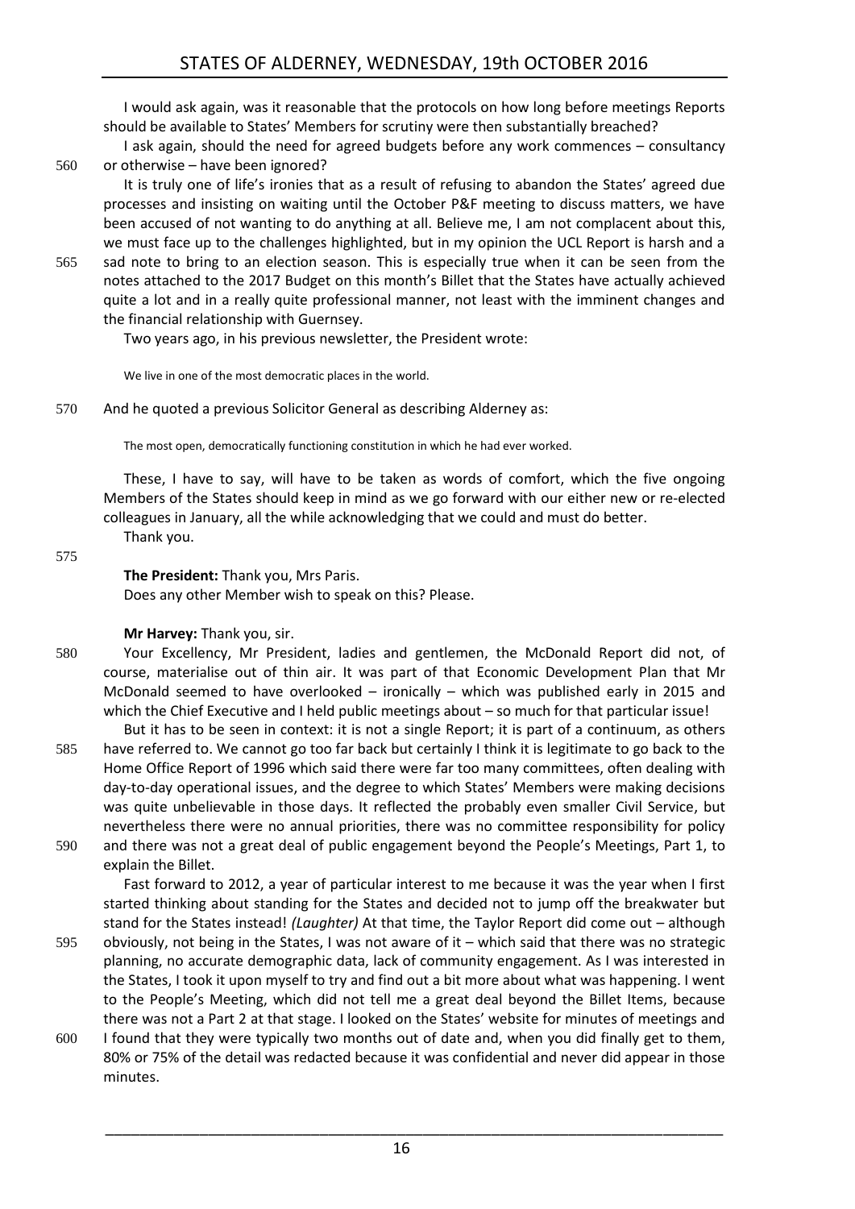I would ask again, was it reasonable that the protocols on how long before meetings Reports should be available to States' Members for scrutiny were then substantially breached?

I ask again, should the need for agreed budgets before any work commences – consultancy or otherwise – have been ignored?

It is truly one of life's ironies that as a result of refusing to abandon the States' agreed due processes and insisting on waiting until the October P&F meeting to discuss matters, we have been accused of not wanting to do anything at all. Believe me, I am not complacent about this, we must face up to the challenges highlighted, but in my opinion the UCL Report is harsh and a sad note to bring to an election season. This is especially true when it can be seen from the notes attached to the 2017 Budget on this month's Billet that the States have actually achieved quite a lot and in a really quite professional manner, not least with the imminent changes and the financial relationship with Guernsey.

Two years ago, in his previous newsletter, the President wrote:

> We live in one of the most democratic places in the world.

And he quoted a previous Solicitor General as describing Alderney as:

> The most open, democratically functioning constitution in which he had ever worked.

These, I have to say, will have to be taken as words of comfort, which the five ongoing Members of the States should keep in mind as we go forward with our either new or re-elected colleagues in January, all the while acknowledging that we could and must do better.

Thank you.

**The President:** Thank you, Mrs Paris.

Does any other Member wish to speak on this? Please.

**Mr Harvey:** Thank you, sir.

Your Excellency, Mr President, ladies and gentlemen, the McDonald Report did not, of course, materialise out of thin air. It was part of that Economic Development Plan that Mr McDonald seemed to have overlooked – ironically – which was published early in 2015 and which the Chief Executive and I held public meetings about – so much for that particular issue!

But it has to be seen in context: it is not a single Report; it is part of a continuum, as others have referred to. We cannot go too far back but certainly I think it is legitimate to go back to the Home Office Report of 1996 which said there were far too many committees, often dealing with day-to-day operational issues, and the degree to which States' Members were making decisions was quite unbelievable in those days. It reflected the probably even smaller Civil Service, but nevertheless there were no annual priorities, there was no committee responsibility for policy and there was not a great deal of public engagement beyond the People's Meetings, Part 1, to explain the Billet.

Fast forward to 2012, a year of particular interest to me because it was the year when I first started thinking about standing for the States and decided not to jump off the breakwater but stand for the States instead! *(Laughter)* At that time, the Taylor Report did come out – although obviously, not being in the States, I was not aware of it – which said that there was no strategic planning, no accurate demographic data, lack of community engagement. As I was interested in the States, I took it upon myself to try and find out a bit more about what was happening. I went to the People's Meeting, which did not tell me a great deal beyond the Billet Items, because there was not a Part 2 at that stage. I looked on the States' website for minutes of meetings and I found that they were typically two months out of date and, when you did finally get to them, 80% or 75% of the detail was redacted because it was confidential and never did appear in those minutes.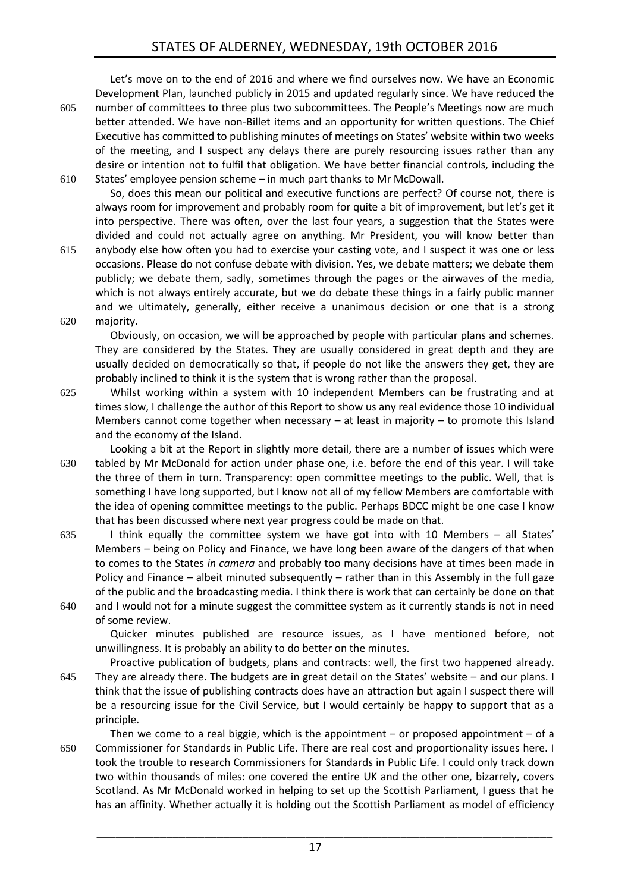Let's move on to the end of 2016 and where we find ourselves now. We have an Economic Development Plan, launched publicly in 2015 and updated regularly since. We have reduced the number of committees to three plus two subcommittees. The People's Meetings now are much better attended. We have non-Billet items and an opportunity for written questions. The Chief Executive has committed to publishing minutes of meetings on States' website within two weeks of the meeting, and I suspect any delays there are purely resourcing issues rather than any desire or intention not to fulfil that obligation. We have better financial controls, including the States' employee pension scheme – in much part thanks to Mr McDowall.

So, does this mean our political and executive functions are perfect? Of course not, there is always room for improvement and probably room for quite a bit of improvement, but let's get it into perspective. There was often, over the last four years, a suggestion that the States were divided and could not actually agree on anything. Mr President, you will know better than anybody else how often you had to exercise your casting vote, and I suspect it was one or less occasions. Please do not confuse debate with division. Yes, we debate matters; we debate them publicly; we debate them, sadly, sometimes through the pages or the airwaves of the media, which is not always entirely accurate, but we do debate these things in a fairly public manner and we ultimately, generally, either receive a unanimous decision or one that is a strong majority.

Obviously, on occasion, we will be approached by people with particular plans and schemes. They are considered by the States. They are usually considered in great depth and they are usually decided on democratically so that, if people do not like the answers they get, they are probably inclined to think it is the system that is wrong rather than the proposal.

Whilst working within a system with 10 independent Members can be frustrating and at times slow, I challenge the author of this Report to show us any real evidence those 10 individual Members cannot come together when necessary – at least in majority – to promote this Island and the economy of the Island.

Looking a bit at the Report in slightly more detail, there are a number of issues which were tabled by Mr McDonald for action under phase one, i.e. before the end of this year. I will take the three of them in turn. Transparency: open committee meetings to the public. Well, that is something I have long supported, but I know not all of my fellow Members are comfortable with the idea of opening committee meetings to the public. Perhaps BDCC might be one case I know that has been discussed where next year progress could be made on that.

I think equally the committee system we have got into with 10 Members – all States' Members – being on Policy and Finance, we have long been aware of the dangers of that when to comes to the States *in camera* and probably too many decisions have at times been made in Policy and Finance – albeit minuted subsequently – rather than in this Assembly in the full gaze of the public and the broadcasting media. I think there is work that can certainly be done on that and I would not for a minute suggest the committee system as it currently stands is not in need of some review.

Quicker minutes published are resource issues, as I have mentioned before, not unwillingness. It is probably an ability to do better on the minutes.

Proactive publication of budgets, plans and contracts: well, the first two happened already. They are already there. The budgets are in great detail on the States' website – and our plans. I think that the issue of publishing contracts does have an attraction but again I suspect there will be a resourcing issue for the Civil Service, but I would certainly be happy to support that as a principle.

Then we come to a real biggie, which is the appointment – or proposed appointment – of a Commissioner for Standards in Public Life. There are real cost and proportionality issues here. I took the trouble to research Commissioners for Standards in Public Life. I could only track down two within thousands of miles: one covered the entire UK and the other one, bizarrely, covers Scotland. As Mr McDonald worked in helping to set up the Scottish Parliament, I guess that he has an affinity. Whether actually it is holding out the Scottish Parliament as model of efficiency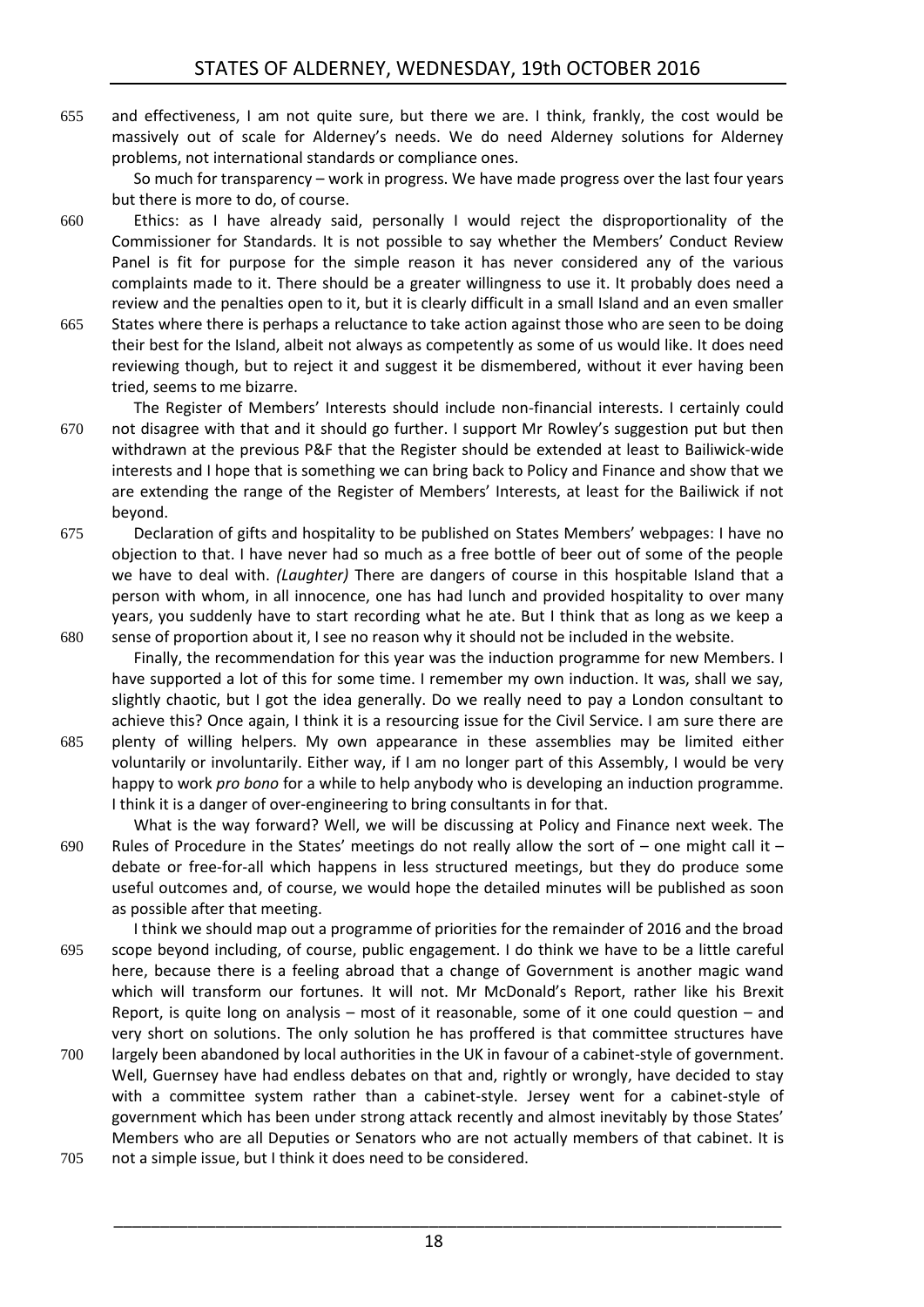and effectiveness, I am not quite sure, but there we are. I think, frankly, the cost would be massively out of scale for Alderney's needs. We do need Alderney solutions for Alderney problems, not international standards or compliance ones.

So much for transparency – work in progress. We have made progress over the last four years but there is more to do, of course.

Ethics: as I have already said, personally I would reject the disproportionality of the Commissioner for Standards. It is not possible to say whether the Members' Conduct Review Panel is fit for purpose for the simple reason it has never considered any of the various complaints made to it. There should be a greater willingness to use it. It probably does need a review and the penalties open to it, but it is clearly difficult in a small Island and an even smaller States where there is perhaps a reluctance to take action against those who are seen to be doing their best for the Island, albeit not always as competently as some of us would like. It does need reviewing though, but to reject it and suggest it be dismembered, without it ever having been tried, seems to me bizarre.

The Register of Members' Interests should include non-financial interests. I certainly could not disagree with that and it should go further. I support Mr Rowley's suggestion put but then withdrawn at the previous P&F that the Register should be extended at least to Bailiwick-wide interests and I hope that is something we can bring back to Policy and Finance and show that we are extending the range of the Register of Members' Interests, at least for the Bailiwick if not beyond.

Declaration of gifts and hospitality to be published on States Members' webpages: I have no objection to that. I have never had so much as a free bottle of beer out of some of the people we have to deal with. *(Laughter)* There are dangers of course in this hospitable Island that a person with whom, in all innocence, one has had lunch and provided hospitality to over many years, you suddenly have to start recording what he ate. But I think that as long as we keep a sense of proportion about it, I see no reason why it should not be included in the website.

Finally, the recommendation for this year was the induction programme for new Members. I have supported a lot of this for some time. I remember my own induction. It was, shall we say, slightly chaotic, but I got the idea generally. Do we really need to pay a London consultant to achieve this? Once again, I think it is a resourcing issue for the Civil Service. I am sure there are plenty of willing helpers. My own appearance in these assemblies may be limited either voluntarily or involuntarily. Either way, if I am no longer part of this Assembly, I would be very happy to work *pro bono* for a while to help anybody who is developing an induction programme. I think it is a danger of over-engineering to bring consultants in for that.

What is the way forward? Well, we will be discussing at Policy and Finance next week. The Rules of Procedure in the States' meetings do not really allow the sort of – one might call it – debate or free-for-all which happens in less structured meetings, but they do produce some useful outcomes and, of course, we would hope the detailed minutes will be published as soon as possible after that meeting.

I think we should map out a programme of priorities for the remainder of 2016 and the broad scope beyond including, of course, public engagement. I do think we have to be a little careful here, because there is a feeling abroad that a change of Government is another magic wand which will transform our fortunes. It will not. Mr McDonald's Report, rather like his Brexit Report, is quite long on analysis – most of it reasonable, some of it one could question – and very short on solutions. The only solution he has proffered is that committee structures have largely been abandoned by local authorities in the UK in favour of a cabinet-style of government. Well, Guernsey have had endless debates on that and, rightly or wrongly, have decided to stay with a committee system rather than a cabinet-style. Jersey went for a cabinet-style of government which has been under strong attack recently and almost inevitably by those States' Members who are all Deputies or Senators who are not actually members of that cabinet. It is not a simple issue, but I think it does need to be considered.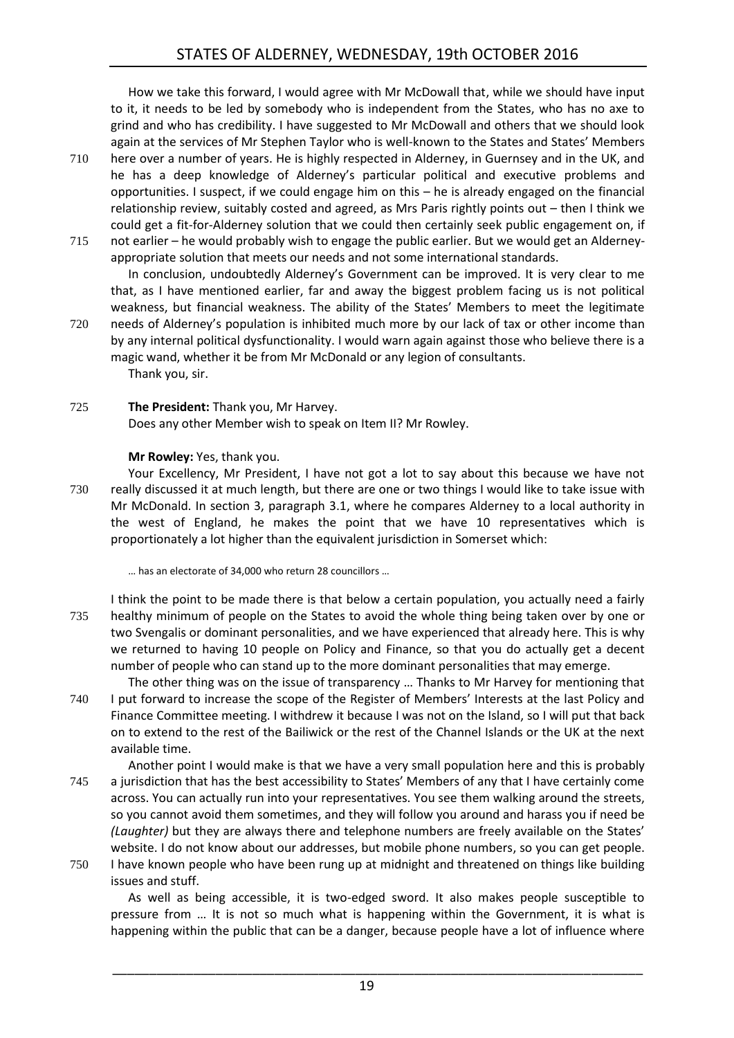How we take this forward, I would agree with Mr McDowall that, while we should have input to it, it needs to be led by somebody who is independent from the States, who has no axe to grind and who has credibility. I have suggested to Mr McDowall and others that we should look again at the services of Mr Stephen Taylor who is well-known to the States and States' Members here over a number of years. He is highly respected in Alderney, in Guernsey and in the UK, and he has a deep knowledge of Alderney's particular political and executive problems and opportunities. I suspect, if we could engage him on this – he is already engaged on the financial relationship review, suitably costed and agreed, as Mrs Paris rightly points out – then I think we could get a fit-for-Alderney solution that we could then certainly seek public engagement on, if not earlier – he would probably wish to engage the public earlier. But we would get an Alderney-appropriate solution that meets our needs and not some international standards.

In conclusion, undoubtedly Alderney's Government can be improved. It is very clear to me that, as I have mentioned earlier, far and away the biggest problem facing us is not political weakness, but financial weakness. The ability of the States' Members to meet the legitimate needs of Alderney's population is inhibited much more by our lack of tax or other income than by any internal political dysfunctionality. I would warn again against those who believe there is a magic wand, whether it be from Mr McDonald or any legion of consultants.

Thank you, sir.

**The President:** Thank you, Mr Harvey.

Does any other Member wish to speak on Item II? Mr Rowley.

**Mr Rowley:** Yes, thank you.

Your Excellency, Mr President, I have not got a lot to say about this because we have not really discussed it at much length, but there are one or two things I would like to take issue with Mr McDonald. In section 3, paragraph 3.1, where he compares Alderney to a local authority in the west of England, he makes the point that we have 10 representatives which is proportionately a lot higher than the equivalent jurisdiction in Somerset which:

> … has an electorate of 34,000 who return 28 councillors …

I think the point to be made there is that below a certain population, you actually need a fairly healthy minimum of people on the States to avoid the whole thing being taken over by one or two Svengalis or dominant personalities, and we have experienced that already here. This is why we returned to having 10 people on Policy and Finance, so that you do actually get a decent number of people who can stand up to the more dominant personalities that may emerge.

The other thing was on the issue of transparency … Thanks to Mr Harvey for mentioning that I put forward to increase the scope of the Register of Members' Interests at the last Policy and Finance Committee meeting. I withdrew it because I was not on the Island, so I will put that back on to extend to the rest of the Bailiwick or the rest of the Channel Islands or the UK at the next available time.

Another point I would make is that we have a very small population here and this is probably a jurisdiction that has the best accessibility to States' Members of any that I have certainly come across. You can actually run into your representatives. You see them walking around the streets, so you cannot avoid them sometimes, and they will follow you around and harass you if need be *(Laughter)* but they are always there and telephone numbers are freely available on the States' website. I do not know about our addresses, but mobile phone numbers, so you can get people. I have known people who have been rung up at midnight and threatened on things like building issues and stuff.

As well as being accessible, it is two-edged sword. It also makes people susceptible to pressure from … It is not so much what is happening within the Government, it is what is happening within the public that can be a danger, because people have a lot of influence where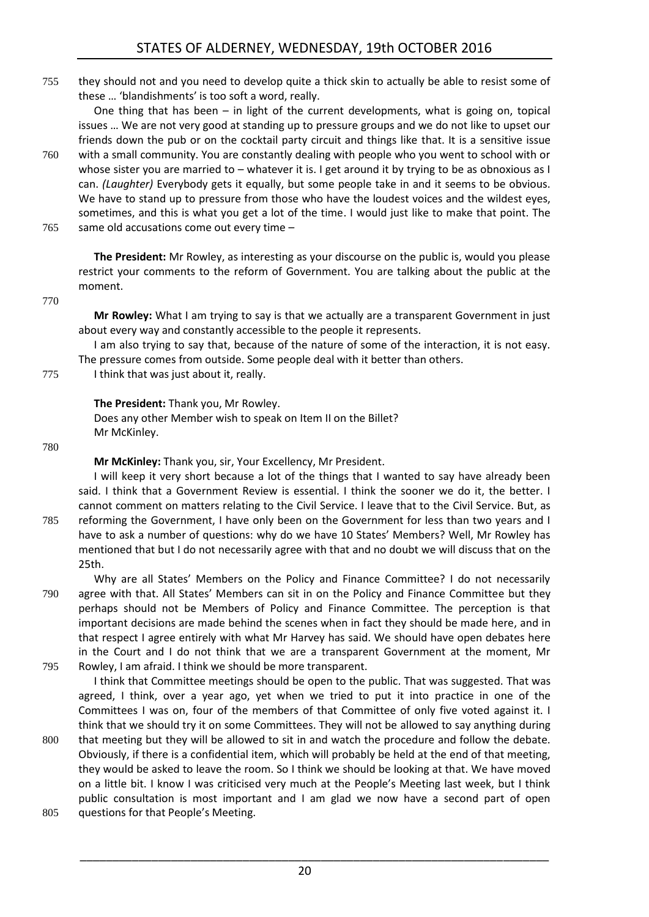they should not and you need to develop quite a thick skin to actually be able to resist some of these … 'blandishments' is too soft a word, really.

One thing that has been – in light of the current developments, what is going on, topical issues … We are not very good at standing up to pressure groups and we do not like to upset our friends down the pub or on the cocktail party circuit and things like that. It is a sensitive issue with a small community. You are constantly dealing with people who you went to school with or whose sister you are married to – whatever it is. I get around it by trying to be as obnoxious as I can. *(Laughter)* Everybody gets it equally, but some people take in and it seems to be obvious. We have to stand up to pressure from those who have the loudest voices and the wildest eyes, sometimes, and this is what you get a lot of the time. I would just like to make that point. The same old accusations come out every time –

**The President:** Mr Rowley, as interesting as your discourse on the public is, would you please restrict your comments to the reform of Government. You are talking about the public at the moment.

**Mr Rowley:** What I am trying to say is that we actually are a transparent Government in just about every way and constantly accessible to the people it represents.

I am also trying to say that, because of the nature of some of the interaction, it is not easy. The pressure comes from outside. Some people deal with it better than others.

I think that was just about it, really.

**The President:** Thank you, Mr Rowley.

Does any other Member wish to speak on Item II on the Billet?

Mr McKinley.

**Mr McKinley:** Thank you, sir, Your Excellency, Mr President.

I will keep it very short because a lot of the things that I wanted to say have already been said. I think that a Government Review is essential. I think the sooner we do it, the better. I cannot comment on matters relating to the Civil Service. I leave that to the Civil Service. But, as reforming the Government, I have only been on the Government for less than two years and I have to ask a number of questions: why do we have 10 States' Members? Well, Mr Rowley has mentioned that but I do not necessarily agree with that and no doubt we will discuss that on the 25th.

Why are all States' Members on the Policy and Finance Committee? I do not necessarily agree with that. All States' Members can sit in on the Policy and Finance Committee but they perhaps should not be Members of Policy and Finance Committee. The perception is that important decisions are made behind the scenes when in fact they should be made here, and in that respect I agree entirely with what Mr Harvey has said. We should have open debates here in the Court and I do not think that we are a transparent Government at the moment, Mr Rowley, I am afraid. I think we should be more transparent.

I think that Committee meetings should be open to the public. That was suggested. That was agreed, I think, over a year ago, yet when we tried to put it into practice in one of the Committees I was on, four of the members of that Committee of only five voted against it. I think that we should try it on some Committees. They will not be allowed to say anything during that meeting but they will be allowed to sit in and watch the procedure and follow the debate. Obviously, if there is a confidential item, which will probably be held at the end of that meeting, they would be asked to leave the room. So I think we should be looking at that. We have moved on a little bit. I know I was criticised very much at the People's Meeting last week, but I think public consultation is most important and I am glad we now have a second part of open questions for that People's Meeting.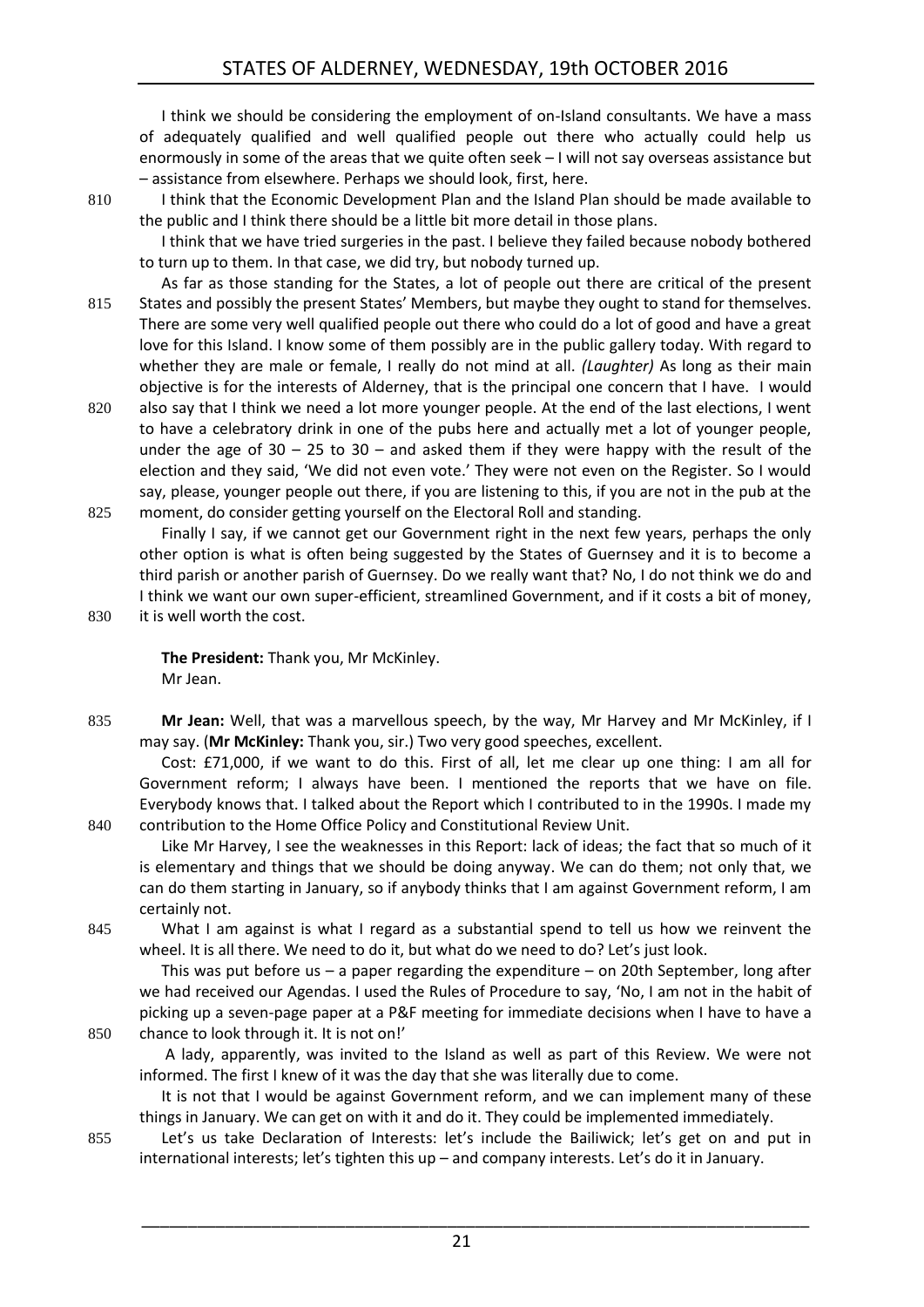I think we should be considering the employment of on-Island consultants. We have a mass of adequately qualified and well qualified people out there who actually could help us enormously in some of the areas that we quite often seek – I will not say overseas assistance but – assistance from elsewhere. Perhaps we should look, first, here.

810 I think that the Economic Development Plan and the Island Plan should be made available to the public and I think there should be a little bit more detail in those plans.

I think that we have tried surgeries in the past. I believe they failed because nobody bothered to turn up to them. In that case, we did try, but nobody turned up.

As far as those standing for the States, a lot of people out there are critical of the present 815 States and possibly the present States' Members, but maybe they ought to stand for themselves. There are some very well qualified people out there who could do a lot of good and have a great love for this Island. I know some of them possibly are in the public gallery today. With regard to whether they are male or female, I really do not mind at all. *(Laughter)* As long as their main objective is for the interests of Alderney, that is the principal one concern that I have. I would 820 also say that I think we need a lot more younger people. At the end of the last elections, I went to have a celebratory drink in one of the pubs here and actually met a lot of younger people, under the age of 30 – 25 to 30 – and asked them if they were happy with the result of the election and they said, 'We did not even vote.' They were not even on the Register. So I would say, please, younger people out there, if you are listening to this, if you are not in the pub at the 825 moment, do consider getting yourself on the Electoral Roll and standing.

Finally I say, if we cannot get our Government right in the next few years, perhaps the only other option is what is often being suggested by the States of Guernsey and it is to become a third parish or another parish of Guernsey. Do we really want that? No, I do not think we do and I think we want our own super-efficient, streamlined Government, and if it costs a bit of money, 830 it is well worth the cost.

**The President:** Thank you, Mr McKinley.
Mr Jean.

835 **Mr Jean:** Well, that was a marvellous speech, by the way, Mr Harvey and Mr McKinley, if I may say. (**Mr McKinley:** Thank you, sir.) Two very good speeches, excellent.

Cost: £71,000, if we want to do this. First of all, let me clear up one thing: I am all for Government reform; I always have been. I mentioned the reports that we have on file. Everybody knows that. I talked about the Report which I contributed to in the 1990s. I made my 840 contribution to the Home Office Policy and Constitutional Review Unit.

Like Mr Harvey, I see the weaknesses in this Report: lack of ideas; the fact that so much of it is elementary and things that we should be doing anyway. We can do them; not only that, we can do them starting in January, so if anybody thinks that I am against Government reform, I am certainly not.

845 What I am against is what I regard as a substantial spend to tell us how we reinvent the wheel. It is all there. We need to do it, but what do we need to do? Let's just look.

This was put before us – a paper regarding the expenditure – on 20th September, long after we had received our Agendas. I used the Rules of Procedure to say, 'No, I am not in the habit of picking up a seven-page paper at a P&F meeting for immediate decisions when I have to have a 850 chance to look through it. It is not on!'

A lady, apparently, was invited to the Island as well as part of this Review. We were not informed. The first I knew of it was the day that she was literally due to come.

It is not that I would be against Government reform, and we can implement many of these things in January. We can get on with it and do it. They could be implemented immediately.

855 Let's us take Declaration of Interests: let's include the Bailiwick; let's get on and put in international interests; let's tighten this up – and company interests. Let's do it in January.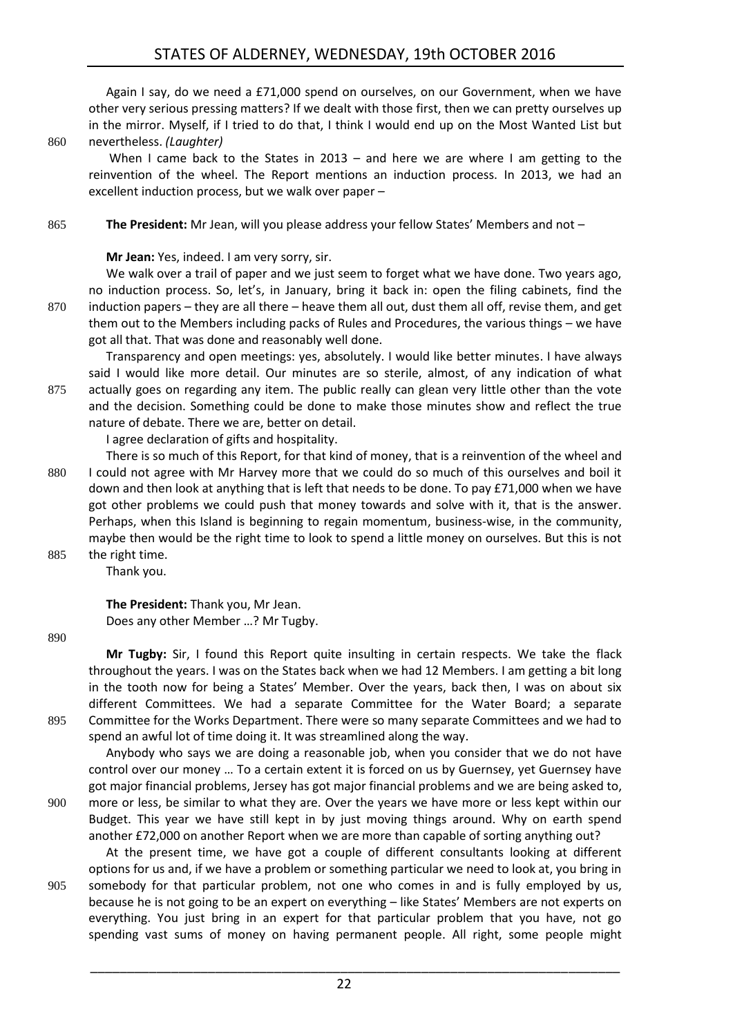Again I say, do we need a £71,000 spend on ourselves, on our Government, when we have other very serious pressing matters? If we dealt with those first, then we can pretty ourselves up in the mirror. Myself, if I tried to do that, I think I would end up on the Most Wanted List but nevertheless. *(Laughter)*

When I came back to the States in 2013 – and here we are where I am getting to the reinvention of the wheel. The Report mentions an induction process. In 2013, we had an excellent induction process, but we walk over paper –

**The President:** Mr Jean, will you please address your fellow States' Members and not –

**Mr Jean:** Yes, indeed. I am very sorry, sir.

We walk over a trail of paper and we just seem to forget what we have done. Two years ago, no induction process. So, let's, in January, bring it back in: open the filing cabinets, find the induction papers – they are all there – heave them all out, dust them all off, revise them, and get them out to the Members including packs of Rules and Procedures, the various things – we have got all that. That was done and reasonably well done.

Transparency and open meetings: yes, absolutely. I would like better minutes. I have always said I would like more detail. Our minutes are so sterile, almost, of any indication of what actually goes on regarding any item. The public really can glean very little other than the vote and the decision. Something could be done to make those minutes show and reflect the true nature of debate. There we are, better on detail.

I agree declaration of gifts and hospitality.

There is so much of this Report, for that kind of money, that is a reinvention of the wheel and I could not agree with Mr Harvey more that we could do so much of this ourselves and boil it down and then look at anything that is left that needs to be done. To pay £71,000 when we have got other problems we could push that money towards and solve with it, that is the answer. Perhaps, when this Island is beginning to regain momentum, business-wise, in the community, maybe then would be the right time to look to spend a little money on ourselves. But this is not the right time.

Thank you.

**The President:** Thank you, Mr Jean.

Does any other Member …? Mr Tugby.

**Mr Tugby:** Sir, I found this Report quite insulting in certain respects. We take the flack throughout the years. I was on the States back when we had 12 Members. I am getting a bit long in the tooth now for being a States' Member. Over the years, back then, I was on about six different Committees. We had a separate Committee for the Water Board; a separate Committee for the Works Department. There were so many separate Committees and we had to spend an awful lot of time doing it. It was streamlined along the way.

Anybody who says we are doing a reasonable job, when you consider that we do not have control over our money … To a certain extent it is forced on us by Guernsey, yet Guernsey have got major financial problems, Jersey has got major financial problems and we are being asked to, more or less, be similar to what they are. Over the years we have more or less kept within our Budget. This year we have still kept in by just moving things around. Why on earth spend another £72,000 on another Report when we are more than capable of sorting anything out?

At the present time, we have got a couple of different consultants looking at different options for us and, if we have a problem or something particular we need to look at, you bring in somebody for that particular problem, not one who comes in and is fully employed by us, because he is not going to be an expert on everything – like States' Members are not experts on everything. You just bring in an expert for that particular problem that you have, not go spending vast sums of money on having permanent people. All right, some people might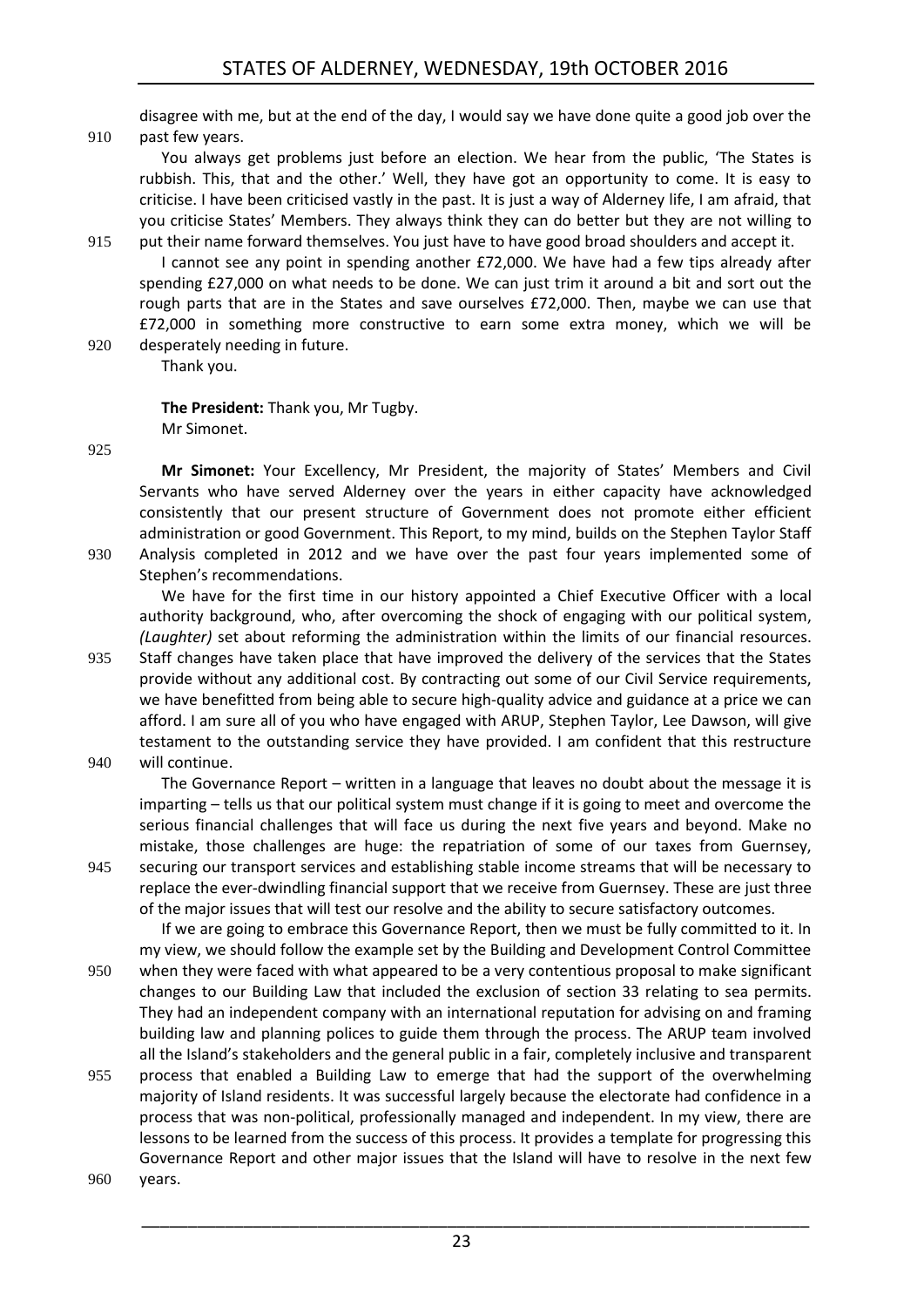disagree with me, but at the end of the day, I would say we have done quite a good job over the past few years.

You always get problems just before an election. We hear from the public, 'The States is rubbish. This, that and the other.' Well, they have got an opportunity to come. It is easy to criticise. I have been criticised vastly in the past. It is just a way of Alderney life, I am afraid, that you criticise States' Members. They always think they can do better but they are not willing to put their name forward themselves. You just have to have good broad shoulders and accept it.

I cannot see any point in spending another £72,000. We have had a few tips already after spending £27,000 on what needs to be done. We can just trim it around a bit and sort out the rough parts that are in the States and save ourselves £72,000. Then, maybe we can use that £72,000 in something more constructive to earn some extra money, which we will be desperately needing in future.

Thank you.

**The President:** Thank you, Mr Tugby.

Mr Simonet.

**Mr Simonet:** Your Excellency, Mr President, the majority of States' Members and Civil Servants who have served Alderney over the years in either capacity have acknowledged consistently that our present structure of Government does not promote either efficient administration or good Government. This Report, to my mind, builds on the Stephen Taylor Staff Analysis completed in 2012 and we have over the past four years implemented some of Stephen's recommendations.

We have for the first time in our history appointed a Chief Executive Officer with a local authority background, who, after overcoming the shock of engaging with our political system, *(Laughter)* set about reforming the administration within the limits of our financial resources. Staff changes have taken place that have improved the delivery of the services that the States provide without any additional cost. By contracting out some of our Civil Service requirements, we have benefitted from being able to secure high-quality advice and guidance at a price we can afford. I am sure all of you who have engaged with ARUP, Stephen Taylor, Lee Dawson, will give testament to the outstanding service they have provided. I am confident that this restructure will continue.

The Governance Report – written in a language that leaves no doubt about the message it is imparting – tells us that our political system must change if it is going to meet and overcome the serious financial challenges that will face us during the next five years and beyond. Make no mistake, those challenges are huge: the repatriation of some of our taxes from Guernsey, securing our transport services and establishing stable income streams that will be necessary to replace the ever-dwindling financial support that we receive from Guernsey. These are just three of the major issues that will test our resolve and the ability to secure satisfactory outcomes.

If we are going to embrace this Governance Report, then we must be fully committed to it. In my view, we should follow the example set by the Building and Development Control Committee when they were faced with what appeared to be a very contentious proposal to make significant changes to our Building Law that included the exclusion of section 33 relating to sea permits. They had an independent company with an international reputation for advising on and framing building law and planning polices to guide them through the process. The ARUP team involved all the Island's stakeholders and the general public in a fair, completely inclusive and transparent process that enabled a Building Law to emerge that had the support of the overwhelming majority of Island residents. It was successful largely because the electorate had confidence in a process that was non-political, professionally managed and independent. In my view, there are lessons to be learned from the success of this process. It provides a template for progressing this Governance Report and other major issues that the Island will have to resolve in the next few years.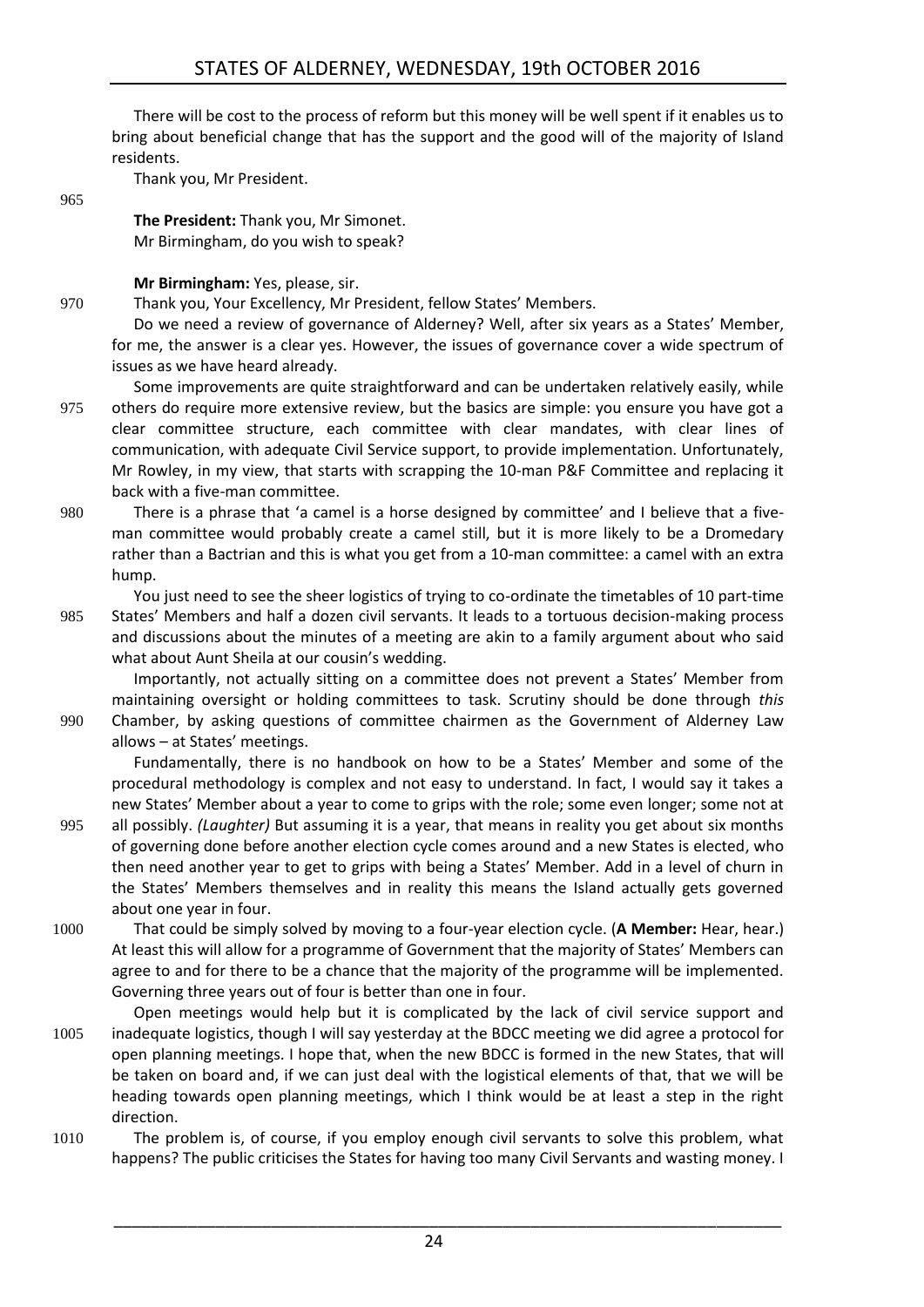There will be cost to the process of reform but this money will be well spent if it enables us to bring about beneficial change that has the support and the good will of the majority of Island residents.

Thank you, Mr President.

**The President:** Thank you, Mr Simonet.

Mr Birmingham, do you wish to speak?

**Mr Birmingham:** Yes, please, sir.

Thank you, Your Excellency, Mr President, fellow States' Members.

Do we need a review of governance of Alderney? Well, after six years as a States' Member, for me, the answer is a clear yes. However, the issues of governance cover a wide spectrum of issues as we have heard already.

Some improvements are quite straightforward and can be undertaken relatively easily, while others do require more extensive review, but the basics are simple: you ensure you have got a clear committee structure, each committee with clear mandates, with clear lines of communication, with adequate Civil Service support, to provide implementation. Unfortunately, Mr Rowley, in my view, that starts with scrapping the 10-man P&F Committee and replacing it back with a five-man committee.

There is a phrase that 'a camel is a horse designed by committee' and I believe that a five-man committee would probably create a camel still, but it is more likely to be a Dromedary rather than a Bactrian and this is what you get from a 10-man committee: a camel with an extra hump.

You just need to see the sheer logistics of trying to co-ordinate the timetables of 10 part-time States' Members and half a dozen civil servants. It leads to a tortuous decision-making process and discussions about the minutes of a meeting are akin to a family argument about who said what about Aunt Sheila at our cousin's wedding.

Importantly, not actually sitting on a committee does not prevent a States' Member from maintaining oversight or holding committees to task. Scrutiny should be done through *this* Chamber, by asking questions of committee chairmen as the Government of Alderney Law allows – at States' meetings.

Fundamentally, there is no handbook on how to be a States' Member and some of the procedural methodology is complex and not easy to understand. In fact, I would say it takes a new States' Member about a year to come to grips with the role; some even longer; some not at all possibly. *(Laughter)* But assuming it is a year, that means in reality you get about six months of governing done before another election cycle comes around and a new States is elected, who then need another year to get to grips with being a States' Member. Add in a level of churn in the States' Members themselves and in reality this means the Island actually gets governed about one year in four.

That could be simply solved by moving to a four-year election cycle. (**A Member:** Hear, hear.) At least this will allow for a programme of Government that the majority of States' Members can agree to and for there to be a chance that the majority of the programme will be implemented. Governing three years out of four is better than one in four.

Open meetings would help but it is complicated by the lack of civil service support and inadequate logistics, though I will say yesterday at the BDCC meeting we did agree a protocol for open planning meetings. I hope that, when the new BDCC is formed in the new States, that will be taken on board and, if we can just deal with the logistical elements of that, that we will be heading towards open planning meetings, which I think would be at least a step in the right direction.

The problem is, of course, if you employ enough civil servants to solve this problem, what happens? The public criticises the States for having too many Civil Servants and wasting money. I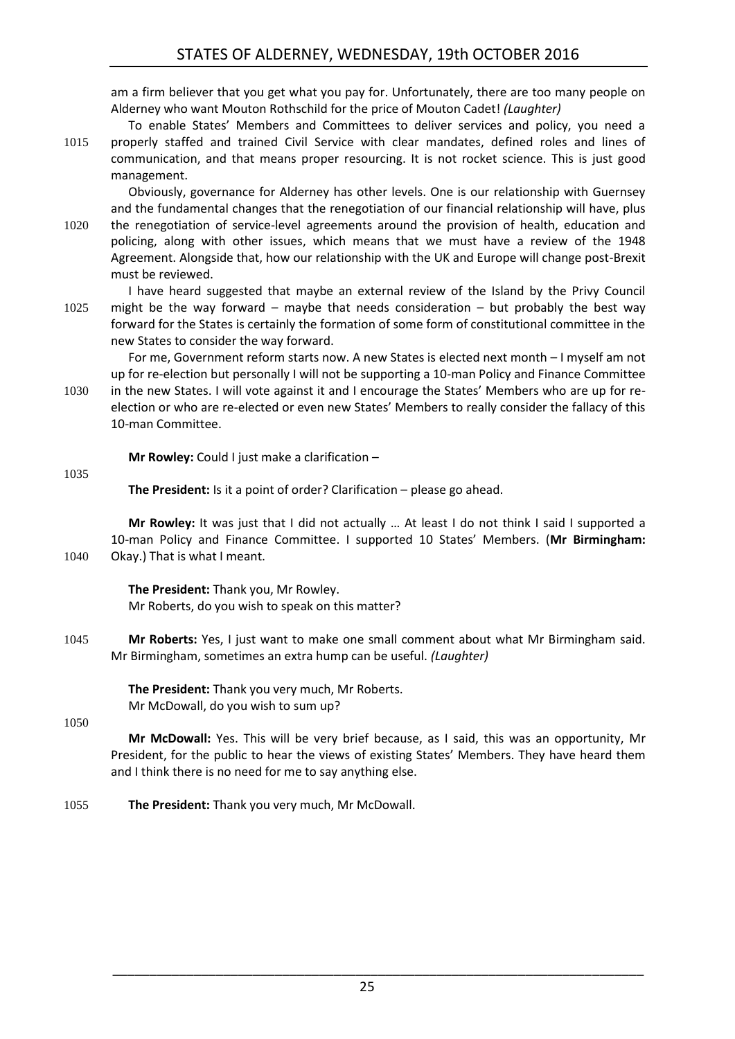am a firm believer that you get what you pay for. Unfortunately, there are too many people on Alderney who want Mouton Rothschild for the price of Mouton Cadet! *(Laughter)*

To enable States' Members and Committees to deliver services and policy, you need a properly staffed and trained Civil Service with clear mandates, defined roles and lines of communication, and that means proper resourcing. It is not rocket science. This is just good management.

Obviously, governance for Alderney has other levels. One is our relationship with Guernsey and the fundamental changes that the renegotiation of our financial relationship will have, plus the renegotiation of service-level agreements around the provision of health, education and policing, along with other issues, which means that we must have a review of the 1948 Agreement. Alongside that, how our relationship with the UK and Europe will change post-Brexit must be reviewed.

I have heard suggested that maybe an external review of the Island by the Privy Council might be the way forward – maybe that needs consideration – but probably the best way forward for the States is certainly the formation of some form of constitutional committee in the new States to consider the way forward.

For me, Government reform starts now. A new States is elected next month – I myself am not up for re-election but personally I will not be supporting a 10-man Policy and Finance Committee in the new States. I will vote against it and I encourage the States' Members who are up for re-election or who are re-elected or even new States' Members to really consider the fallacy of this 10-man Committee.

**Mr Rowley:** Could I just make a clarification –

**The President:** Is it a point of order? Clarification – please go ahead.

**Mr Rowley:** It was just that I did not actually … At least I do not think I said I supported a 10-man Policy and Finance Committee. I supported 10 States' Members. (**Mr Birmingham:** Okay.) That is what I meant.

**The President:** Thank you, Mr Rowley.
Mr Roberts, do you wish to speak on this matter?

**Mr Roberts:** Yes, I just want to make one small comment about what Mr Birmingham said. Mr Birmingham, sometimes an extra hump can be useful. *(Laughter)*

**The President:** Thank you very much, Mr Roberts.
Mr McDowall, do you wish to sum up?

**Mr McDowall:** Yes. This will be very brief because, as I said, this was an opportunity, Mr President, for the public to hear the views of existing States' Members. They have heard them and I think there is no need for me to say anything else.

**The President:** Thank you very much, Mr McDowall.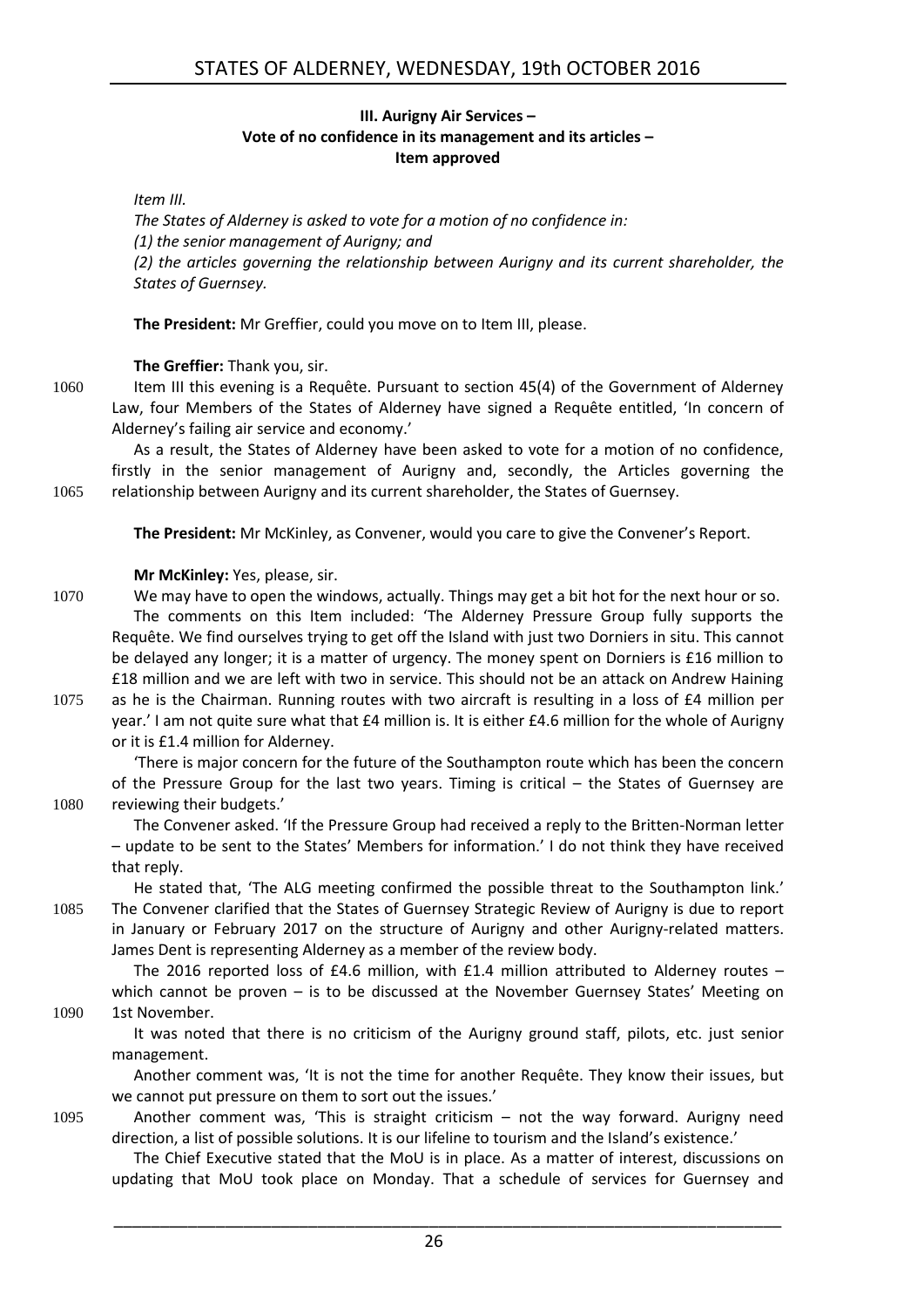### III. Aurigny Air Services – Vote of no confidence in its management and its articles – Item approved

*Item III.*

*The States of Alderney is asked to vote for a motion of no confidence in:*

*(1) the senior management of Aurigny; and*

*(2) the articles governing the relationship between Aurigny and its current shareholder, the States of Guernsey.*

**The President:** Mr Greffier, could you move on to Item III, please.

**The Greffier:** Thank you, sir.

1060 Item III this evening is a Requête. Pursuant to section 45(4) of the Government of Alderney Law, four Members of the States of Alderney have signed a Requête entitled, 'In concern of Alderney's failing air service and economy.'

As a result, the States of Alderney have been asked to vote for a motion of no confidence, firstly in the senior management of Aurigny and, secondly, the Articles governing the 1065 relationship between Aurigny and its current shareholder, the States of Guernsey.

**The President:** Mr McKinley, as Convener, would you care to give the Convener's Report.

**Mr McKinley:** Yes, please, sir.

1070 We may have to open the windows, actually. Things may get a bit hot for the next hour or so. The comments on this Item included: 'The Alderney Pressure Group fully supports the Requête. We find ourselves trying to get off the Island with just two Dorniers in situ. This cannot be delayed any longer; it is a matter of urgency. The money spent on Dorniers is £16 million to £18 million and we are left with two in service. This should not be an attack on Andrew Haining 1075 as he is the Chairman. Running routes with two aircraft is resulting in a loss of £4 million per year.' I am not quite sure what that £4 million is. It is either £4.6 million for the whole of Aurigny or it is £1.4 million for Alderney.

'There is major concern for the future of the Southampton route which has been the concern of the Pressure Group for the last two years. Timing is critical – the States of Guernsey are 1080 reviewing their budgets.'

The Convener asked. 'If the Pressure Group had received a reply to the Britten-Norman letter – update to be sent to the States' Members for information.' I do not think they have received that reply.

He stated that, 'The ALG meeting confirmed the possible threat to the Southampton link.' 1085 The Convener clarified that the States of Guernsey Strategic Review of Aurigny is due to report in January or February 2017 on the structure of Aurigny and other Aurigny-related matters. James Dent is representing Alderney as a member of the review body.

The 2016 reported loss of £4.6 million, with £1.4 million attributed to Alderney routes – which cannot be proven – is to be discussed at the November Guernsey States' Meeting on 1090 1st November.

It was noted that there is no criticism of the Aurigny ground staff, pilots, etc. just senior management.

Another comment was, 'It is not the time for another Requête. They know their issues, but we cannot put pressure on them to sort out the issues.'

1095 Another comment was, 'This is straight criticism – not the way forward. Aurigny need direction, a list of possible solutions. It is our lifeline to tourism and the Island's existence.'

The Chief Executive stated that the MoU is in place. As a matter of interest, discussions on updating that MoU took place on Monday. That a schedule of services for Guernsey and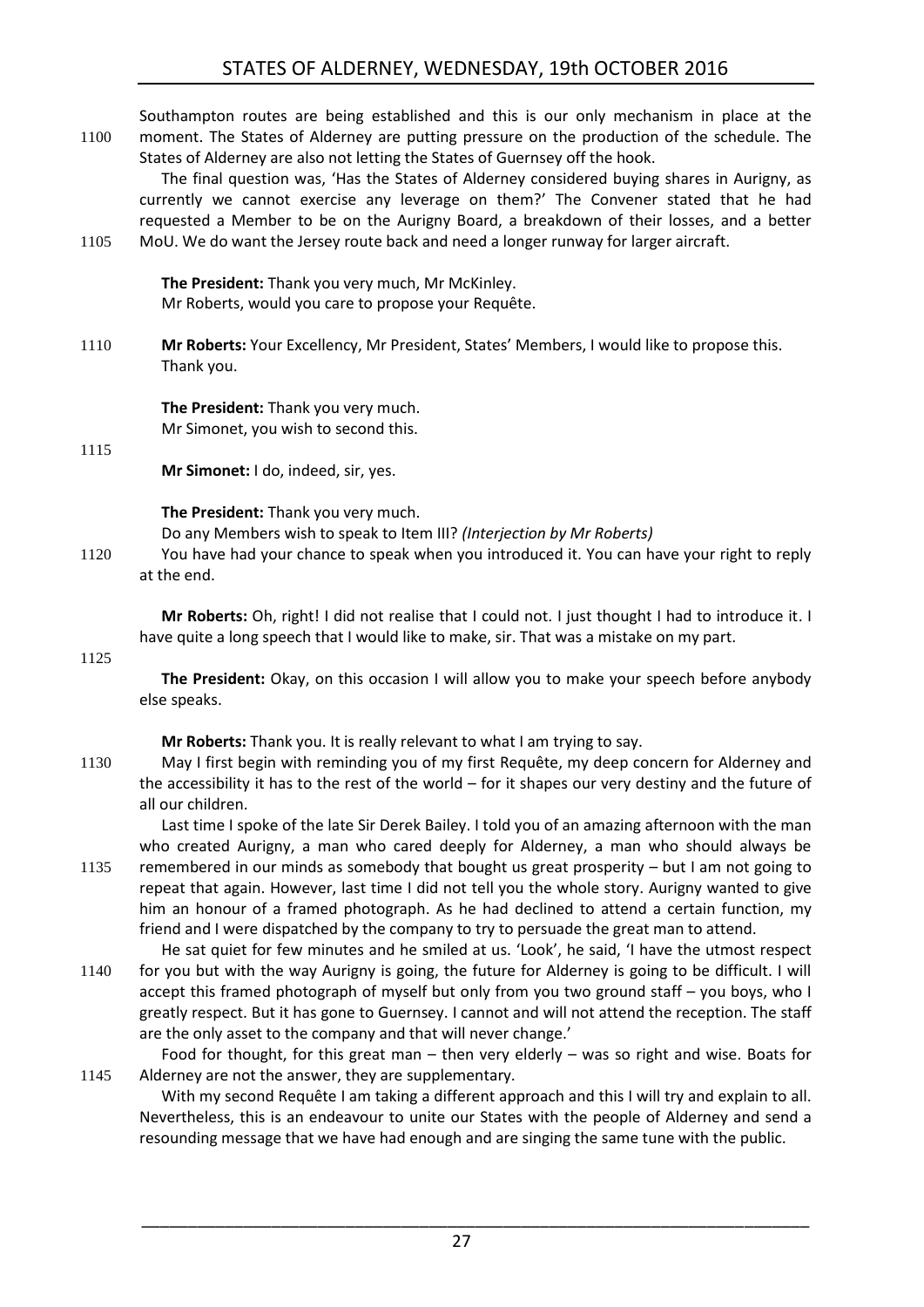Southampton routes are being established and this is our only mechanism in place at the moment. The States of Alderney are putting pressure on the production of the schedule. The States of Alderney are also not letting the States of Guernsey off the hook.

The final question was, 'Has the States of Alderney considered buying shares in Aurigny, as currently we cannot exercise any leverage on them?' The Convener stated that he had requested a Member to be on the Aurigny Board, a breakdown of their losses, and a better MoU. We do want the Jersey route back and need a longer runway for larger aircraft.

**The President:** Thank you very much, Mr McKinley.
Mr Roberts, would you care to propose your Requête.

**Mr Roberts:** Your Excellency, Mr President, States' Members, I would like to propose this. Thank you.

**The President:** Thank you very much.
Mr Simonet, you wish to second this.

**Mr Simonet:** I do, indeed, sir, yes.

**The President:** Thank you very much.
Do any Members wish to speak to Item III? *(Interjection by Mr Roberts)*
You have had your chance to speak when you introduced it. You can have your right to reply at the end.

**Mr Roberts:** Oh, right! I did not realise that I could not. I just thought I had to introduce it. I have quite a long speech that I would like to make, sir. That was a mistake on my part.

**The President:** Okay, on this occasion I will allow you to make your speech before anybody else speaks.

**Mr Roberts:** Thank you. It is really relevant to what I am trying to say.

May I first begin with reminding you of my first Requête, my deep concern for Alderney and the accessibility it has to the rest of the world – for it shapes our very destiny and the future of all our children.

Last time I spoke of the late Sir Derek Bailey. I told you of an amazing afternoon with the man who created Aurigny, a man who cared deeply for Alderney, a man who should always be remembered in our minds as somebody that bought us great prosperity – but I am not going to repeat that again. However, last time I did not tell you the whole story. Aurigny wanted to give him an honour of a framed photograph. As he had declined to attend a certain function, my friend and I were dispatched by the company to try to persuade the great man to attend.

He sat quiet for few minutes and he smiled at us. 'Look', he said, 'I have the utmost respect for you but with the way Aurigny is going, the future for Alderney is going to be difficult. I will accept this framed photograph of myself but only from you two ground staff – you boys, who I greatly respect. But it has gone to Guernsey. I cannot and will not attend the reception. The staff are the only asset to the company and that will never change.'

Food for thought, for this great man – then very elderly – was so right and wise. Boats for Alderney are not the answer, they are supplementary.

With my second Requête I am taking a different approach and this I will try and explain to all. Nevertheless, this is an endeavour to unite our States with the people of Alderney and send a resounding message that we have had enough and are singing the same tune with the public.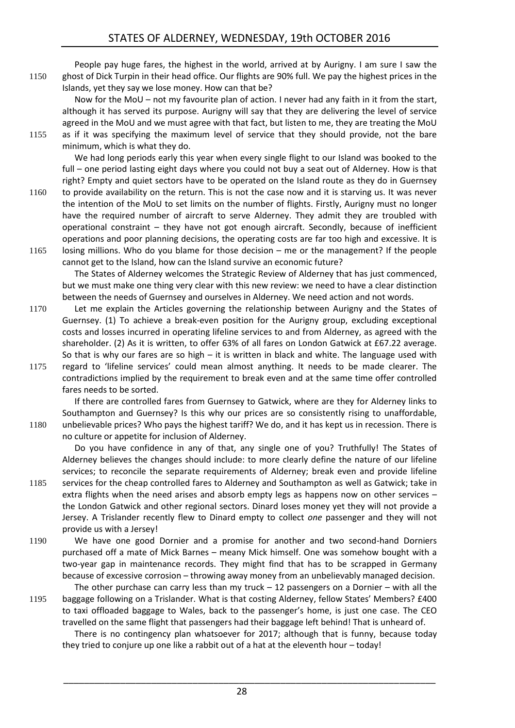People pay huge fares, the highest in the world, arrived at by Aurigny. I am sure I saw the ghost of Dick Turpin in their head office. Our flights are 90% full. We pay the highest prices in the Islands, yet they say we lose money. How can that be?

Now for the MoU – not my favourite plan of action. I never had any faith in it from the start, although it has served its purpose. Aurigny will say that they are delivering the level of service agreed in the MoU and we must agree with that fact, but listen to me, they are treating the MoU as if it was specifying the maximum level of service that they should provide, not the bare minimum, which is what they do.

We had long periods early this year when every single flight to our Island was booked to the full – one period lasting eight days where you could not buy a seat out of Alderney. How is that right? Empty and quiet sectors have to be operated on the Island route as they do in Guernsey to provide availability on the return. This is not the case now and it is starving us. It was never the intention of the MoU to set limits on the number of flights. Firstly, Aurigny must no longer have the required number of aircraft to serve Alderney. They admit they are troubled with operational constraint – they have not got enough aircraft. Secondly, because of inefficient operations and poor planning decisions, the operating costs are far too high and excessive. It is losing millions. Who do you blame for those decision – me or the management? If the people cannot get to the Island, how can the Island survive an economic future?

The States of Alderney welcomes the Strategic Review of Alderney that has just commenced, but we must make one thing very clear with this new review: we need to have a clear distinction between the needs of Guernsey and ourselves in Alderney. We need action and not words.

Let me explain the Articles governing the relationship between Aurigny and the States of Guernsey. (1) To achieve a break-even position for the Aurigny group, excluding exceptional costs and losses incurred in operating lifeline services to and from Alderney, as agreed with the shareholder. (2) As it is written, to offer 63% of all fares on London Gatwick at £67.22 average. So that is why our fares are so high – it is written in black and white. The language used with regard to 'lifeline services' could mean almost anything. It needs to be made clearer. The contradictions implied by the requirement to break even and at the same time offer controlled fares needs to be sorted.

If there are controlled fares from Guernsey to Gatwick, where are they for Alderney links to Southampton and Guernsey? Is this why our prices are so consistently rising to unaffordable, unbelievable prices? Who pays the highest tariff? We do, and it has kept us in recession. There is no culture or appetite for inclusion of Alderney.

Do you have confidence in any of that, any single one of you? Truthfully! The States of Alderney believes the changes should include: to more clearly define the nature of our lifeline services; to reconcile the separate requirements of Alderney; break even and provide lifeline services for the cheap controlled fares to Alderney and Southampton as well as Gatwick; take in extra flights when the need arises and absorb empty legs as happens now on other services – the London Gatwick and other regional sectors. Dinard loses money yet they will not provide a Jersey. A Trislander recently flew to Dinard empty to collect *one* passenger and they will not provide us with a Jersey!

We have one good Dornier and a promise for another and two second-hand Dorniers purchased off a mate of Mick Barnes – meany Mick himself. One was somehow bought with a two-year gap in maintenance records. They might find that has to be scrapped in Germany because of excessive corrosion – throwing away money from an unbelievably managed decision.

The other purchase can carry less than my truck – 12 passengers on a Dornier – with all the baggage following on a Trislander. What is that costing Alderney, fellow States' Members? £400 to taxi offloaded baggage to Wales, back to the passenger's home, is just one case. The CEO travelled on the same flight that passengers had their baggage left behind! That is unheard of.

There is no contingency plan whatsoever for 2017; although that is funny, because today they tried to conjure up one like a rabbit out of a hat at the eleventh hour – today!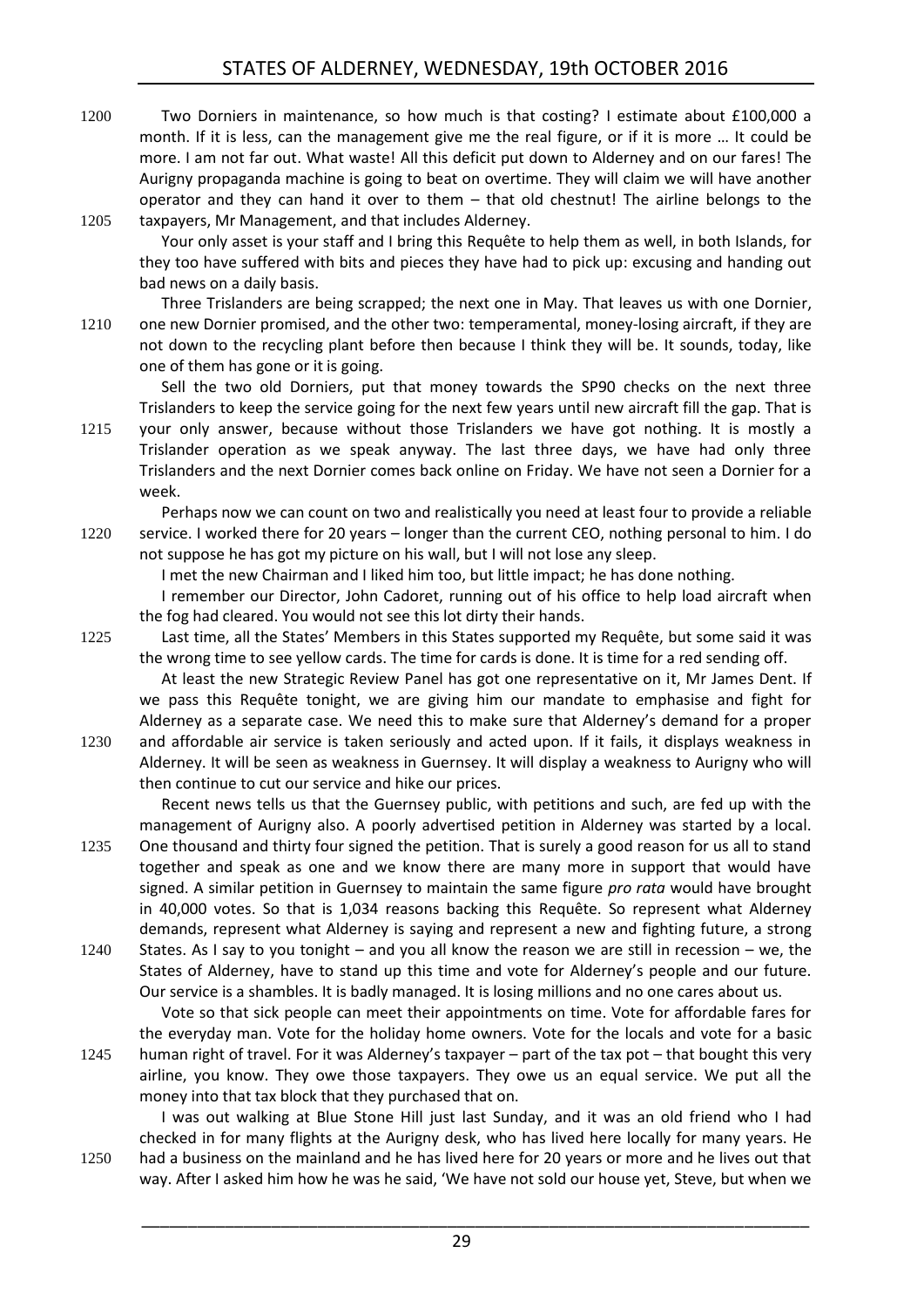Two Dorniers in maintenance, so how much is that costing? I estimate about £100,000 a month. If it is less, can the management give me the real figure, or if it is more … It could be more. I am not far out. What waste! All this deficit put down to Alderney and on our fares! The Aurigny propaganda machine is going to beat on overtime. They will claim we will have another operator and they can hand it over to them – that old chestnut! The airline belongs to the taxpayers, Mr Management, and that includes Alderney.

Your only asset is your staff and I bring this Requête to help them as well, in both Islands, for they too have suffered with bits and pieces they have had to pick up: excusing and handing out bad news on a daily basis.

Three Trislanders are being scrapped; the next one in May. That leaves us with one Dornier, one new Dornier promised, and the other two: temperamental, money-losing aircraft, if they are not down to the recycling plant before then because I think they will be. It sounds, today, like one of them has gone or it is going.

Sell the two old Dorniers, put that money towards the SP90 checks on the next three Trislanders to keep the service going for the next few years until new aircraft fill the gap. That is your only answer, because without those Trislanders we have got nothing. It is mostly a Trislander operation as we speak anyway. The last three days, we have had only three Trislanders and the next Dornier comes back online on Friday. We have not seen a Dornier for a week.

Perhaps now we can count on two and realistically you need at least four to provide a reliable service. I worked there for 20 years – longer than the current CEO, nothing personal to him. I do not suppose he has got my picture on his wall, but I will not lose any sleep.

I met the new Chairman and I liked him too, but little impact; he has done nothing.

I remember our Director, John Cadoret, running out of his office to help load aircraft when the fog had cleared. You would not see this lot dirty their hands.

Last time, all the States' Members in this States supported my Requête, but some said it was the wrong time to see yellow cards. The time for cards is done. It is time for a red sending off.

At least the new Strategic Review Panel has got one representative on it, Mr James Dent. If we pass this Requête tonight, we are giving him our mandate to emphasise and fight for Alderney as a separate case. We need this to make sure that Alderney's demand for a proper and affordable air service is taken seriously and acted upon. If it fails, it displays weakness in Alderney. It will be seen as weakness in Guernsey. It will display a weakness to Aurigny who will then continue to cut our service and hike our prices.

Recent news tells us that the Guernsey public, with petitions and such, are fed up with the management of Aurigny also. A poorly advertised petition in Alderney was started by a local. One thousand and thirty four signed the petition. That is surely a good reason for us all to stand together and speak as one and we know there are many more in support that would have signed. A similar petition in Guernsey to maintain the same figure *pro rata* would have brought in 40,000 votes. So that is 1,034 reasons backing this Requête. So represent what Alderney demands, represent what Alderney is saying and represent a new and fighting future, a strong States. As I say to you tonight – and you all know the reason we are still in recession – we, the States of Alderney, have to stand up this time and vote for Alderney's people and our future. Our service is a shambles. It is badly managed. It is losing millions and no one cares about us.

Vote so that sick people can meet their appointments on time. Vote for affordable fares for the everyday man. Vote for the holiday home owners. Vote for the locals and vote for a basic human right of travel. For it was Alderney's taxpayer – part of the tax pot – that bought this very airline, you know. They owe those taxpayers. They owe us an equal service. We put all the money into that tax block that they purchased that on.

I was out walking at Blue Stone Hill just last Sunday, and it was an old friend who I had checked in for many flights at the Aurigny desk, who has lived here locally for many years. He had a business on the mainland and he has lived here for 20 years or more and he lives out that way. After I asked him how he was he said, 'We have not sold our house yet, Steve, but when we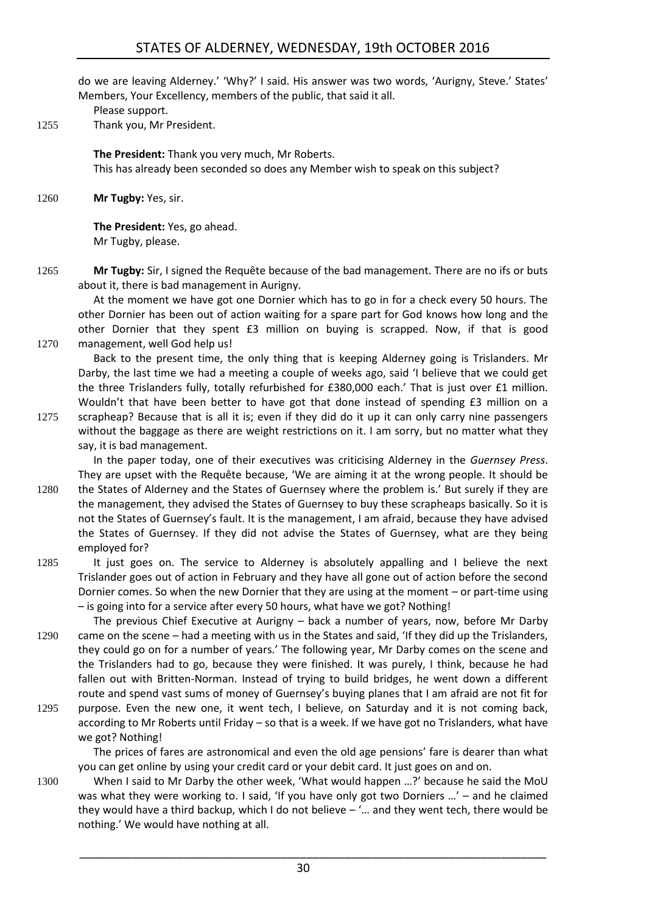do we are leaving Alderney.' 'Why?' I said. His answer was two words, 'Aurigny, Steve.' States' Members, Your Excellency, members of the public, that said it all.

Please support.

1255 Thank you, Mr President.

**The President:** Thank you very much, Mr Roberts.

This has already been seconded so does any Member wish to speak on this subject?

1260 **Mr Tugby:** Yes, sir.

**The President:** Yes, go ahead.

Mr Tugby, please.

1265 **Mr Tugby:** Sir, I signed the Requête because of the bad management. There are no ifs or buts about it, there is bad management in Aurigny.

At the moment we have got one Dornier which has to go in for a check every 50 hours. The other Dornier has been out of action waiting for a spare part for God knows how long and the other Dornier that they spent £3 million on buying is scrapped. Now, if that is good 1270 management, well God help us!

Back to the present time, the only thing that is keeping Alderney going is Trislanders. Mr Darby, the last time we had a meeting a couple of weeks ago, said 'I believe that we could get the three Trislanders fully, totally refurbished for £380,000 each.' That is just over £1 million. Wouldn't that have been better to have got that done instead of spending £3 million on a 1275 scrapheap? Because that is all it is; even if they did do it up it can only carry nine passengers without the baggage as there are weight restrictions on it. I am sorry, but no matter what they say, it is bad management.

In the paper today, one of their executives was criticising Alderney in the *Guernsey Press*. They are upset with the Requête because, 'We are aiming it at the wrong people. It should be 1280 the States of Alderney and the States of Guernsey where the problem is.' But surely if they are the management, they advised the States of Guernsey to buy these scrapheaps basically. So it is not the States of Guernsey's fault. It is the management, I am afraid, because they have advised the States of Guernsey. If they did not advise the States of Guernsey, what are they being employed for?

1285 It just goes on. The service to Alderney is absolutely appalling and I believe the next Trislander goes out of action in February and they have all gone out of action before the second Dornier comes. So when the new Dornier that they are using at the moment – or part-time using – is going into for a service after every 50 hours, what have we got? Nothing!

The previous Chief Executive at Aurigny – back a number of years, now, before Mr Darby 1290 came on the scene – had a meeting with us in the States and said, 'If they did up the Trislanders, they could go on for a number of years.' The following year, Mr Darby comes on the scene and the Trislanders had to go, because they were finished. It was purely, I think, because he had fallen out with Britten-Norman. Instead of trying to build bridges, he went down a different route and spend vast sums of money of Guernsey's buying planes that I am afraid are not fit for 1295 purpose. Even the new one, it went tech, I believe, on Saturday and it is not coming back, according to Mr Roberts until Friday – so that is a week. If we have got no Trislanders, what have we got? Nothing!

The prices of fares are astronomical and even the old age pensions' fare is dearer than what you can get online by using your credit card or your debit card. It just goes on and on.

1300 When I said to Mr Darby the other week, 'What would happen …?' because he said the MoU was what they were working to. I said, 'If you have only got two Dorniers …' – and he claimed they would have a third backup, which I do not believe – '… and they went tech, there would be nothing.' We would have nothing at all.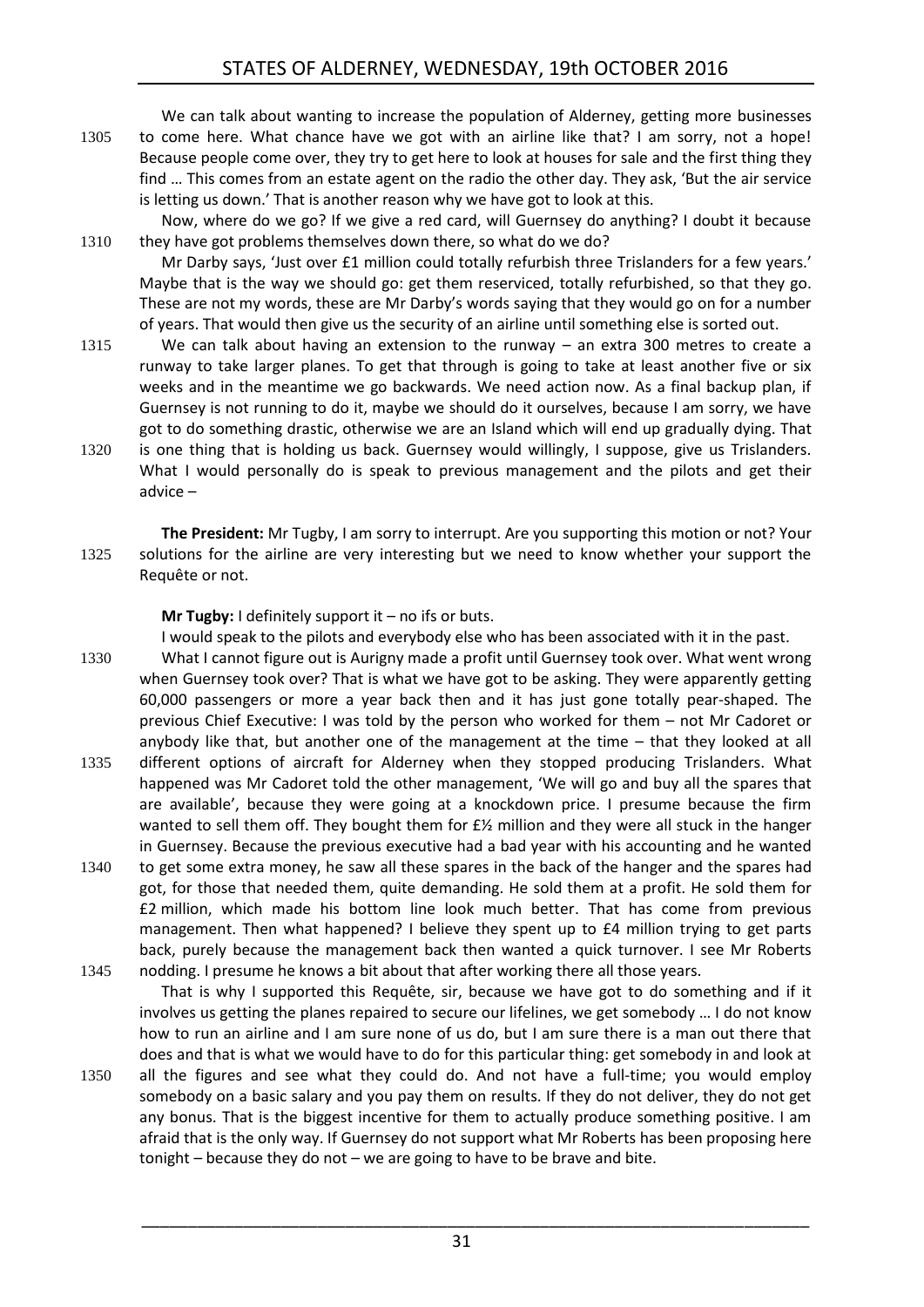We can talk about wanting to increase the population of Alderney, getting more businesses to come here. What chance have we got with an airline like that? I am sorry, not a hope! Because people come over, they try to get here to look at houses for sale and the first thing they find … This comes from an estate agent on the radio the other day. They ask, 'But the air service is letting us down.' That is another reason why we have got to look at this.

Now, where do we go? If we give a red card, will Guernsey do anything? I doubt it because they have got problems themselves down there, so what do we do?

Mr Darby says, 'Just over £1 million could totally refurbish three Trislanders for a few years.' Maybe that is the way we should go: get them reserviced, totally refurbished, so that they go. These are not my words, these are Mr Darby's words saying that they would go on for a number of years. That would then give us the security of an airline until something else is sorted out.

We can talk about having an extension to the runway – an extra 300 metres to create a runway to take larger planes. To get that through is going to take at least another five or six weeks and in the meantime we go backwards. We need action now. As a final backup plan, if Guernsey is not running to do it, maybe we should do it ourselves, because I am sorry, we have got to do something drastic, otherwise we are an Island which will end up gradually dying. That is one thing that is holding us back. Guernsey would willingly, I suppose, give us Trislanders. What I would personally do is speak to previous management and the pilots and get their advice –

**The President:** Mr Tugby, I am sorry to interrupt. Are you supporting this motion or not? Your solutions for the airline are very interesting but we need to know whether your support the Requête or not.

**Mr Tugby:** I definitely support it – no ifs or buts.

I would speak to the pilots and everybody else who has been associated with it in the past.

What I cannot figure out is Aurigny made a profit until Guernsey took over. What went wrong when Guernsey took over? That is what we have got to be asking. They were apparently getting 60,000 passengers or more a year back then and it has just gone totally pear-shaped. The previous Chief Executive: I was told by the person who worked for them – not Mr Cadoret or anybody like that, but another one of the management at the time – that they looked at all different options of aircraft for Alderney when they stopped producing Trislanders. What happened was Mr Cadoret told the other management, 'We will go and buy all the spares that are available', because they were going at a knockdown price. I presume because the firm wanted to sell them off. They bought them for £½ million and they were all stuck in the hanger in Guernsey. Because the previous executive had a bad year with his accounting and he wanted to get some extra money, he saw all these spares in the back of the hanger and the spares had got, for those that needed them, quite demanding. He sold them at a profit. He sold them for £2 million, which made his bottom line look much better. That has come from previous management. Then what happened? I believe they spent up to £4 million trying to get parts back, purely because the management back then wanted a quick turnover. I see Mr Roberts nodding. I presume he knows a bit about that after working there all those years.

That is why I supported this Requête, sir, because we have got to do something and if it involves us getting the planes repaired to secure our lifelines, we get somebody … I do not know how to run an airline and I am sure none of us do, but I am sure there is a man out there that does and that is what we would have to do for this particular thing: get somebody in and look at all the figures and see what they could do. And not have a full-time; you would employ somebody on a basic salary and you pay them on results. If they do not deliver, they do not get any bonus. That is the biggest incentive for them to actually produce something positive. I am afraid that is the only way. If Guernsey do not support what Mr Roberts has been proposing here tonight – because they do not – we are going to have to be brave and bite.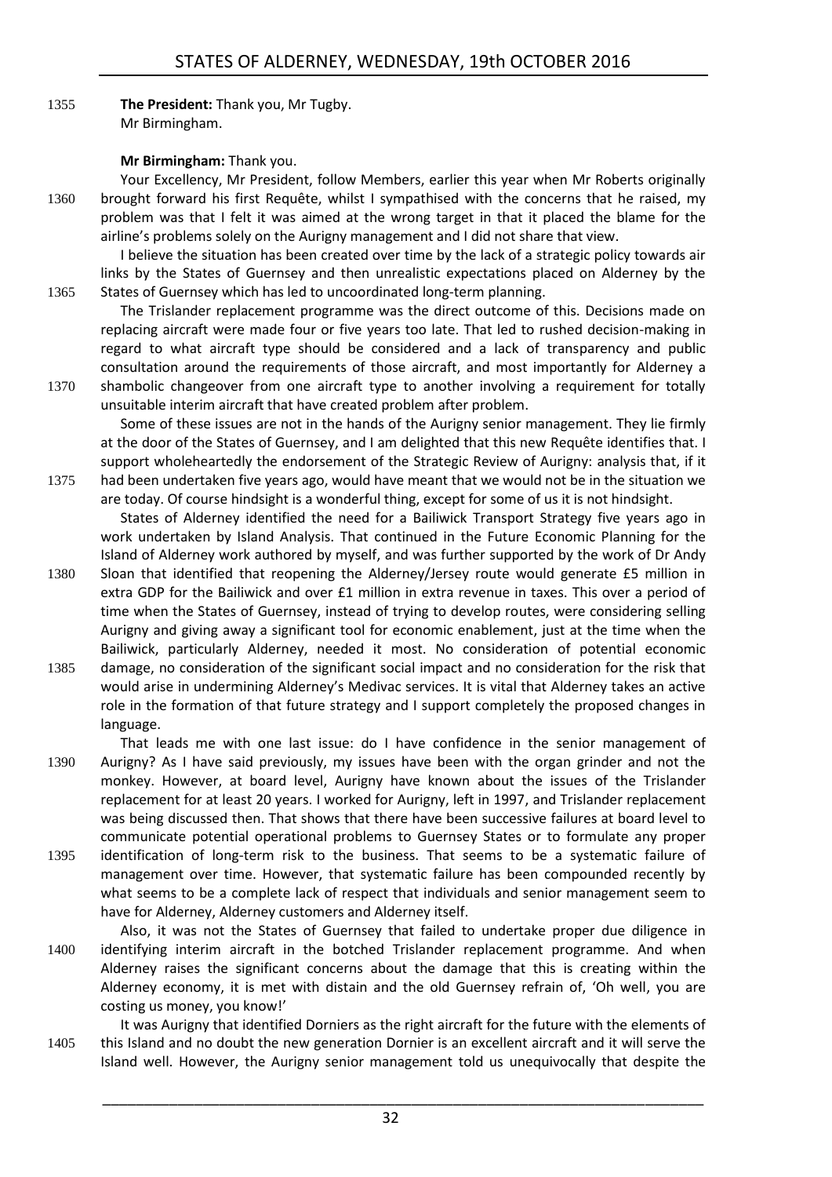**The President:** Thank you, Mr Tugby.
Mr Birmingham.

**Mr Birmingham:** Thank you.

Your Excellency, Mr President, follow Members, earlier this year when Mr Roberts originally brought forward his first Requête, whilst I sympathised with the concerns that he raised, my problem was that I felt it was aimed at the wrong target in that it placed the blame for the airline's problems solely on the Aurigny management and I did not share that view.

I believe the situation has been created over time by the lack of a strategic policy towards air links by the States of Guernsey and then unrealistic expectations placed on Alderney by the States of Guernsey which has led to uncoordinated long-term planning.

The Trislander replacement programme was the direct outcome of this. Decisions made on replacing aircraft were made four or five years too late. That led to rushed decision-making in regard to what aircraft type should be considered and a lack of transparency and public consultation around the requirements of those aircraft, and most importantly for Alderney a shambolic changeover from one aircraft type to another involving a requirement for totally unsuitable interim aircraft that have created problem after problem.

Some of these issues are not in the hands of the Aurigny senior management. They lie firmly at the door of the States of Guernsey, and I am delighted that this new Requête identifies that. I support wholeheartedly the endorsement of the Strategic Review of Aurigny: analysis that, if it had been undertaken five years ago, would have meant that we would not be in the situation we are today. Of course hindsight is a wonderful thing, except for some of us it is not hindsight.

States of Alderney identified the need for a Bailiwick Transport Strategy five years ago in work undertaken by Island Analysis. That continued in the Future Economic Planning for the Island of Alderney work authored by myself, and was further supported by the work of Dr Andy Sloan that identified that reopening the Alderney/Jersey route would generate £5 million in extra GDP for the Bailiwick and over £1 million in extra revenue in taxes. This over a period of time when the States of Guernsey, instead of trying to develop routes, were considering selling Aurigny and giving away a significant tool for economic enablement, just at the time when the Bailiwick, particularly Alderney, needed it most. No consideration of potential economic damage, no consideration of the significant social impact and no consideration for the risk that would arise in undermining Alderney's Medivac services. It is vital that Alderney takes an active role in the formation of that future strategy and I support completely the proposed changes in language.

That leads me with one last issue: do I have confidence in the senior management of Aurigny? As I have said previously, my issues have been with the organ grinder and not the monkey. However, at board level, Aurigny have known about the issues of the Trislander replacement for at least 20 years. I worked for Aurigny, left in 1997, and Trislander replacement was being discussed then. That shows that there have been successive failures at board level to communicate potential operational problems to Guernsey States or to formulate any proper identification of long-term risk to the business. That seems to be a systematic failure of management over time. However, that systematic failure has been compounded recently by what seems to be a complete lack of respect that individuals and senior management seem to have for Alderney, Alderney customers and Alderney itself.

Also, it was not the States of Guernsey that failed to undertake proper due diligence in identifying interim aircraft in the botched Trislander replacement programme. And when Alderney raises the significant concerns about the damage that this is creating within the Alderney economy, it is met with distain and the old Guernsey refrain of, 'Oh well, you are costing us money, you know!'

It was Aurigny that identified Dorniers as the right aircraft for the future with the elements of this Island and no doubt the new generation Dornier is an excellent aircraft and it will serve the Island well. However, the Aurigny senior management told us unequivocally that despite the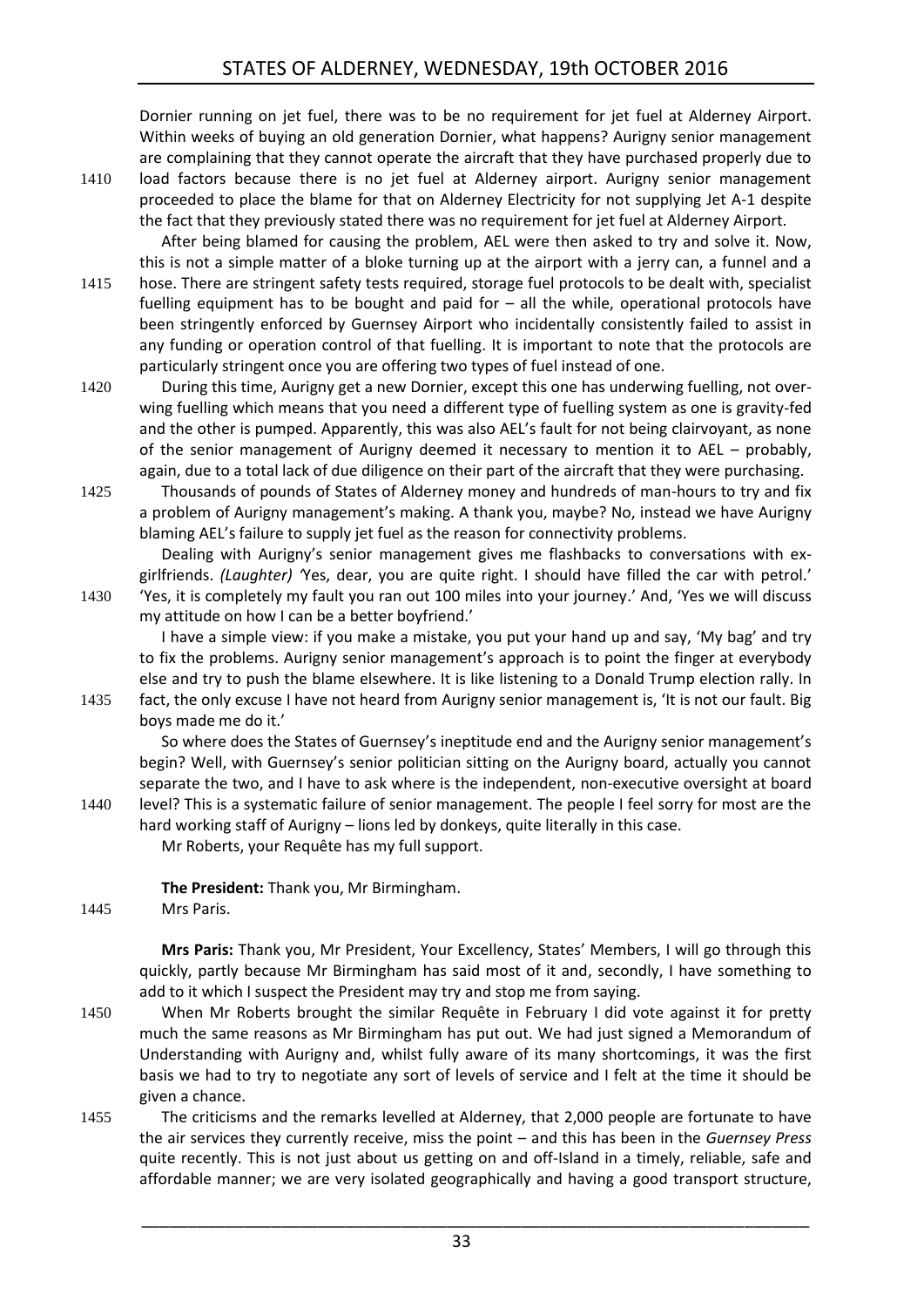Dornier running on jet fuel, there was to be no requirement for jet fuel at Alderney Airport. Within weeks of buying an old generation Dornier, what happens? Aurigny senior management are complaining that they cannot operate the aircraft that they have purchased properly due to load factors because there is no jet fuel at Alderney airport. Aurigny senior management proceeded to place the blame for that on Alderney Electricity for not supplying Jet A-1 despite the fact that they previously stated there was no requirement for jet fuel at Alderney Airport.

After being blamed for causing the problem, AEL were then asked to try and solve it. Now, this is not a simple matter of a bloke turning up at the airport with a jerry can, a funnel and a hose. There are stringent safety tests required, storage fuel protocols to be dealt with, specialist fuelling equipment has to be bought and paid for – all the while, operational protocols have been stringently enforced by Guernsey Airport who incidentally consistently failed to assist in any funding or operation control of that fuelling. It is important to note that the protocols are particularly stringent once you are offering two types of fuel instead of one.

During this time, Aurigny get a new Dornier, except this one has underwing fuelling, not over-wing fuelling which means that you need a different type of fuelling system as one is gravity-fed and the other is pumped. Apparently, this was also AEL's fault for not being clairvoyant, as none of the senior management of Aurigny deemed it necessary to mention it to AEL – probably, again, due to a total lack of due diligence on their part of the aircraft that they were purchasing.

Thousands of pounds of States of Alderney money and hundreds of man-hours to try and fix a problem of Aurigny management's making. A thank you, maybe? No, instead we have Aurigny blaming AEL's failure to supply jet fuel as the reason for connectivity problems.

Dealing with Aurigny's senior management gives me flashbacks to conversations with ex-girlfriends. *(Laughter)* 'Yes, dear, you are quite right. I should have filled the car with petrol.' 'Yes, it is completely my fault you ran out 100 miles into your journey.' And, 'Yes we will discuss my attitude on how I can be a better boyfriend.'

I have a simple view: if you make a mistake, you put your hand up and say, 'My bag' and try to fix the problems. Aurigny senior management's approach is to point the finger at everybody else and try to push the blame elsewhere. It is like listening to a Donald Trump election rally. In fact, the only excuse I have not heard from Aurigny senior management is, 'It is not our fault. Big boys made me do it.'

So where does the States of Guernsey's ineptitude end and the Aurigny senior management's begin? Well, with Guernsey's senior politician sitting on the Aurigny board, actually you cannot separate the two, and I have to ask where is the independent, non-executive oversight at board level? This is a systematic failure of senior management. The people I feel sorry for most are the hard working staff of Aurigny – lions led by donkeys, quite literally in this case.

Mr Roberts, your Requête has my full support.

**The President:** Thank you, Mr Birmingham.

Mrs Paris.

**Mrs Paris:** Thank you, Mr President, Your Excellency, States' Members, I will go through this quickly, partly because Mr Birmingham has said most of it and, secondly, I have something to add to it which I suspect the President may try and stop me from saying.

When Mr Roberts brought the similar Requête in February I did vote against it for pretty much the same reasons as Mr Birmingham has put out. We had just signed a Memorandum of Understanding with Aurigny and, whilst fully aware of its many shortcomings, it was the first basis we had to try to negotiate any sort of levels of service and I felt at the time it should be given a chance.

The criticisms and the remarks levelled at Alderney, that 2,000 people are fortunate to have the air services they currently receive, miss the point – and this has been in the *Guernsey Press* quite recently. This is not just about us getting on and off-Island in a timely, reliable, safe and affordable manner; we are very isolated geographically and having a good transport structure,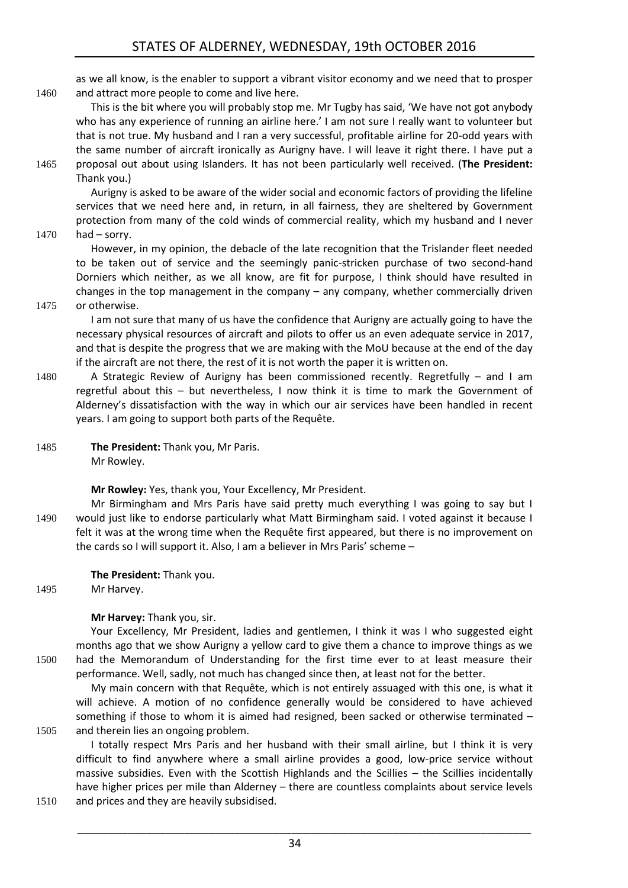as we all know, is the enabler to support a vibrant visitor economy and we need that to prosper and attract more people to come and live here.

This is the bit where you will probably stop me. Mr Tugby has said, 'We have not got anybody who has any experience of running an airline here.' I am not sure I really want to volunteer but that is not true. My husband and I ran a very successful, profitable airline for 20-odd years with the same number of aircraft ironically as Aurigny have. I will leave it right there. I have put a proposal out about using Islanders. It has not been particularly well received. (**The President:** Thank you.)

Aurigny is asked to be aware of the wider social and economic factors of providing the lifeline services that we need here and, in return, in all fairness, they are sheltered by Government protection from many of the cold winds of commercial reality, which my husband and I never had – sorry.

However, in my opinion, the debacle of the late recognition that the Trislander fleet needed to be taken out of service and the seemingly panic-stricken purchase of two second-hand Dorniers which neither, as we all know, are fit for purpose, I think should have resulted in changes in the top management in the company – any company, whether commercially driven or otherwise.

I am not sure that many of us have the confidence that Aurigny are actually going to have the necessary physical resources of aircraft and pilots to offer us an even adequate service in 2017, and that is despite the progress that we are making with the MoU because at the end of the day if the aircraft are not there, the rest of it is not worth the paper it is written on.

A Strategic Review of Aurigny has been commissioned recently. Regretfully – and I am regretful about this – but nevertheless, I now think it is time to mark the Government of Alderney's dissatisfaction with the way in which our air services have been handled in recent years. I am going to support both parts of the Requête.

**The President:** Thank you, Mr Paris.
Mr Rowley.

**Mr Rowley:** Yes, thank you, Your Excellency, Mr President.

Mr Birmingham and Mrs Paris have said pretty much everything I was going to say but I would just like to endorse particularly what Matt Birmingham said. I voted against it because I felt it was at the wrong time when the Requête first appeared, but there is no improvement on the cards so I will support it. Also, I am a believer in Mrs Paris' scheme –

**The President:** Thank you.
Mr Harvey.

**Mr Harvey:** Thank you, sir.

Your Excellency, Mr President, ladies and gentlemen, I think it was I who suggested eight months ago that we show Aurigny a yellow card to give them a chance to improve things as we had the Memorandum of Understanding for the first time ever to at least measure their performance. Well, sadly, not much has changed since then, at least not for the better.

My main concern with that Requête, which is not entirely assuaged with this one, is what it will achieve. A motion of no confidence generally would be considered to have achieved something if those to whom it is aimed had resigned, been sacked or otherwise terminated – and therein lies an ongoing problem.

I totally respect Mrs Paris and her husband with their small airline, but I think it is very difficult to find anywhere where a small airline provides a good, low-price service without massive subsidies. Even with the Scottish Highlands and the Scillies – the Scillies incidentally have higher prices per mile than Alderney – there are countless complaints about service levels and prices and they are heavily subsidised.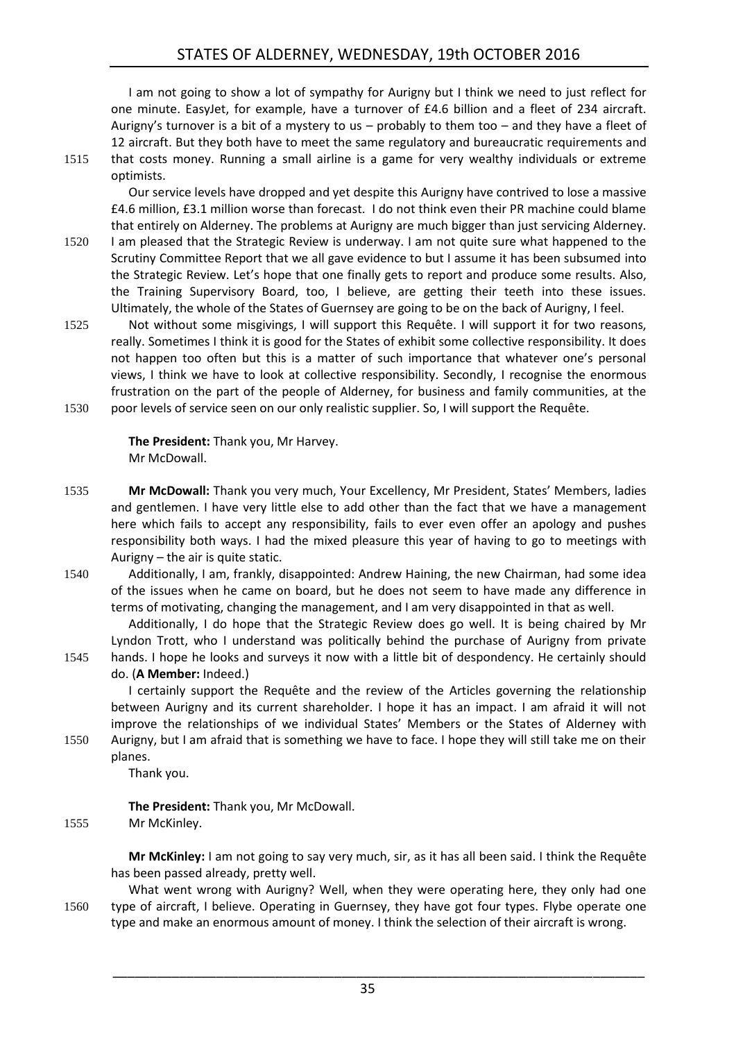I am not going to show a lot of sympathy for Aurigny but I think we need to just reflect for one minute. EasyJet, for example, have a turnover of £4.6 billion and a fleet of 234 aircraft. Aurigny's turnover is a bit of a mystery to us – probably to them too – and they have a fleet of 12 aircraft. But they both have to meet the same regulatory and bureaucratic requirements and that costs money. Running a small airline is a game for very wealthy individuals or extreme optimists.

Our service levels have dropped and yet despite this Aurigny have contrived to lose a massive £4.6 million, £3.1 million worse than forecast. I do not think even their PR machine could blame that entirely on Alderney. The problems at Aurigny are much bigger than just servicing Alderney. I am pleased that the Strategic Review is underway. I am not quite sure what happened to the Scrutiny Committee Report that we all gave evidence to but I assume it has been subsumed into the Strategic Review. Let's hope that one finally gets to report and produce some results. Also, the Training Supervisory Board, too, I believe, are getting their teeth into these issues. Ultimately, the whole of the States of Guernsey are going to be on the back of Aurigny, I feel.

Not without some misgivings, I will support this Requête. I will support it for two reasons, really. Sometimes I think it is good for the States of exhibit some collective responsibility. It does not happen too often but this is a matter of such importance that whatever one's personal views, I think we have to look at collective responsibility. Secondly, I recognise the enormous frustration on the part of the people of Alderney, for business and family communities, at the poor levels of service seen on our only realistic supplier. So, I will support the Requête.

**The President:** Thank you, Mr Harvey.
Mr McDowall.

**Mr McDowall:** Thank you very much, Your Excellency, Mr President, States' Members, ladies and gentlemen. I have very little else to add other than the fact that we have a management here which fails to accept any responsibility, fails to ever even offer an apology and pushes responsibility both ways. I had the mixed pleasure this year of having to go to meetings with Aurigny – the air is quite static.

Additionally, I am, frankly, disappointed: Andrew Haining, the new Chairman, had some idea of the issues when he came on board, but he does not seem to have made any difference in terms of motivating, changing the management, and I am very disappointed in that as well.

Additionally, I do hope that the Strategic Review does go well. It is being chaired by Mr Lyndon Trott, who I understand was politically behind the purchase of Aurigny from private hands. I hope he looks and surveys it now with a little bit of despondency. He certainly should do. (**A Member:** Indeed.)

I certainly support the Requête and the review of the Articles governing the relationship between Aurigny and its current shareholder. I hope it has an impact. I am afraid it will not improve the relationships of we individual States' Members or the States of Alderney with Aurigny, but I am afraid that is something we have to face. I hope they will still take me on their planes.

Thank you.

**The President:** Thank you, Mr McDowall.
Mr McKinley.

**Mr McKinley:** I am not going to say very much, sir, as it has all been said. I think the Requête has been passed already, pretty well.

What went wrong with Aurigny? Well, when they were operating here, they only had one type of aircraft, I believe. Operating in Guernsey, they have got four types. Flybe operate one type and make an enormous amount of money. I think the selection of their aircraft is wrong.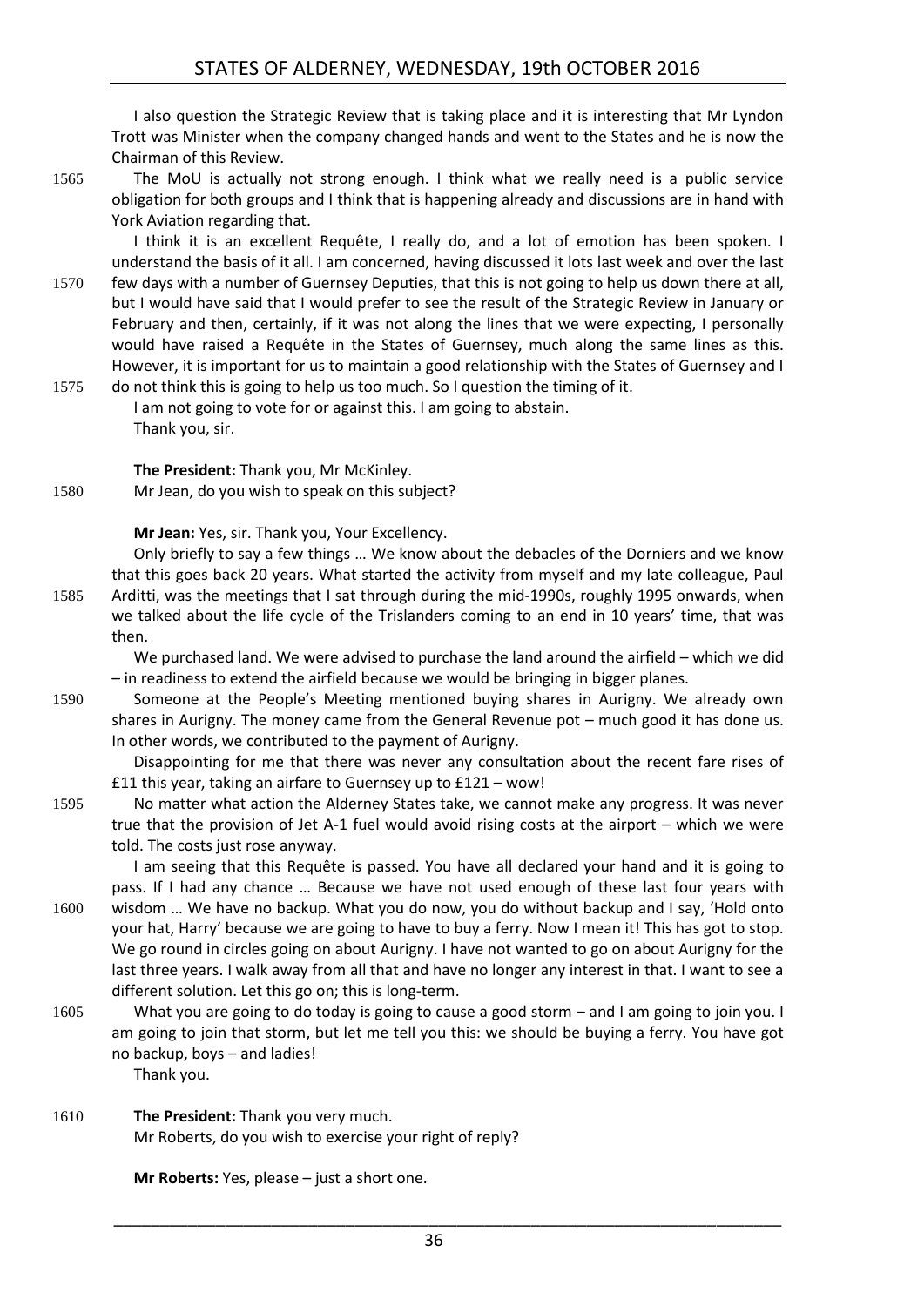I also question the Strategic Review that is taking place and it is interesting that Mr Lyndon Trott was Minister when the company changed hands and went to the States and he is now the Chairman of this Review.

1565 The MoU is actually not strong enough. I think what we really need is a public service obligation for both groups and I think that is happening already and discussions are in hand with York Aviation regarding that.

I think it is an excellent Requête, I really do, and a lot of emotion has been spoken. I understand the basis of it all. I am concerned, having discussed it lots last week and over the last

1570 few days with a number of Guernsey Deputies, that this is not going to help us down there at all, but I would have said that I would prefer to see the result of the Strategic Review in January or February and then, certainly, if it was not along the lines that we were expecting, I personally would have raised a Requête in the States of Guernsey, much along the same lines as this. However, it is important for us to maintain a good relationship with the States of Guernsey and I

1575 do not think this is going to help us too much. So I question the timing of it.

I am not going to vote for or against this. I am going to abstain.

Thank you, sir.

**The President:** Thank you, Mr McKinley.

1580 Mr Jean, do you wish to speak on this subject?

**Mr Jean:** Yes, sir. Thank you, Your Excellency.

Only briefly to say a few things … We know about the debacles of the Dorniers and we know that this goes back 20 years. What started the activity from myself and my late colleague, Paul

1585 Arditti, was the meetings that I sat through during the mid-1990s, roughly 1995 onwards, when we talked about the life cycle of the Trislanders coming to an end in 10 years' time, that was then.

We purchased land. We were advised to purchase the land around the airfield – which we did – in readiness to extend the airfield because we would be bringing in bigger planes.

1590 Someone at the People's Meeting mentioned buying shares in Aurigny. We already own shares in Aurigny. The money came from the General Revenue pot – much good it has done us. In other words, we contributed to the payment of Aurigny.

Disappointing for me that there was never any consultation about the recent fare rises of £11 this year, taking an airfare to Guernsey up to £121 – wow!

1595 No matter what action the Alderney States take, we cannot make any progress. It was never true that the provision of Jet A-1 fuel would avoid rising costs at the airport – which we were told. The costs just rose anyway.

I am seeing that this Requête is passed. You have all declared your hand and it is going to pass. If I had any chance … Because we have not used enough of these last four years with

1600 wisdom … We have no backup. What you do now, you do without backup and I say, 'Hold onto your hat, Harry' because we are going to have to buy a ferry. Now I mean it! This has got to stop. We go round in circles going on about Aurigny. I have not wanted to go on about Aurigny for the last three years. I walk away from all that and have no longer any interest in that. I want to see a different solution. Let this go on; this is long-term.

1605 What you are going to do today is going to cause a good storm – and I am going to join you. I am going to join that storm, but let me tell you this: we should be buying a ferry. You have got no backup, boys – and ladies!

Thank you.

1610 **The President:** Thank you very much.

Mr Roberts, do you wish to exercise your right of reply?

**Mr Roberts:** Yes, please – just a short one.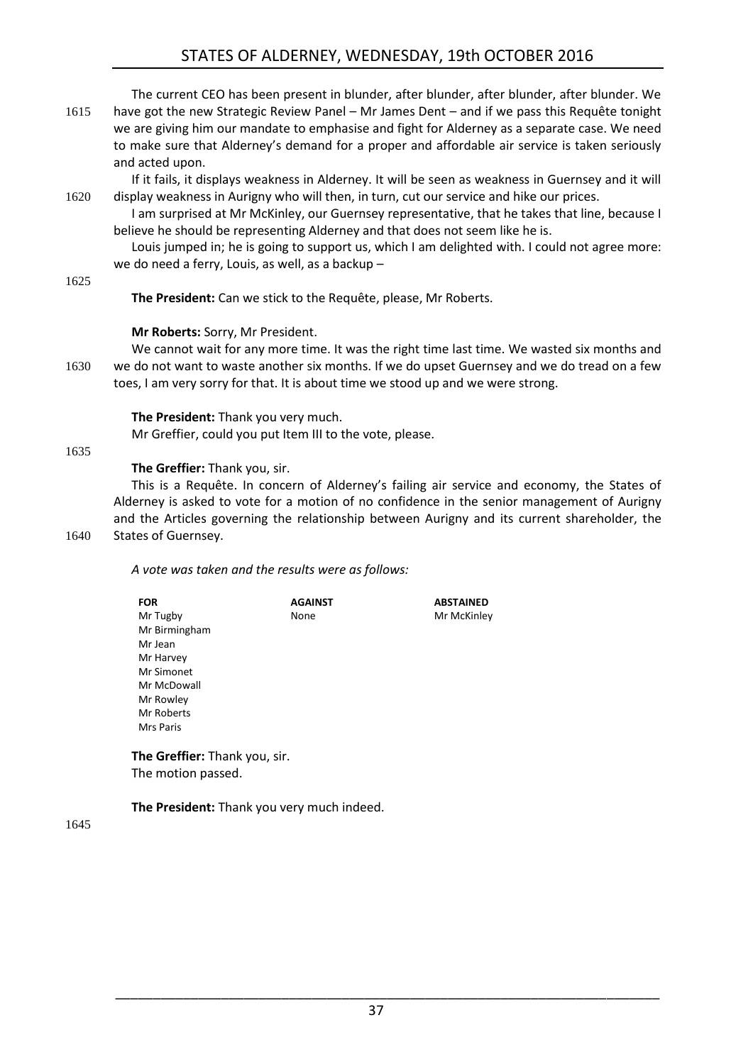The current CEO has been present in blunder, after blunder, after blunder, after blunder. We have got the new Strategic Review Panel – Mr James Dent – and if we pass this Requête tonight we are giving him our mandate to emphasise and fight for Alderney as a separate case. We need to make sure that Alderney's demand for a proper and affordable air service is taken seriously and acted upon.

If it fails, it displays weakness in Alderney. It will be seen as weakness in Guernsey and it will display weakness in Aurigny who will then, in turn, cut our service and hike our prices.

I am surprised at Mr McKinley, our Guernsey representative, that he takes that line, because I believe he should be representing Alderney and that does not seem like he is.

Louis jumped in; he is going to support us, which I am delighted with. I could not agree more: we do need a ferry, Louis, as well, as a backup –

**The President:** Can we stick to the Requête, please, Mr Roberts.

**Mr Roberts:** Sorry, Mr President.

We cannot wait for any more time. It was the right time last time. We wasted six months and we do not want to waste another six months. If we do upset Guernsey and we do tread on a few toes, I am very sorry for that. It is about time we stood up and we were strong.

**The President:** Thank you very much.

Mr Greffier, could you put Item III to the vote, please.

**The Greffier:** Thank you, sir.

This is a Requête. In concern of Alderney's failing air service and economy, the States of Alderney is asked to vote for a motion of no confidence in the senior management of Aurigny and the Articles governing the relationship between Aurigny and its current shareholder, the States of Guernsey.

*A vote was taken and the results were as follows:*

| FOR | AGAINST | ABSTAINED |
|---|---|---|
| Mr Tugby | None | Mr McKinley |
| Mr Birmingham | | |
| Mr Jean | | |
| Mr Harvey | | |
| Mr Simonet | | |
| Mr McDowall | | |
| Mr Rowley | | |
| Mr Roberts | | |
| Mrs Paris | | |

**The Greffier:** Thank you, sir.

The motion passed.

**The President:** Thank you very much indeed.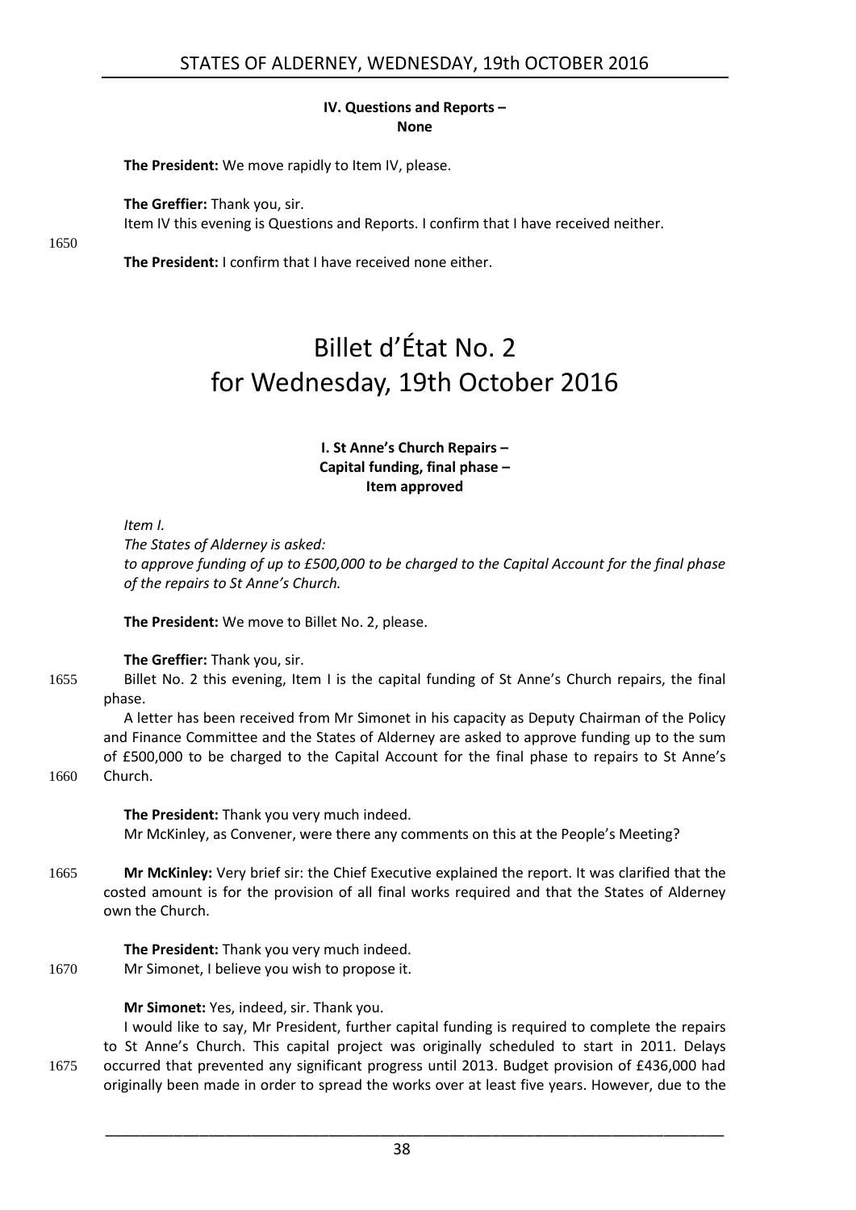**IV. Questions and Reports – None**

**The President:** We move rapidly to Item IV, please.

**The Greffier:** Thank you, sir.
Item IV this evening is Questions and Reports. I confirm that I have received neither.

**The President:** I confirm that I have received none either.

# Billet d'État No. 2 for Wednesday, 19th October 2016

**I. St Anne's Church Repairs – Capital funding, final phase – Item approved**

*Item I.*
*The States of Alderney is asked:*
*to approve funding of up to £500,000 to be charged to the Capital Account for the final phase of the repairs to St Anne's Church.*

**The President:** We move to Billet No. 2, please.

**The Greffier:** Thank you, sir.
Billet No. 2 this evening, Item I is the capital funding of St Anne's Church repairs, the final phase.
A letter has been received from Mr Simonet in his capacity as Deputy Chairman of the Policy and Finance Committee and the States of Alderney are asked to approve funding up to the sum of £500,000 to be charged to the Capital Account for the final phase to repairs to St Anne's Church.

**The President:** Thank you very much indeed.
Mr McKinley, as Convener, were there any comments on this at the People's Meeting?

**Mr McKinley:** Very brief sir: the Chief Executive explained the report. It was clarified that the costed amount is for the provision of all final works required and that the States of Alderney own the Church.

**The President:** Thank you very much indeed.
Mr Simonet, I believe you wish to propose it.

**Mr Simonet:** Yes, indeed, sir. Thank you.
I would like to say, Mr President, further capital funding is required to complete the repairs to St Anne's Church. This capital project was originally scheduled to start in 2011. Delays occurred that prevented any significant progress until 2013. Budget provision of £436,000 had originally been made in order to spread the works over at least five years. However, due to the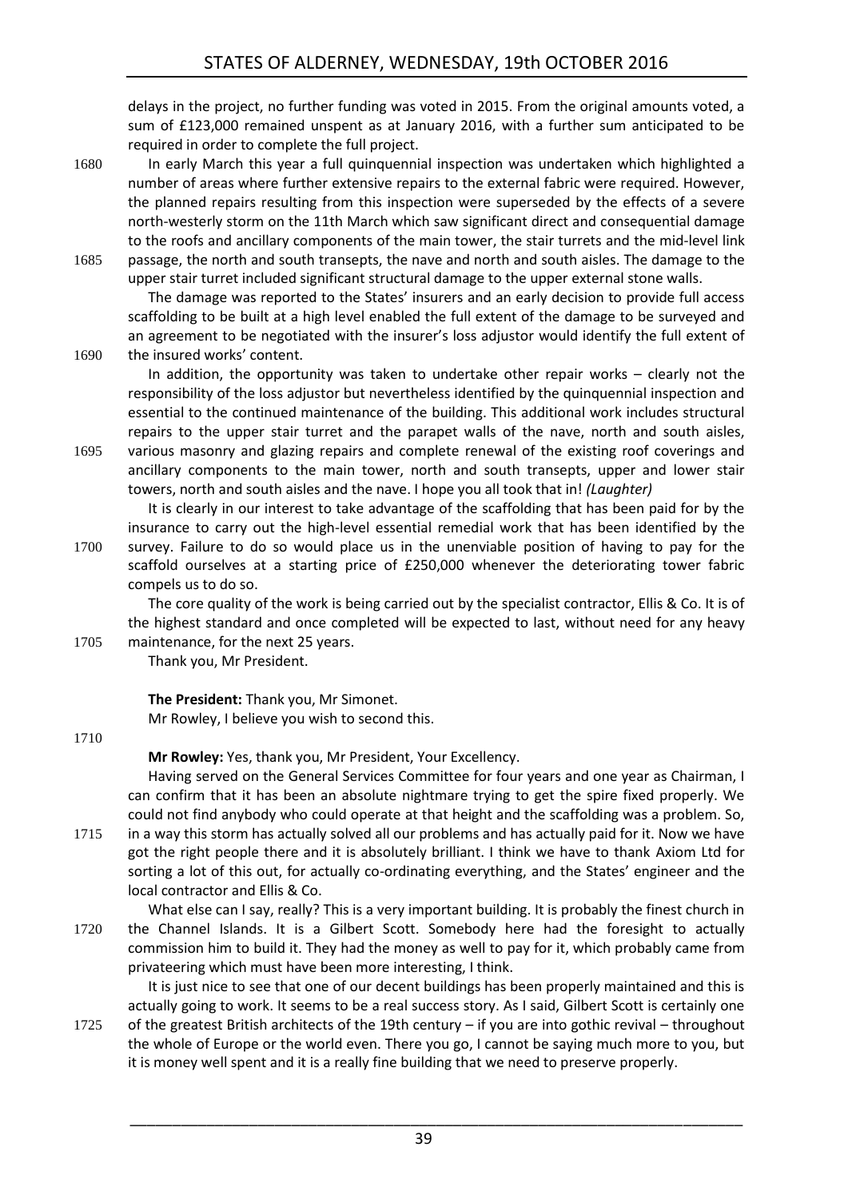delays in the project, no further funding was voted in 2015. From the original amounts voted, a sum of £123,000 remained unspent as at January 2016, with a further sum anticipated to be required in order to complete the full project.

1680 In early March this year a full quinquennial inspection was undertaken which highlighted a number of areas where further extensive repairs to the external fabric were required. However, the planned repairs resulting from this inspection were superseded by the effects of a severe north-westerly storm on the 11th March which saw significant direct and consequential damage to the roofs and ancillary components of the main tower, the stair turrets and the mid-level link 1685 passage, the north and south transepts, the nave and north and south aisles. The damage to the upper stair turret included significant structural damage to the upper external stone walls.

The damage was reported to the States' insurers and an early decision to provide full access scaffolding to be built at a high level enabled the full extent of the damage to be surveyed and an agreement to be negotiated with the insurer's loss adjustor would identify the full extent of 1690 the insured works' content.

In addition, the opportunity was taken to undertake other repair works – clearly not the responsibility of the loss adjustor but nevertheless identified by the quinquennial inspection and essential to the continued maintenance of the building. This additional work includes structural repairs to the upper stair turret and the parapet walls of the nave, north and south aisles, 1695 various masonry and glazing repairs and complete renewal of the existing roof coverings and ancillary components to the main tower, north and south transepts, upper and lower stair towers, north and south aisles and the nave. I hope you all took that in! *(Laughter)*

It is clearly in our interest to take advantage of the scaffolding that has been paid for by the insurance to carry out the high-level essential remedial work that has been identified by the 1700 survey. Failure to do so would place us in the unenviable position of having to pay for the scaffold ourselves at a starting price of £250,000 whenever the deteriorating tower fabric compels us to do so.

The core quality of the work is being carried out by the specialist contractor, Ellis & Co. It is of the highest standard and once completed will be expected to last, without need for any heavy 1705 maintenance, for the next 25 years.

Thank you, Mr President.

**The President:** Thank you, Mr Simonet.

Mr Rowley, I believe you wish to second this.

1710

**Mr Rowley:** Yes, thank you, Mr President, Your Excellency.

Having served on the General Services Committee for four years and one year as Chairman, I can confirm that it has been an absolute nightmare trying to get the spire fixed properly. We could not find anybody who could operate at that height and the scaffolding was a problem. So, 1715 in a way this storm has actually solved all our problems and has actually paid for it. Now we have got the right people there and it is absolutely brilliant. I think we have to thank Axiom Ltd for sorting a lot of this out, for actually co-ordinating everything, and the States' engineer and the local contractor and Ellis & Co.

What else can I say, really? This is a very important building. It is probably the finest church in 1720 the Channel Islands. It is a Gilbert Scott. Somebody here had the foresight to actually commission him to build it. They had the money as well to pay for it, which probably came from privateering which must have been more interesting, I think.

It is just nice to see that one of our decent buildings has been properly maintained and this is actually going to work. It seems to be a real success story. As I said, Gilbert Scott is certainly one 1725 of the greatest British architects of the 19th century – if you are into gothic revival – throughout the whole of Europe or the world even. There you go, I cannot be saying much more to you, but it is money well spent and it is a really fine building that we need to preserve properly.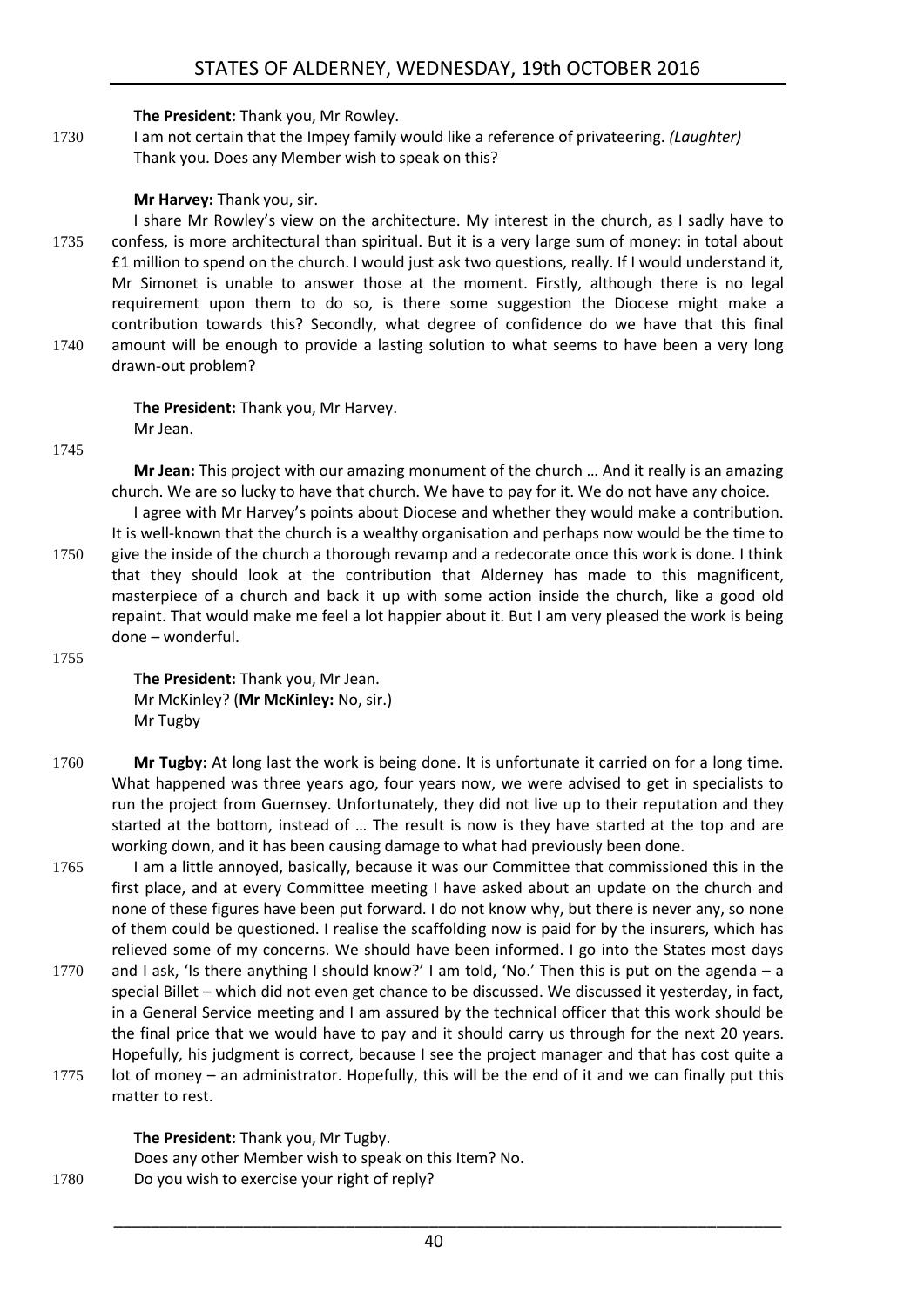**The President:** Thank you, Mr Rowley.

I am not certain that the Impey family would like a reference of privateering. *(Laughter)* Thank you. Does any Member wish to speak on this?

**Mr Harvey:** Thank you, sir.

I share Mr Rowley's view on the architecture. My interest in the church, as I sadly have to confess, is more architectural than spiritual. But it is a very large sum of money: in total about £1 million to spend on the church. I would just ask two questions, really. If I would understand it, Mr Simonet is unable to answer those at the moment. Firstly, although there is no legal requirement upon them to do so, is there some suggestion the Diocese might make a contribution towards this? Secondly, what degree of confidence do we have that this final amount will be enough to provide a lasting solution to what seems to have been a very long drawn-out problem?

**The President:** Thank you, Mr Harvey.

Mr Jean.

**Mr Jean:** This project with our amazing monument of the church … And it really is an amazing church. We are so lucky to have that church. We have to pay for it. We do not have any choice.

I agree with Mr Harvey's points about Diocese and whether they would make a contribution. It is well-known that the church is a wealthy organisation and perhaps now would be the time to give the inside of the church a thorough revamp and a redecorate once this work is done. I think that they should look at the contribution that Alderney has made to this magnificent, masterpiece of a church and back it up with some action inside the church, like a good old repaint. That would make me feel a lot happier about it. But I am very pleased the work is being done – wonderful.

**The President:** Thank you, Mr Jean.

Mr McKinley? (**Mr McKinley:** No, sir.)

Mr Tugby

**Mr Tugby:** At long last the work is being done. It is unfortunate it carried on for a long time. What happened was three years ago, four years now, we were advised to get in specialists to run the project from Guernsey. Unfortunately, they did not live up to their reputation and they started at the bottom, instead of … The result is now is they have started at the top and are working down, and it has been causing damage to what had previously been done.

I am a little annoyed, basically, because it was our Committee that commissioned this in the first place, and at every Committee meeting I have asked about an update on the church and none of these figures have been put forward. I do not know why, but there is never any, so none of them could be questioned. I realise the scaffolding now is paid for by the insurers, which has relieved some of my concerns. We should have been informed. I go into the States most days and I ask, 'Is there anything I should know?' I am told, 'No.' Then this is put on the agenda – a special Billet – which did not even get chance to be discussed. We discussed it yesterday, in fact, in a General Service meeting and I am assured by the technical officer that this work should be the final price that we would have to pay and it should carry us through for the next 20 years. Hopefully, his judgment is correct, because I see the project manager and that has cost quite a lot of money – an administrator. Hopefully, this will be the end of it and we can finally put this matter to rest.

**The President:** Thank you, Mr Tugby.

Does any other Member wish to speak on this Item? No.

Do you wish to exercise your right of reply?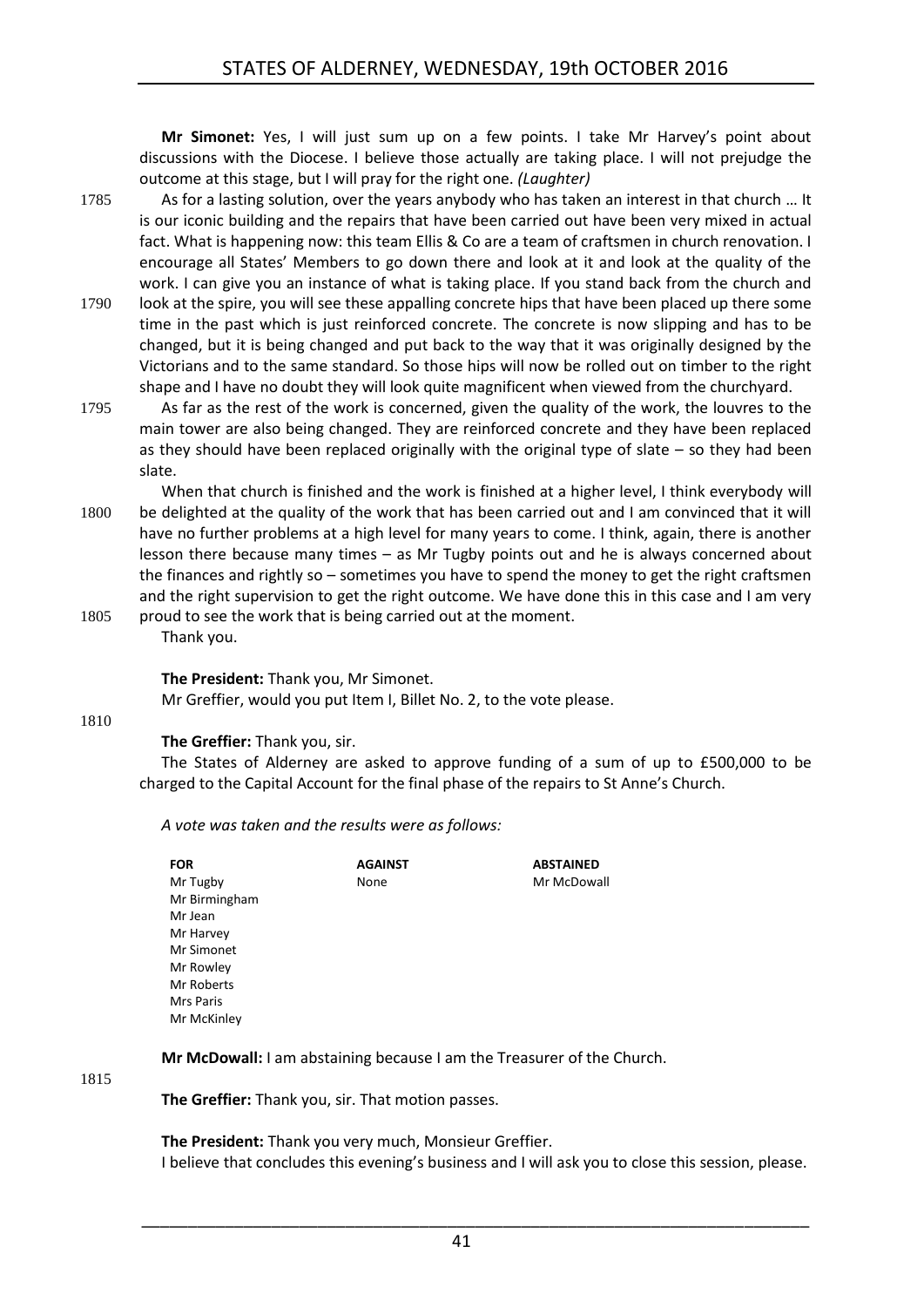**Mr Simonet:** Yes, I will just sum up on a few points. I take Mr Harvey's point about discussions with the Diocese. I believe those actually are taking place. I will not prejudge the outcome at this stage, but I will pray for the right one. *(Laughter)*

1785 As for a lasting solution, over the years anybody who has taken an interest in that church … It is our iconic building and the repairs that have been carried out have been very mixed in actual fact. What is happening now: this team Ellis & Co are a team of craftsmen in church renovation. I encourage all States' Members to go down there and look at it and look at the quality of the work. I can give you an instance of what is taking place. If you stand back from the church and 1790 look at the spire, you will see these appalling concrete hips that have been placed up there some time in the past which is just reinforced concrete. The concrete is now slipping and has to be changed, but it is being changed and put back to the way that it was originally designed by the Victorians and to the same standard. So those hips will now be rolled out on timber to the right shape and I have no doubt they will look quite magnificent when viewed from the churchyard.

1795 As far as the rest of the work is concerned, given the quality of the work, the louvres to the main tower are also being changed. They are reinforced concrete and they have been replaced as they should have been replaced originally with the original type of slate – so they had been slate.

When that church is finished and the work is finished at a higher level, I think everybody will 1800 be delighted at the quality of the work that has been carried out and I am convinced that it will have no further problems at a high level for many years to come. I think, again, there is another lesson there because many times – as Mr Tugby points out and he is always concerned about the finances and rightly so – sometimes you have to spend the money to get the right craftsmen and the right supervision to get the right outcome. We have done this in this case and I am very 1805 proud to see the work that is being carried out at the moment.

Thank you.

**The President:** Thank you, Mr Simonet.

Mr Greffier, would you put Item I, Billet No. 2, to the vote please.

1810

**The Greffier:** Thank you, sir.

The States of Alderney are asked to approve funding of a sum of up to £500,000 to be charged to the Capital Account for the final phase of the repairs to St Anne's Church.

*A vote was taken and the results were as follows:*

| FOR | AGAINST | ABSTAINED |
|---|---|---|
| Mr Tugby | None | Mr McDowall |
| Mr Birmingham | | |
| Mr Jean | | |
| Mr Harvey | | |
| Mr Simonet | | |
| Mr Rowley | | |
| Mr Roberts | | |
| Mrs Paris | | |
| Mr McKinley | | |

**Mr McDowall:** I am abstaining because I am the Treasurer of the Church.

1815

**The Greffier:** Thank you, sir. That motion passes.

**The President:** Thank you very much, Monsieur Greffier.

I believe that concludes this evening's business and I will ask you to close this session, please.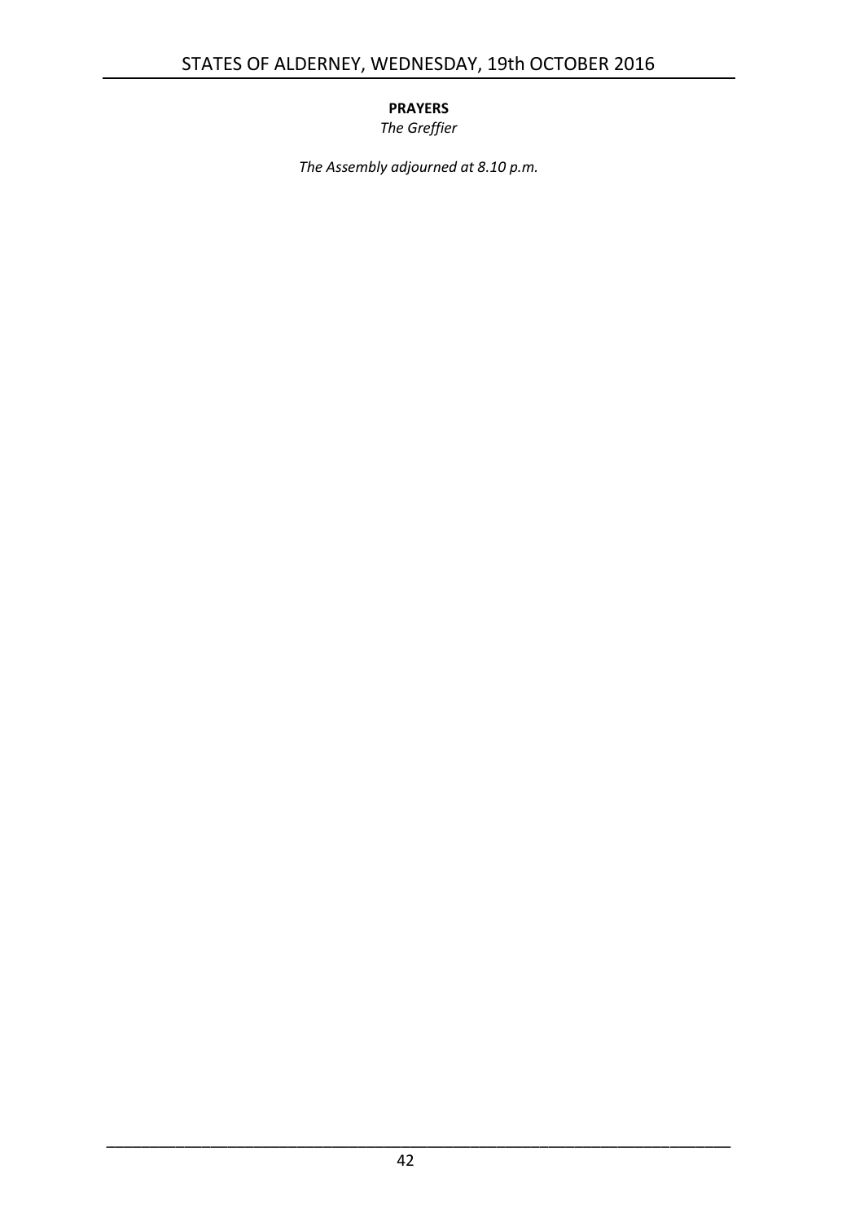**PRAYERS**

*The Greffier*

*The Assembly adjourned at 8.10 p.m.*